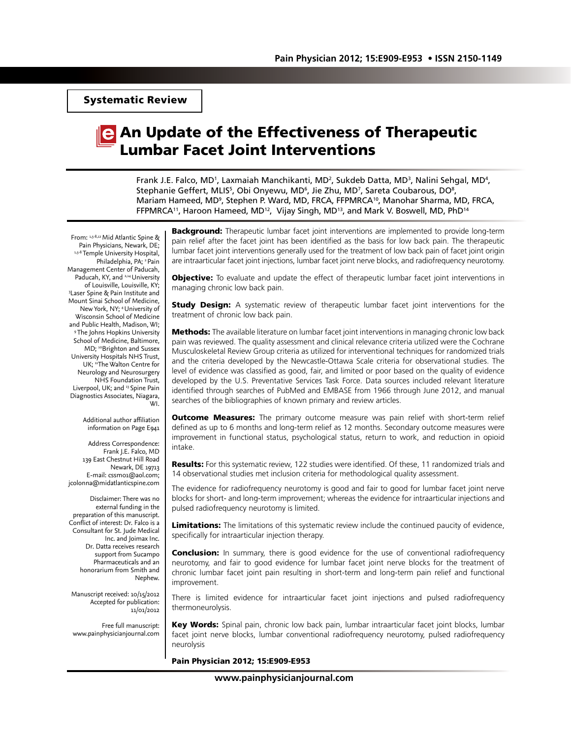**Systematic Review**

# An Update of the Effectiveness of Therapeutic Lumbar Facet Joint Interventions

Frank J.E. Falco, MD[1], Laxmaiah Manchikanti, MD[2], Sukdeb Datta, MD[3], Nalini Sehgal, MD[4], Stephanie Geffert, MLIS[5], Obi Onyewu, MD[6], Jie Zhu, MD[7], Sareta Coubarous, DO[8], Mariam Hameed, MD[9], Stephen P. Ward, MD, FRCA, FFPMRCA[10], Manohar Sharma, MD, FRCA, FFPMRCA[11], Haroon Hameed, MD[12], Vijay Singh, MD[13], and Mark V. Boswell, MD, PhD[14]

From: [1,5-8,12] Mid Atlantic Spine & Pain Physicians, Newark, DE; [1,5-8] Temple University Hospital, Philadelphia, PA; [2] Pain Management Center of Paducah, Paducah, KY, and [2,14] University of Louisville, Louisville, KY; [3] Laser Spine & Pain Institute and Mount Sinai School of Medicine, New York, NY; [4] University of Wisconsin School of Medicine and Public Health, Madison, WI; [9] The Johns Hopkins University School of Medicine, Baltimore, MD; [10] Brighton and Sussex University Hospitals NHS Trust, UK; [11] The Walton Centre for Neurology and Neurosurgery NHS Foundation Trust, Liverpool, UK; and [13] Spine Pain Diagnostics Associates, Niagara, WI.

Additional author affiliation information on Page E941

Address Correspondence:
Frank J.E. Falco, MD
139 East Chestnut Hill Road
Newark, DE 19713
E-mail: cssm01@aol.com; jcolonna@midatlanticspine.com

Disclaimer: There was no external funding in the preparation of this manuscript.
Conflict of interest: Dr. Falco is a Consultant for St. Jude Medical Inc. and Joimax Inc. Dr. Datta receives research support from Sucampo Pharmaceuticals and an honorarium from Smith and Nephew.

Manuscript received: 10/15/2012
Accepted for publication: 11/01/2012

Free full manuscript: www.painphysicianjournal.com

**Background:** Therapeutic lumbar facet joint interventions are implemented to provide long-term pain relief after the facet joint has been identified as the basis for low back pain. The therapeutic lumbar facet joint interventions generally used for the treatment of low back pain of facet joint origin are intraarticular facet joint injections, lumbar facet joint nerve blocks, and radiofrequency neurotomy.

**Objective:** To evaluate and update the effect of therapeutic lumbar facet joint interventions in managing chronic low back pain.

**Study Design:** A systematic review of therapeutic lumbar facet joint interventions for the treatment of chronic low back pain.

**Methods:** The available literature on lumbar facet joint interventions in managing chronic low back pain was reviewed. The quality assessment and clinical relevance criteria utilized were the Cochrane Musculoskeletal Review Group criteria as utilized for interventional techniques for randomized trials and the criteria developed by the Newcastle-Ottawa Scale criteria for observational studies. The level of evidence was classified as good, fair, and limited or poor based on the quality of evidence developed by the U.S. Preventative Services Task Force. Data sources included relevant literature identified through searches of PubMed and EMBASE from 1966 through June 2012, and manual searches of the bibliographies of known primary and review articles.

**Outcome Measures:** The primary outcome measure was pain relief with short-term relief defined as up to 6 months and long-term relief as 12 months. Secondary outcome measures were improvement in functional status, psychological status, return to work, and reduction in opioid intake.

**Results:** For this systematic review, 122 studies were identified. Of these, 11 randomized trials and 14 observational studies met inclusion criteria for methodological quality assessment.

The evidence for radiofrequency neurotomy is good and fair to good for lumbar facet joint nerve blocks for short- and long-term improvement; whereas the evidence for intraarticular injections and pulsed radiofrequency neurotomy is limited.

**Limitations:** The limitations of this systematic review include the continued paucity of evidence, specifically for intraarticular injection therapy.

**Conclusion:** In summary, there is good evidence for the use of conventional radiofrequency neurotomy, and fair to good evidence for lumbar facet joint nerve blocks for the treatment of chronic lumbar facet joint pain resulting in short-term and long-term pain relief and functional improvement.

There is limited evidence for intraarticular facet joint injections and pulsed radiofrequency thermoneurolysis.

**Key Words:** Spinal pain, chronic low back pain, lumbar intraarticular facet joint blocks, lumbar facet joint nerve blocks, lumbar conventional radiofrequency neurotomy, pulsed radiofrequency neurolysis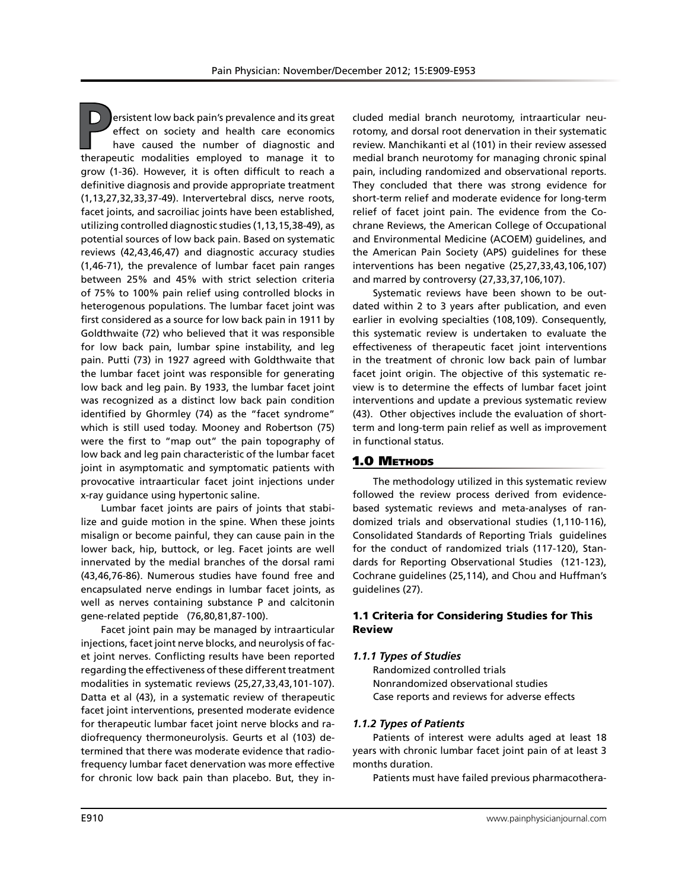Persistent low back pain's prevalence and its great effect on society and health care economics have caused the number of diagnostic and therapeutic modalities employed to manage it to grow (1-36). However, it is often difficult to reach a definitive diagnosis and provide appropriate treatment (1,13,27,32,33,37-49). Intervertebral discs, nerve roots, facet joints, and sacroiliac joints have been established, utilizing controlled diagnostic studies (1,13,15,38-49), as potential sources of low back pain. Based on systematic reviews (42,43,46,47) and diagnostic accuracy studies (1,46-71), the prevalence of lumbar facet pain ranges between 25% and 45% with strict selection criteria of 75% to 100% pain relief using controlled blocks in heterogenous populations. The lumbar facet joint was first considered as a source for low back pain in 1911 by Goldthwaite (72) who believed that it was responsible for low back pain, lumbar spine instability, and leg pain. Putti (73) in 1927 agreed with Goldthwaite that the lumbar facet joint was responsible for generating low back and leg pain. By 1933, the lumbar facet joint was recognized as a distinct low back pain condition identified by Ghormley (74) as the "facet syndrome" which is still used today. Mooney and Robertson (75) were the first to "map out" the pain topography of low back and leg pain characteristic of the lumbar facet joint in asymptomatic and symptomatic patients with provocative intraarticular facet joint injections under x-ray guidance using hypertonic saline.

Lumbar facet joints are pairs of joints that stabilize and guide motion in the spine. When these joints misalign or become painful, they can cause pain in the lower back, hip, buttock, or leg. Facet joints are well innervated by the medial branches of the dorsal rami (43,46,76-86). Numerous studies have found free and encapsulated nerve endings in lumbar facet joints, as well as nerves containing substance P and calcitonin gene-related peptide (76,80,81,87-100).

Facet joint pain may be managed by intraarticular injections, facet joint nerve blocks, and neurolysis of facet joint nerves. Conflicting results have been reported regarding the effectiveness of these different treatment modalities in systematic reviews (25,27,33,43,101-107). Datta et al (43), in a systematic review of therapeutic facet joint interventions, presented moderate evidence for therapeutic lumbar facet joint nerve blocks and radiofrequency thermoneurolysis. Geurts et al (103) determined that there was moderate evidence that radiofrequency lumbar facet denervation was more effective for chronic low back pain than placebo. But, they included medial branch neurotomy, intraarticular neurotomy, and dorsal root denervation in their systematic review. Manchikanti et al (101) in their review assessed medial branch neurotomy for managing chronic spinal pain, including randomized and observational reports. They concluded that there was strong evidence for short-term relief and moderate evidence for long-term relief of facet joint pain. The evidence from the Cochrane Reviews, the American College of Occupational and Environmental Medicine (ACOEM) guidelines, and the American Pain Society (APS) guidelines for these interventions has been negative (25,27,33,43,106,107) and marred by controversy (27,33,37,106,107).

Systematic reviews have been shown to be outdated within 2 to 3 years after publication, and even earlier in evolving specialties (108,109). Consequently, this systematic review is undertaken to evaluate the effectiveness of therapeutic facet joint interventions in the treatment of chronic low back pain of lumbar facet joint origin. The objective of this systematic review is to determine the effects of lumbar facet joint interventions and update a previous systematic review (43). Other objectives include the evaluation of short-term and long-term pain relief as well as improvement in functional status.

## 1.0 Methods

The methodology utilized in this systematic review followed the review process derived from evidence-based systematic reviews and meta-analyses of randomized trials and observational studies (1,110-116), Consolidated Standards of Reporting Trials guidelines for the conduct of randomized trials (117-120), Standards for Reporting Observational Studies (121-123), Cochrane guidelines (25,114), and Chou and Huffman's guidelines (27).

### 1.1 Criteria for Considering Studies for This Review

#### *1.1.1 Types of Studies*

Randomized controlled trials
Nonrandomized observational studies
Case reports and reviews for adverse effects

#### *1.1.2 Types of Patients*

Patients of interest were adults aged at least 18 years with chronic lumbar facet joint pain of at least 3 months duration.

Patients must have failed previous pharmacothera-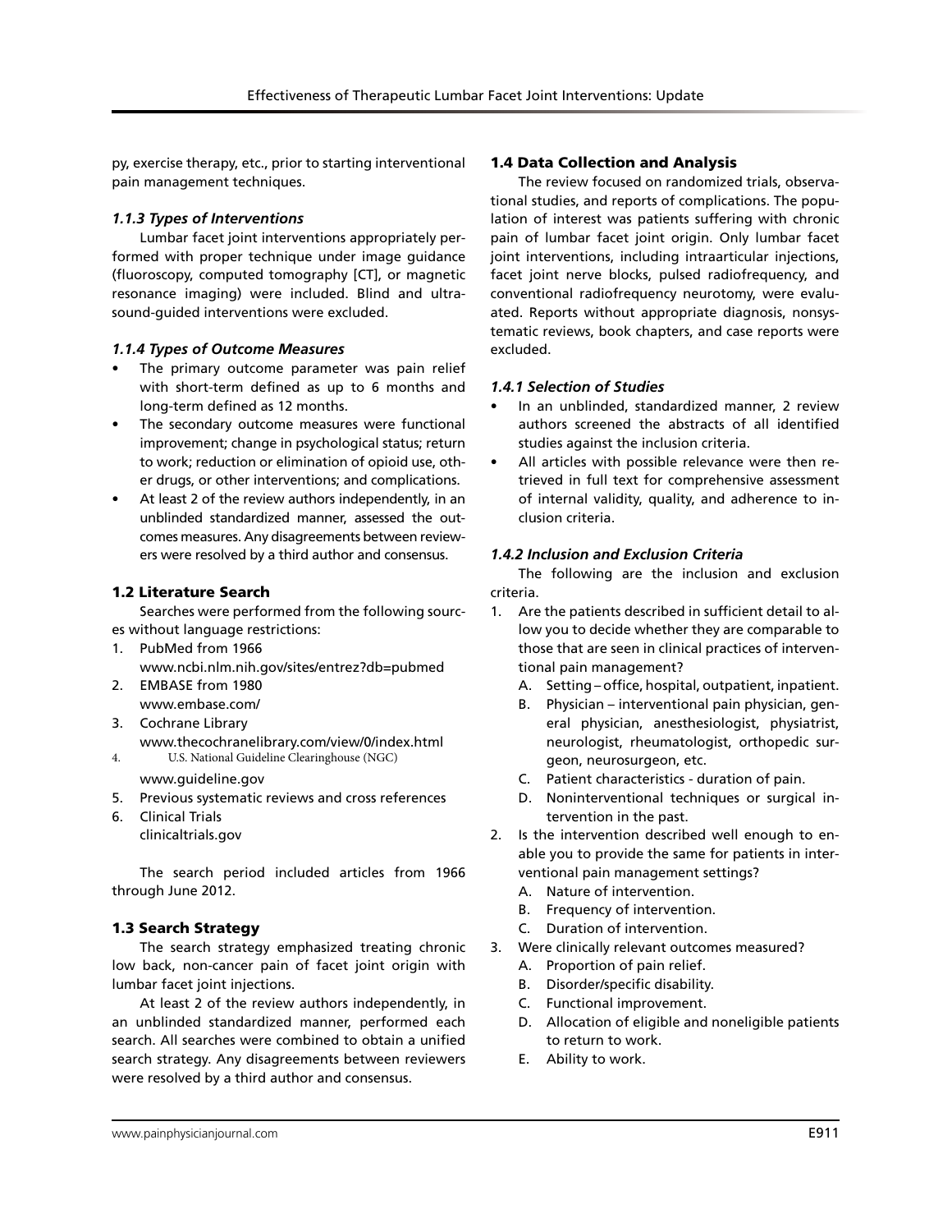py, exercise therapy, etc., prior to starting interventional pain management techniques.

#### *1.1.3 Types of Interventions*

Lumbar facet joint interventions appropriately performed with proper technique under image guidance (fluoroscopy, computed tomography [CT], or magnetic resonance imaging) were included. Blind and ultrasound-guided interventions were excluded.

#### *1.1.4 Types of Outcome Measures*

- The primary outcome parameter was pain relief with short-term defined as up to 6 months and long-term defined as 12 months.
- The secondary outcome measures were functional improvement; change in psychological status; return to work; reduction or elimination of opioid use, other drugs, or other interventions; and complications.
- At least 2 of the review authors independently, in an unblinded standardized manner, assessed the outcomes measures. Any disagreements between reviewers were resolved by a third author and consensus.

### 1.2 Literature Search

Searches were performed from the following sources without language restrictions:

1. PubMed from 1966
   www.ncbi.nlm.nih.gov/sites/entrez?db=pubmed
2. EMBASE from 1980
   www.embase.com/
3. Cochrane Library
   www.thecochranelibrary.com/view/0/index.html
4. U.S. National Guideline Clearinghouse (NGC)
   www.guideline.gov
5. Previous systematic reviews and cross references
6. Clinical Trials
   clinicaltrials.gov

The search period included articles from 1966 through June 2012.

### 1.3 Search Strategy

The search strategy emphasized treating chronic low back, non-cancer pain of facet joint origin with lumbar facet joint injections.

At least 2 of the review authors independently, in an unblinded standardized manner, performed each search. All searches were combined to obtain a unified search strategy. Any disagreements between reviewers were resolved by a third author and consensus.

### 1.4 Data Collection and Analysis

The review focused on randomized trials, observational studies, and reports of complications. The population of interest was patients suffering with chronic pain of lumbar facet joint origin. Only lumbar facet joint interventions, including intraarticular injections, facet joint nerve blocks, pulsed radiofrequency, and conventional radiofrequency neurotomy, were evaluated. Reports without appropriate diagnosis, nonsystematic reviews, book chapters, and case reports were excluded.

#### *1.4.1 Selection of Studies*

- In an unblinded, standardized manner, 2 review authors screened the abstracts of all identified studies against the inclusion criteria.
- All articles with possible relevance were then retrieved in full text for comprehensive assessment of internal validity, quality, and adherence to inclusion criteria.

#### *1.4.2 Inclusion and Exclusion Criteria*

The following are the inclusion and exclusion criteria.

1. Are the patients described in sufficient detail to allow you to decide whether they are comparable to those that are seen in clinical practices of interventional pain management?
   A. Setting – office, hospital, outpatient, inpatient.
   B. Physician – interventional pain physician, general physician, anesthesiologist, physiatrist, neurologist, rheumatologist, orthopedic surgeon, neurosurgeon, etc.
   C. Patient characteristics - duration of pain.
   D. Noninterventional techniques or surgical intervention in the past.
2. Is the intervention described well enough to enable you to provide the same for patients in interventional pain management settings?
   A. Nature of intervention.
   B. Frequency of intervention.
   C. Duration of intervention.
3. Were clinically relevant outcomes measured?
   A. Proportion of pain relief.
   B. Disorder/specific disability.
   C. Functional improvement.
   D. Allocation of eligible and noneligible patients to return to work.
   E. Ability to work.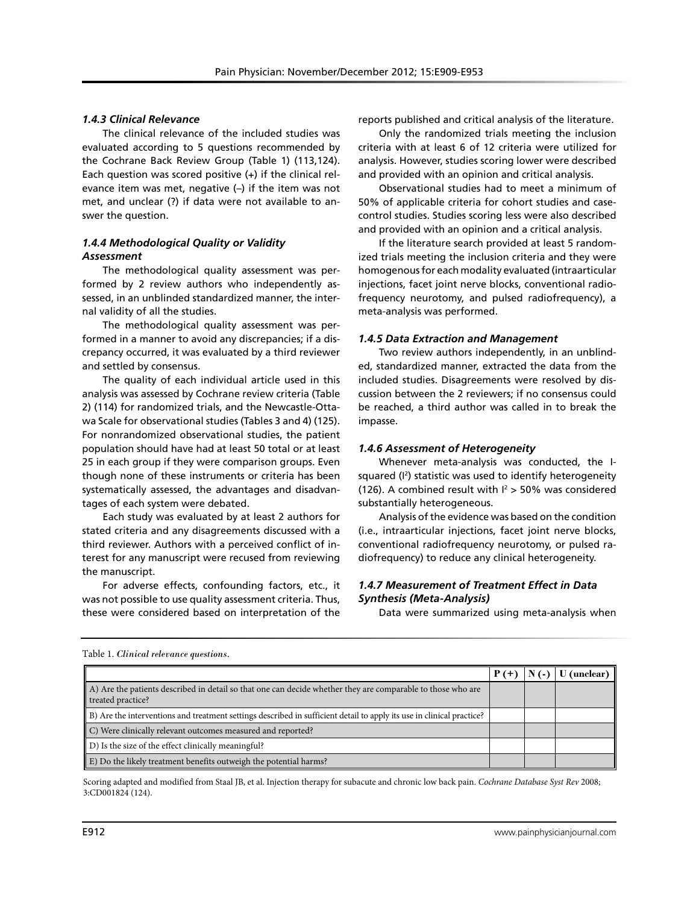### *1.4.3 Clinical Relevance*

The clinical relevance of the included studies was evaluated according to 5 questions recommended by the Cochrane Back Review Group (Table 1) (113,124). Each question was scored positive (+) if the clinical relevance item was met, negative (–) if the item was not met, and unclear (?) if data were not available to answer the question.

### *1.4.4 Methodological Quality or Validity Assessment*

The methodological quality assessment was performed by 2 review authors who independently assessed, in an unblinded standardized manner, the internal validity of all the studies.

The methodological quality assessment was performed in a manner to avoid any discrepancies; if a discrepancy occurred, it was evaluated by a third reviewer and settled by consensus.

The quality of each individual article used in this analysis was assessed by Cochrane review criteria (Table 2) (114) for randomized trials, and the Newcastle-Ottawa Scale for observational studies (Tables 3 and 4) (125). For nonrandomized observational studies, the patient population should have had at least 50 total or at least 25 in each group if they were comparison groups. Even though none of these instruments or criteria has been systematically assessed, the advantages and disadvantages of each system were debated.

Each study was evaluated by at least 2 authors for stated criteria and any disagreements discussed with a third reviewer. Authors with a perceived conflict of interest for any manuscript were recused from reviewing the manuscript.

For adverse effects, confounding factors, etc., it was not possible to use quality assessment criteria. Thus, these were considered based on interpretation of the reports published and critical analysis of the literature.

Only the randomized trials meeting the inclusion criteria with at least 6 of 12 criteria were utilized for analysis. However, studies scoring lower were described and provided with an opinion and critical analysis.

Observational studies had to meet a minimum of 50% of applicable criteria for cohort studies and case-control studies. Studies scoring less were also described and provided with an opinion and a critical analysis.

If the literature search provided at least 5 randomized trials meeting the inclusion criteria and they were homogenous for each modality evaluated (intraarticular injections, facet joint nerve blocks, conventional radiofrequency neurotomy, and pulsed radiofrequency), a meta-analysis was performed.

### *1.4.5 Data Extraction and Management*

Two review authors independently, in an unblinded, standardized manner, extracted the data from the included studies. Disagreements were resolved by discussion between the 2 reviewers; if no consensus could be reached, a third author was called in to break the impasse.

### *1.4.6 Assessment of Heterogeneity*

Whenever meta-analysis was conducted, the I-squared ($I^2$) statistic was used to identify heterogeneity (126). A combined result with $I^2 > 50\%$ was considered substantially heterogeneous.

Analysis of the evidence was based on the condition (i.e., intraarticular injections, facet joint nerve blocks, conventional radiofrequency neurotomy, or pulsed radiofrequency) to reduce any clinical heterogeneity.

### *1.4.7 Measurement of Treatment Effect in Data Synthesis (Meta-Analysis)*

Data were summarized using meta-analysis when

Table 1. *Clinical relevance questions.*

| | P (+) | N (-) | U (unclear) |
|---|---|---|---|
| A) Are the patients described in detail so that one can decide whether they are comparable to those who are treated practice? | | | |
| B) Are the interventions and treatment settings described in sufficient detail to apply its use in clinical practice? | | | |
| C) Were clinically relevant outcomes measured and reported? | | | |
| D) Is the size of the effect clinically meaningful? | | | |
| E) Do the likely treatment benefits outweigh the potential harms? | | | |

Scoring adapted and modified from Staal JB, et al. Injection therapy for subacute and chronic low back pain. *Cochrane Database Syst Rev* 2008; 3:CD001824 (124).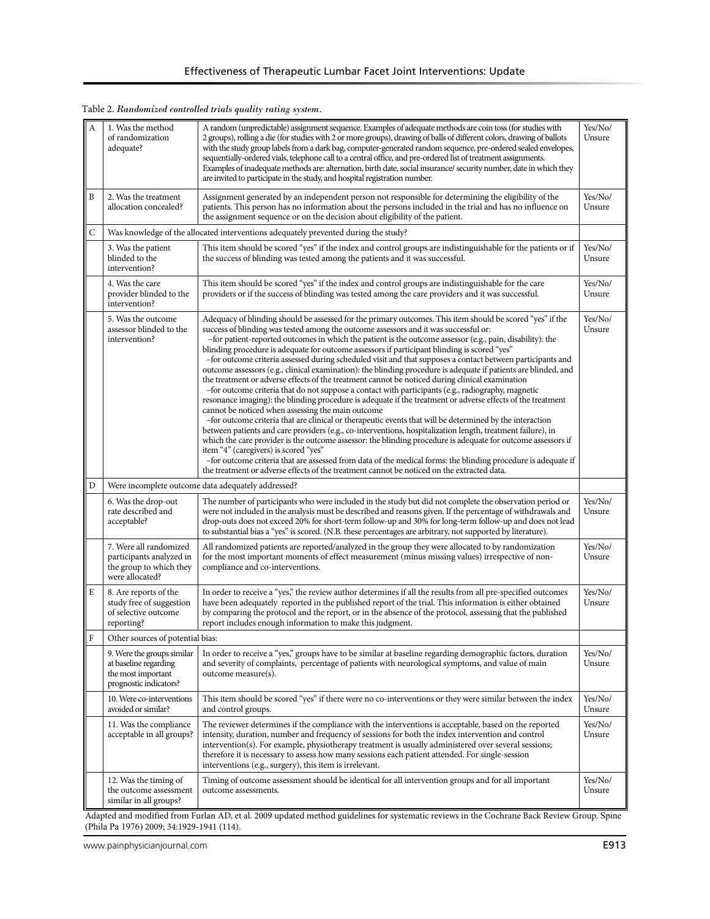Table 2. *Randomized controlled trials quality rating system.*

| | | | |
|---|---|---|---|
| A | 1. Was the method of randomization adequate? | A random (unpredictable) assignment sequence. Examples of adequate methods are coin toss (for studies with 2 groups), rolling a die (for studies with 2 or more groups), drawing of balls of different colors, drawing of ballots with the study group labels from a dark bag, computer-generated random sequence, pre-ordered sealed envelopes, sequentially-ordered vials, telephone call to a central office, and pre-ordered list of treatment assignments. Examples of inadequate methods are: alternation, birth date, social insurance/ security number, date in which they are invited to participate in the study, and hospital registration number. | Yes/No/ Unsure |
| B | 2. Was the treatment allocation concealed? | Assignment generated by an independent person not responsible for determining the eligibility of the patients. This person has no information about the persons included in the trial and has no influence on the assignment sequence or on the decision about eligibility of the patient. | Yes/No/ Unsure |
| C | Was knowledge of the allocated interventions adequately prevented during the study? | | |
| | 3. Was the patient blinded to the intervention? | This item should be scored "yes" if the index and control groups are indistinguishable for the patients or if the success of blinding was tested among the patients and it was successful. | Yes/No/ Unsure |
| | 4. Was the care provider blinded to the intervention? | This item should be scored "yes" if the index and control groups are indistinguishable for the care providers or if the success of blinding was tested among the care providers and it was successful. | Yes/No/ Unsure |
| | 5. Was the outcome assessor blinded to the intervention? | Adequacy of blinding should be assessed for the primary outcomes. This item should be scored "yes" if the success of blinding was tested among the outcome assessors and it was successful or: –for patient-reported outcomes in which the patient is the outcome assessor (e.g., pain, disability): the blinding procedure is adequate for outcome assessors if participant blinding is scored "yes" –for outcome criteria assessed during scheduled visit and that supposes a contact between participants and outcome assessors (e.g., clinical examination): the blinding procedure is adequate if patients are blinded, and the treatment or adverse effects of the treatment cannot be noticed during clinical examination –for outcome criteria that do not suppose a contact with participants (e.g., radiography, magnetic resonance imaging): the blinding procedure is adequate if the treatment or adverse effects of the treatment cannot be noticed when assessing the main outcome –for outcome criteria that are clinical or therapeutic events that will be determined by the interaction between patients and care providers (e.g., co-interventions, hospitalization length, treatment failure), in which the care provider is the outcome assessor: the blinding procedure is adequate for outcome assessors if item "4" (caregivers) is scored "yes" –for outcome criteria that are assessed from data of the medical forms: the blinding procedure is adequate if the treatment or adverse effects of the treatment cannot be noticed on the extracted data. | Yes/No/ Unsure |
| D | Were incomplete outcome data adequately addressed? | | |
| | 6. Was the drop-out rate described and acceptable? | The number of participants who were included in the study but did not complete the observation period or were not included in the analysis must be described and reasons given. If the percentage of withdrawals and drop-outs does not exceed 20% for short-term follow-up and 30% for long-term follow-up and does not lead to substantial bias a "yes" is scored. (N.B. these percentages are arbitrary, not supported by literature). | Yes/No/ Unsure |
| | 7. Were all randomized participants analyzed in the group to which they were allocated? | All randomized patients are reported/analyzed in the group they were allocated to by randomization for the most important moments of effect measurement (minus missing values) irrespective of non-compliance and co-interventions. | Yes/No/ Unsure |
| E | 8. Are reports of the study free of suggestion of selective outcome reporting? | In order to receive a "yes," the review author determines if all the results from all pre-specified outcomes have been adequately reported in the published report of the trial. This information is either obtained by comparing the protocol and the report, or in the absence of the protocol, assessing that the published report includes enough information to make this judgment. | Yes/No/ Unsure |
| F | Other sources of potential bias: | | |
| | 9. Were the groups similar at baseline regarding the most important prognostic indicators? | In order to receive a "yes," groups have to be similar at baseline regarding demographic factors, duration and severity of complaints, percentage of patients with neurological symptoms, and value of main outcome measure(s). | Yes/No/ Unsure |
| | 10. Were co-interventions avoided or similar? | This item should be scored "yes" if there were no co-interventions or they were similar between the index and control groups. | Yes/No/ Unsure |
| | 11. Was the compliance acceptable in all groups? | The reviewer determines if the compliance with the interventions is acceptable, based on the reported intensity, duration, number and frequency of sessions for both the index intervention and control intervention(s). For example, physiotherapy treatment is usually administered over several sessions; therefore it is necessary to assess how many sessions each patient attended. For single-session interventions (e.g., surgery), this item is irrelevant. | Yes/No/ Unsure |
| | 12. Was the timing of the outcome assessment similar in all groups? | Timing of outcome assessment should be identical for all intervention groups and for all important outcome assessments. | Yes/No/ Unsure |

Adapted and modified from Furlan AD, et al. 2009 updated method guidelines for systematic reviews in the Cochrane Back Review Group. Spine (Phila Pa 1976) 2009; 34:1929-1941 (114).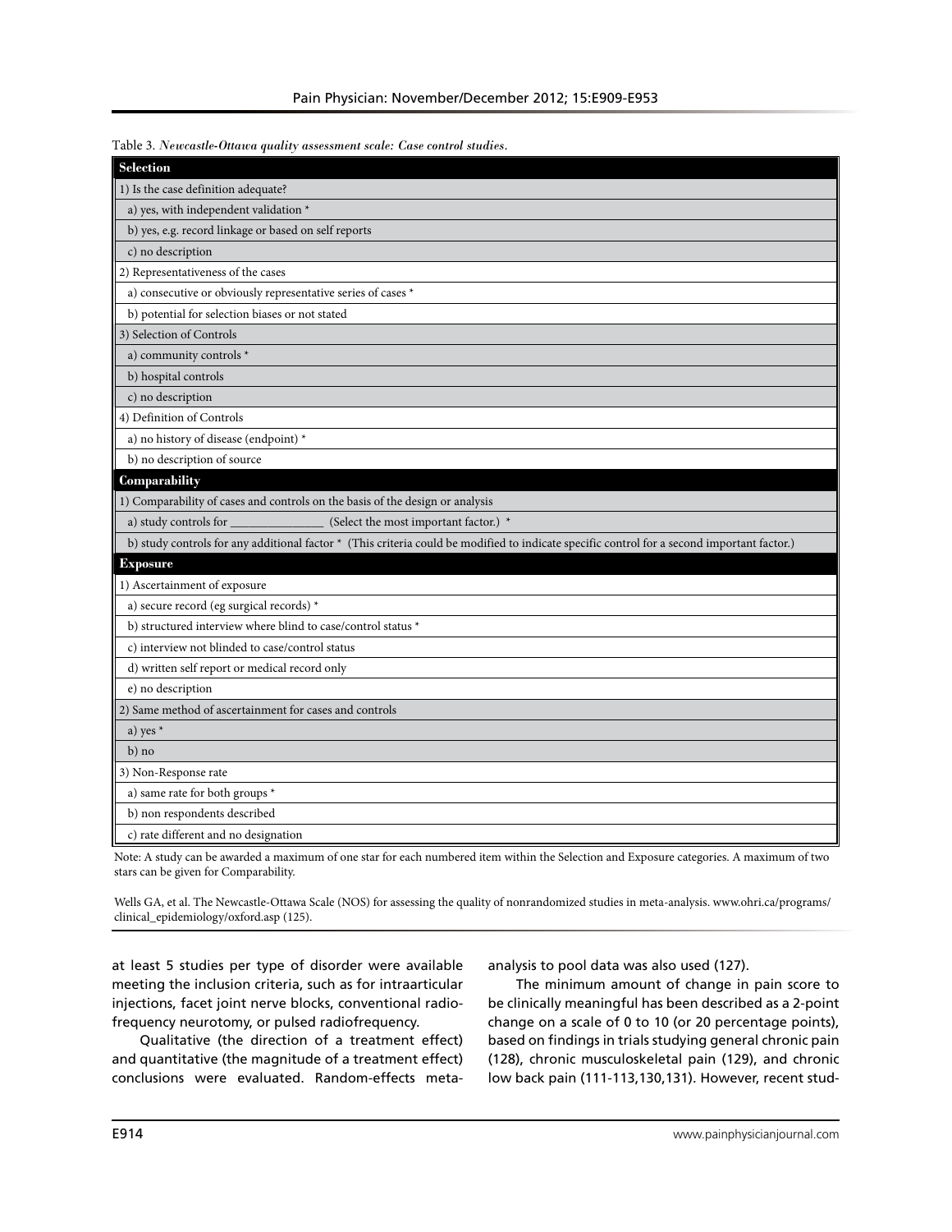Table 3. *Newcastle-Ottawa quality assessment scale: Case control studies.*

| **Selection** |
|---|
| 1) Is the case definition adequate? |
| a) yes, with independent validation * |
| b) yes, e.g. record linkage or based on self reports |
| c) no description |
| 2) Representativeness of the cases |
| a) consecutive or obviously representative series of cases * |
| b) potential for selection biases or not stated |
| 3) Selection of Controls |
| a) community controls * |
| b) hospital controls |
| c) no description |
| 4) Definition of Controls |
| a) no history of disease (endpoint) * |
| b) no description of source |
| **Comparability** |
| 1) Comparability of cases and controls on the basis of the design or analysis |
| a) study controls for _______________ (Select the most important factor.) * |
| b) study controls for any additional factor * (This criteria could be modified to indicate specific control for a second important factor.) |
| **Exposure** |
| 1) Ascertainment of exposure |
| a) secure record (eg surgical records) * |
| b) structured interview where blind to case/control status * |
| c) interview not blinded to case/control status |
| d) written self report or medical record only |
| e) no description |
| 2) Same method of ascertainment for cases and controls |
| a) yes * |
| b) no |
| 3) Non-Response rate |
| a) same rate for both groups * |
| b) non respondents described |
| c) rate different and no designation |

Note: A study can be awarded a maximum of one star for each numbered item within the Selection and Exposure categories. A maximum of two stars can be given for Comparability.

Wells GA, et al. The Newcastle-Ottawa Scale (NOS) for assessing the quality of nonrandomized studies in meta-analysis. www.ohri.ca/programs/clinical_epidemiology/oxford.asp (125).

at least 5 studies per type of disorder were available meeting the inclusion criteria, such as for intraarticular injections, facet joint nerve blocks, conventional radiofrequency neurotomy, or pulsed radiofrequency.

Qualitative (the direction of a treatment effect) and quantitative (the magnitude of a treatment effect) conclusions were evaluated. Random-effects meta-analysis to pool data was also used (127).

The minimum amount of change in pain score to be clinically meaningful has been described as a 2-point change on a scale of 0 to 10 (or 20 percentage points), based on findings in trials studying general chronic pain (128), chronic musculoskeletal pain (129), and chronic low back pain (111-113,130,131). However, recent stud-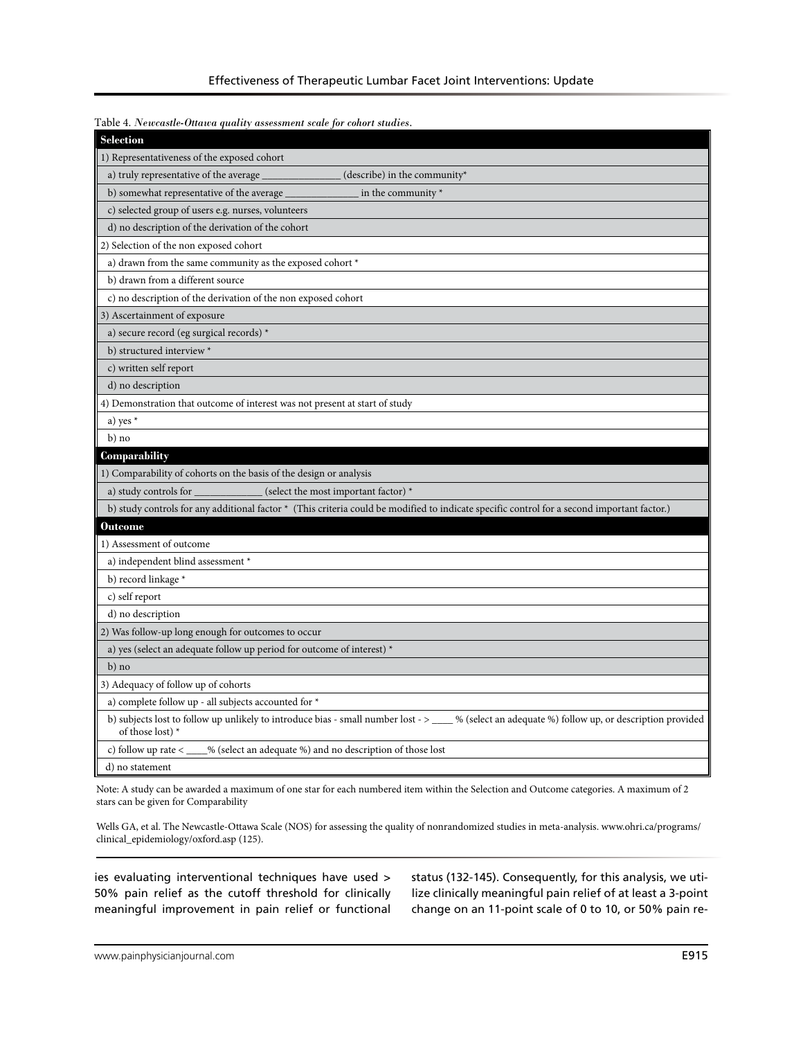Table 4. *Newcastle-Ottawa quality assessment scale for cohort studies.*

| **Selection** |
|---|
| 1) Representativeness of the exposed cohort |
| a) truly representative of the average _______________ (describe) in the community* |
| b) somewhat representative of the average ______________ in the community * |
| c) selected group of users e.g. nurses, volunteers |
| d) no description of the derivation of the cohort |
| 2) Selection of the non exposed cohort |
| a) drawn from the same community as the exposed cohort * |
| b) drawn from a different source |
| c) no description of the derivation of the non exposed cohort |
| 3) Ascertainment of exposure |
| a) secure record (eg surgical records) * |
| b) structured interview * |
| c) written self report |
| d) no description |
| 4) Demonstration that outcome of interest was not present at start of study |
| a) yes * |
| b) no |
| **Comparability** |
| 1) Comparability of cohorts on the basis of the design or analysis |
| a) study controls for _____________ (select the most important factor) * |
| b) study controls for any additional factor * (This criteria could be modified to indicate specific control for a second important factor.) |
| **Outcome** |
| 1) Assessment of outcome |
| a) independent blind assessment * |
| b) record linkage * |
| c) self report |
| d) no description |
| 2) Was follow-up long enough for outcomes to occur |
| a) yes (select an adequate follow up period for outcome of interest) * |
| b) no |
| 3) Adequacy of follow up of cohorts |
| a) complete follow up - all subjects accounted for * |
| b) subjects lost to follow up unlikely to introduce bias - small number lost - > ____ % (select an adequate %) follow up, or description provided of those lost) * |
| c) follow up rate < ____% (select an adequate %) and no description of those lost |
| d) no statement |

Note: A study can be awarded a maximum of one star for each numbered item within the Selection and Outcome categories. A maximum of 2 stars can be given for Comparability

Wells GA, et al. The Newcastle-Ottawa Scale (NOS) for assessing the quality of nonrandomized studies in meta-analysis. www.ohri.ca/programs/clinical_epidemiology/oxford.asp (125).

ies evaluating interventional techniques have used > 50% pain relief as the cutoff threshold for clinically meaningful improvement in pain relief or functional status (132-145). Consequently, for this analysis, we utilize clinically meaningful pain relief of at least a 3-point change on an 11-point scale of 0 to 10, or 50% pain re-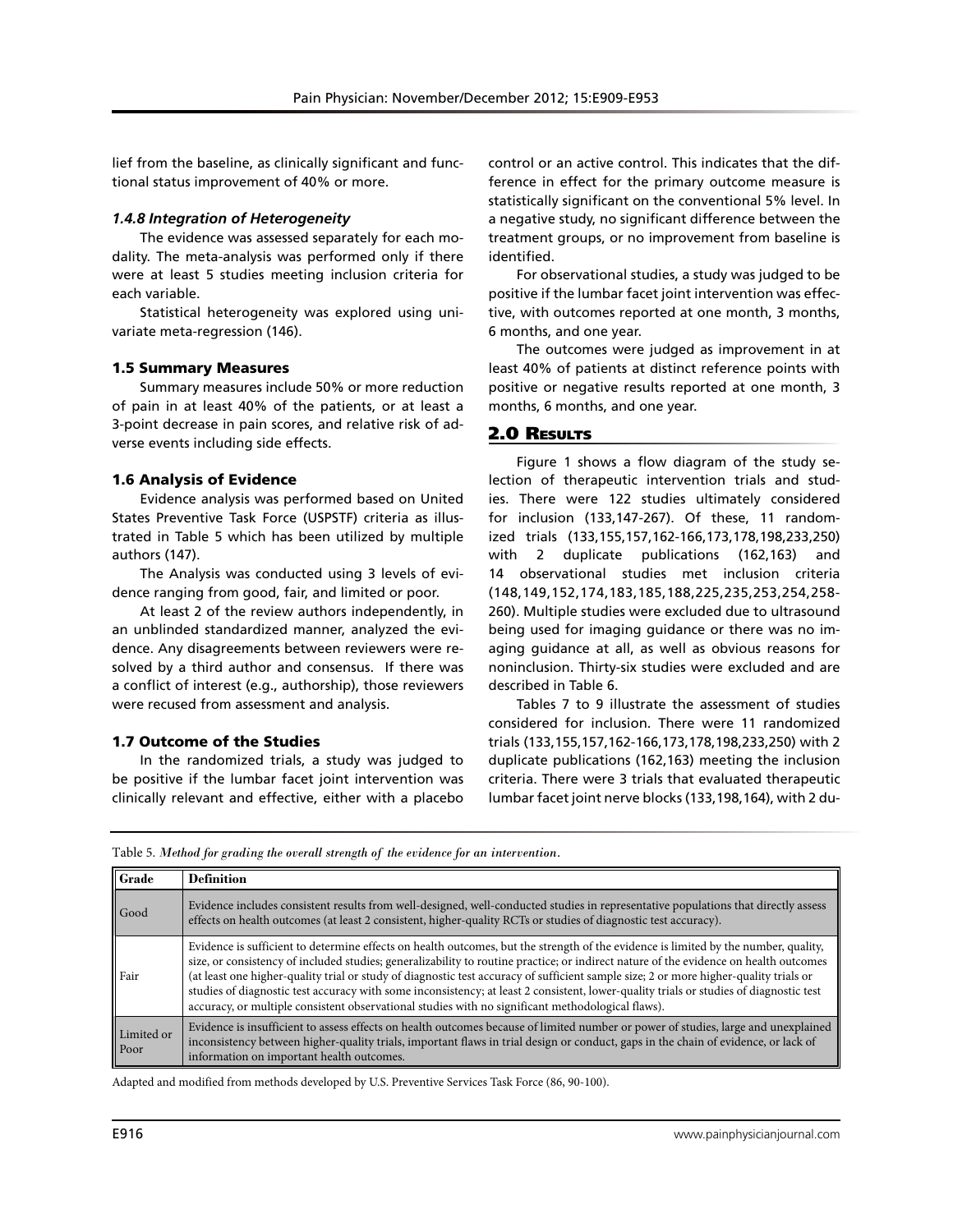lief from the baseline, as clinically significant and functional status improvement of 40% or more.

#### *1.4.8 Integration of Heterogeneity*

The evidence was assessed separately for each modality. The meta-analysis was performed only if there were at least 5 studies meeting inclusion criteria for each variable.

Statistical heterogeneity was explored using univariate meta-regression (146).

### 1.5 Summary Measures

Summary measures include 50% or more reduction of pain in at least 40% of the patients, or at least a 3-point decrease in pain scores, and relative risk of adverse events including side effects.

### 1.6 Analysis of Evidence

Evidence analysis was performed based on United States Preventive Task Force (USPSTF) criteria as illustrated in Table 5 which has been utilized by multiple authors (147).

The Analysis was conducted using 3 levels of evidence ranging from good, fair, and limited or poor.

At least 2 of the review authors independently, in an unblinded standardized manner, analyzed the evidence. Any disagreements between reviewers were resolved by a third author and consensus. If there was a conflict of interest (e.g., authorship), those reviewers were recused from assessment and analysis.

### 1.7 Outcome of the Studies

In the randomized trials, a study was judged to be positive if the lumbar facet joint intervention was clinically relevant and effective, either with a placebo control or an active control. This indicates that the difference in effect for the primary outcome measure is statistically significant on the conventional 5% level. In a negative study, no significant difference between the treatment groups, or no improvement from baseline is identified.

For observational studies, a study was judged to be positive if the lumbar facet joint intervention was effective, with outcomes reported at one month, 3 months, 6 months, and one year.

The outcomes were judged as improvement in at least 40% of patients at distinct reference points with positive or negative results reported at one month, 3 months, 6 months, and one year.

## 2.0 Results

Figure 1 shows a flow diagram of the study selection of therapeutic intervention trials and studies. There were 122 studies ultimately considered for inclusion (133,147-267). Of these, 11 randomized trials (133,155,157,162-166,173,178,198,233,250) with 2 duplicate publications (162,163) and 14 observational studies met inclusion criteria (148,149,152,174,183,185,188,225,235,253,254,258-260). Multiple studies were excluded due to ultrasound being used for imaging guidance or there was no imaging guidance at all, as well as obvious reasons for noninclusion. Thirty-six studies were excluded and are described in Table 6.

Tables 7 to 9 illustrate the assessment of studies considered for inclusion. There were 11 randomized trials (133,155,157,162-166,173,178,198,233,250) with 2 duplicate publications (162,163) meeting the inclusion criteria. There were 3 trials that evaluated therapeutic lumbar facet joint nerve blocks (133,198,164), with 2 du-

Table 5. *Method for grading the overall strength of the evidence for an intervention.*

| Grade | Definition |
|---|---|
| Good | Evidence includes consistent results from well-designed, well-conducted studies in representative populations that directly assess effects on health outcomes (at least 2 consistent, higher-quality RCTs or studies of diagnostic test accuracy). |
| Fair | Evidence is sufficient to determine effects on health outcomes, but the strength of the evidence is limited by the number, quality, size, or consistency of included studies; generalizability to routine practice; or indirect nature of the evidence on health outcomes (at least one higher-quality trial or study of diagnostic test accuracy of sufficient sample size; 2 or more higher-quality trials or studies of diagnostic test accuracy with some inconsistency; at least 2 consistent, lower-quality trials or studies of diagnostic test accuracy, or multiple consistent observational studies with no significant methodological flaws). |
| Limited or Poor | Evidence is insufficient to assess effects on health outcomes because of limited number or power of studies, large and unexplained inconsistency between higher-quality trials, important flaws in trial design or conduct, gaps in the chain of evidence, or lack of information on important health outcomes. |

Adapted and modified from methods developed by U.S. Preventive Services Task Force (86, 90-100).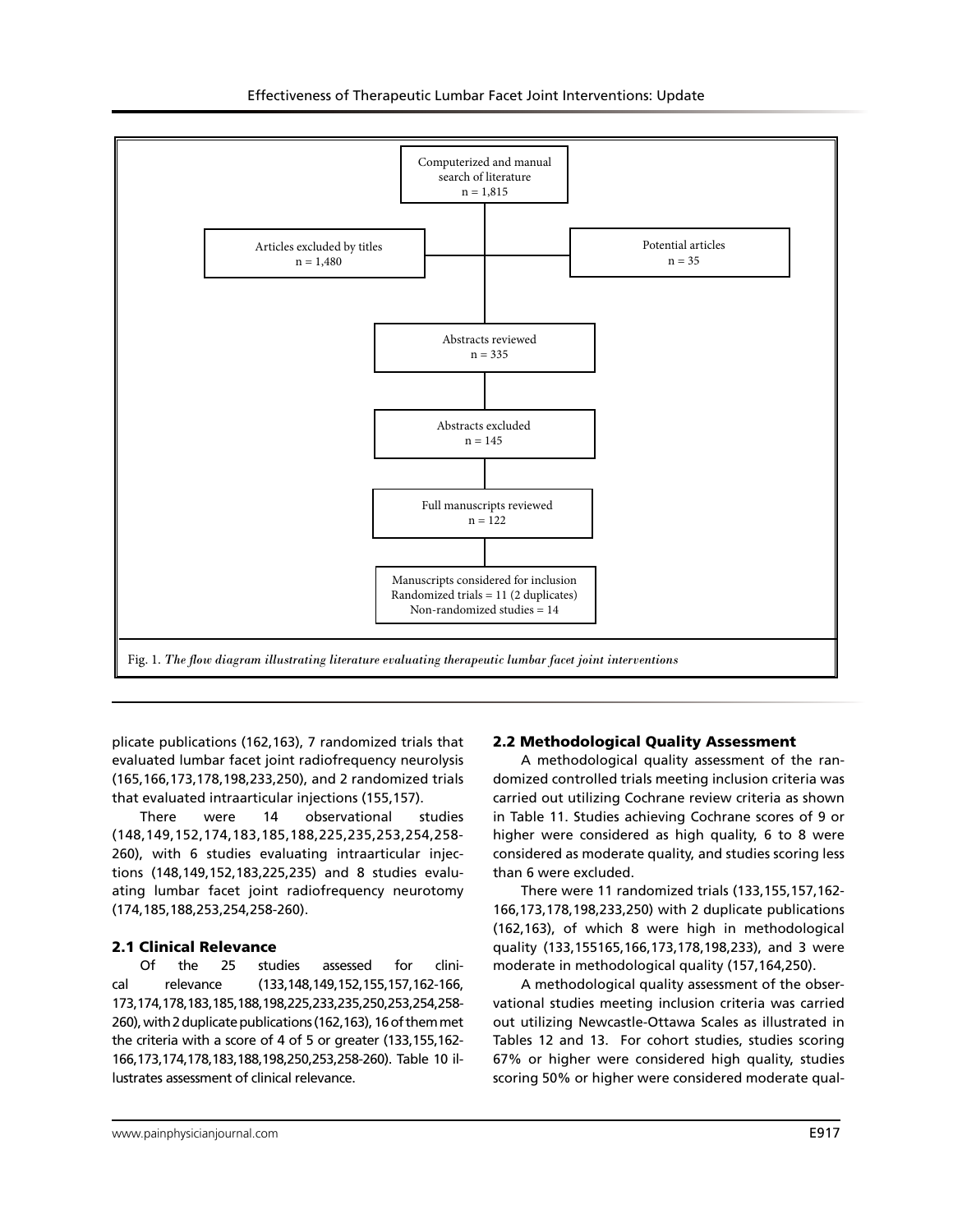Computerized and manual search of literature
n = 1,815

Articles excluded by titles
n = 1,480

Potential articles
n = 35

Abstracts reviewed
n = 335

Abstracts excluded
n = 145

Full manuscripts reviewed
n = 122

Manuscripts considered for inclusion
Randomized trials = 11 (2 duplicates)
Non-randomized studies = 14

Fig. 1. *The flow diagram illustrating literature evaluating therapeutic lumbar facet joint interventions*

plicate publications (162,163), 7 randomized trials that evaluated lumbar facet joint radiofrequency neurolysis (165,166,173,178,198,233,250), and 2 randomized trials that evaluated intraarticular injections (155,157).

There were 14 observational studies (148,149,152,174,183,185,188,225,235,253,254,258-260), with 6 studies evaluating intraarticular injections (148,149,152,183,225,235) and 8 studies evaluating lumbar facet joint radiofrequency neurotomy (174,185,188,253,254,258-260).

### 2.1 Clinical Relevance

Of the 25 studies assessed for clinical relevance (133,148,149,152,155,157,162-166,173,174,178,183,185,188,198,225,233,235,250,253,254,258-260), with 2 duplicate publications (162,163), 16 of them met the criteria with a score of 4 of 5 or greater (133,155,162-166,173,174,178,183,188,198,250,253,258-260). Table 10 illustrates assessment of clinical relevance.

### 2.2 Methodological Quality Assessment

A methodological quality assessment of the randomized controlled trials meeting inclusion criteria was carried out utilizing Cochrane review criteria as shown in Table 11. Studies achieving Cochrane scores of 9 or higher were considered as high quality, 6 to 8 were considered as moderate quality, and studies scoring less than 6 were excluded.

There were 11 randomized trials (133,155,157,162-166,173,178,198,233,250) with 2 duplicate publications (162,163), of which 8 were high in methodological quality (133,155165,166,173,178,198,233), and 3 were moderate in methodological quality (157,164,250).

A methodological quality assessment of the observational studies meeting inclusion criteria was carried out utilizing Newcastle-Ottawa Scales as illustrated in Tables 12 and 13. For cohort studies, studies scoring 67% or higher were considered high quality, studies scoring 50% or higher were considered moderate qual-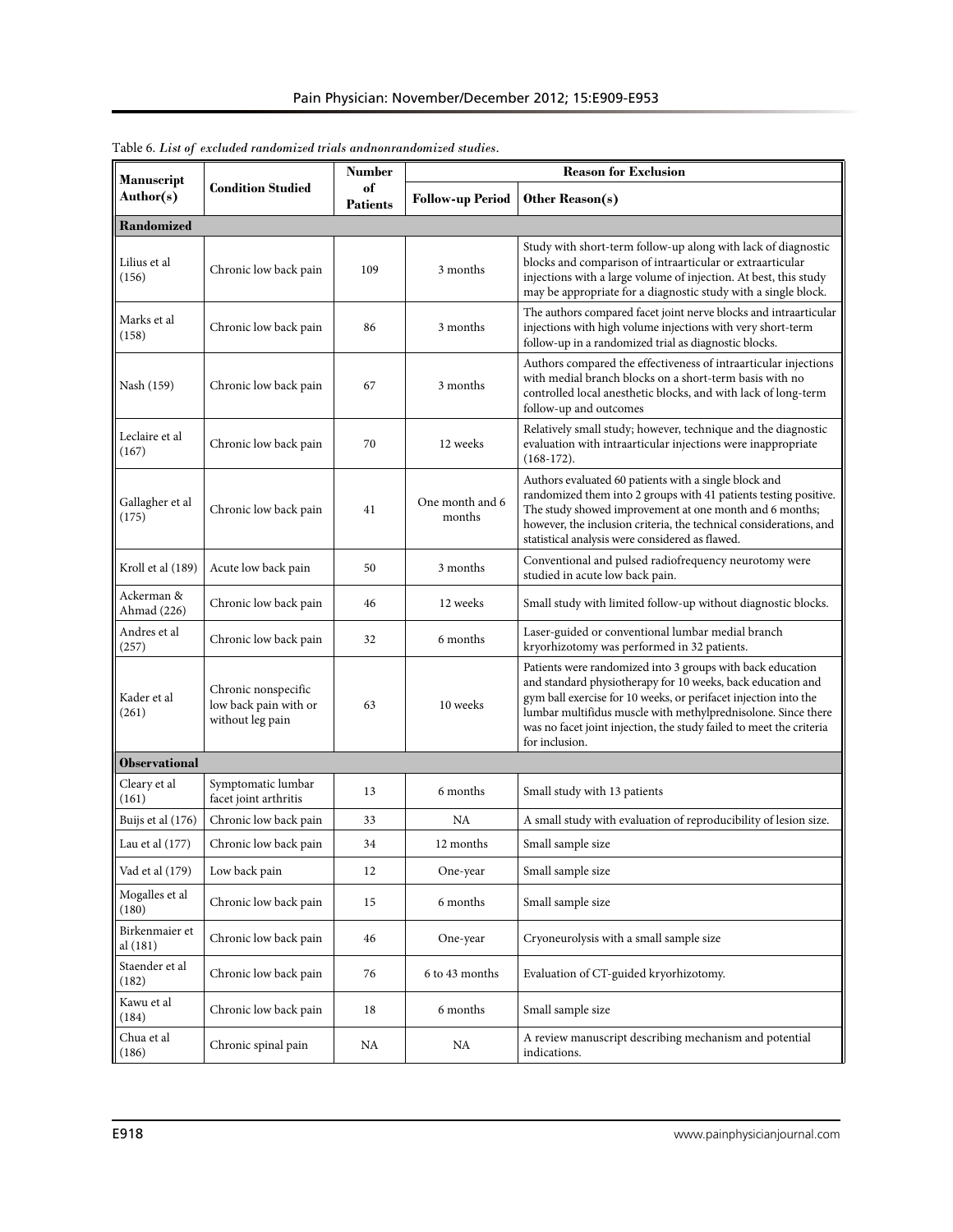Table 6. *List of excluded randomized trials andnonrandomized studies.*

| Manuscript Author(s) | Condition Studied | Number of Patients | Reason for Exclusion | |
|---|---|---|---|---|
| | | | Follow-up Period | Other Reason(s) |
| **Randomized** | | | | |
| Lilius et al (156) | Chronic low back pain | 109 | 3 months | Study with short-term follow-up along with lack of diagnostic blocks and comparison of intraarticular or extraarticular injections with a large volume of injection. At best, this study may be appropriate for a diagnostic study with a single block. |
| Marks et al (158) | Chronic low back pain | 86 | 3 months | The authors compared facet joint nerve blocks and intraarticular injections with high volume injections with very short-term follow-up in a randomized trial as diagnostic blocks. |
| Nash (159) | Chronic low back pain | 67 | 3 months | Authors compared the effectiveness of intraarticular injections with medial branch blocks on a short-term basis with no controlled local anesthetic blocks, and with lack of long-term follow-up and outcomes |
| Leclaire et al (167) | Chronic low back pain | 70 | 12 weeks | Relatively small study; however, technique and the diagnostic evaluation with intraarticular injections were inappropriate (168-172). |
| Gallagher et al (175) | Chronic low back pain | 41 | One month and 6 months | Authors evaluated 60 patients with a single block and randomized them into 2 groups with 41 patients testing positive. The study showed improvement at one month and 6 months; however, the inclusion criteria, the technical considerations, and statistical analysis were considered as flawed. |
| Kroll et al (189) | Acute low back pain | 50 | 3 months | Conventional and pulsed radiofrequency neurotomy were studied in acute low back pain. |
| Ackerman & Ahmad (226) | Chronic low back pain | 46 | 12 weeks | Small study with limited follow-up without diagnostic blocks. |
| Andres et al (257) | Chronic low back pain | 32 | 6 months | Laser-guided or conventional lumbar medial branch kryorhizotomy was performed in 32 patients. |
| Kader et al (261) | Chronic nonspecific low back pain with or without leg pain | 63 | 10 weeks | Patients were randomized into 3 groups with back education and standard physiotherapy for 10 weeks, back education and gym ball exercise for 10 weeks, or perifacet injection into the lumbar multifidus muscle with methylprednisolone. Since there was no facet joint injection, the study failed to meet the criteria for inclusion. |
| **Observational** | | | | |
| Cleary et al (161) | Symptomatic lumbar facet joint arthritis | 13 | 6 months | Small study with 13 patients |
| Buijs et al (176) | Chronic low back pain | 33 | NA | A small study with evaluation of reproducibility of lesion size. |
| Lau et al (177) | Chronic low back pain | 34 | 12 months | Small sample size |
| Vad et al (179) | Low back pain | 12 | One-year | Small sample size |
| Mogalles et al (180) | Chronic low back pain | 15 | 6 months | Small sample size |
| Birkenmaier et al (181) | Chronic low back pain | 46 | One-year | Cryoneurolysis with a small sample size |
| Staender et al (182) | Chronic low back pain | 76 | 6 to 43 months | Evaluation of CT-guided kryorhizotomy. |
| Kawu et al (184) | Chronic low back pain | 18 | 6 months | Small sample size |
| Chua et al (186) | Chronic spinal pain | NA | NA | A review manuscript describing mechanism and potential indications. |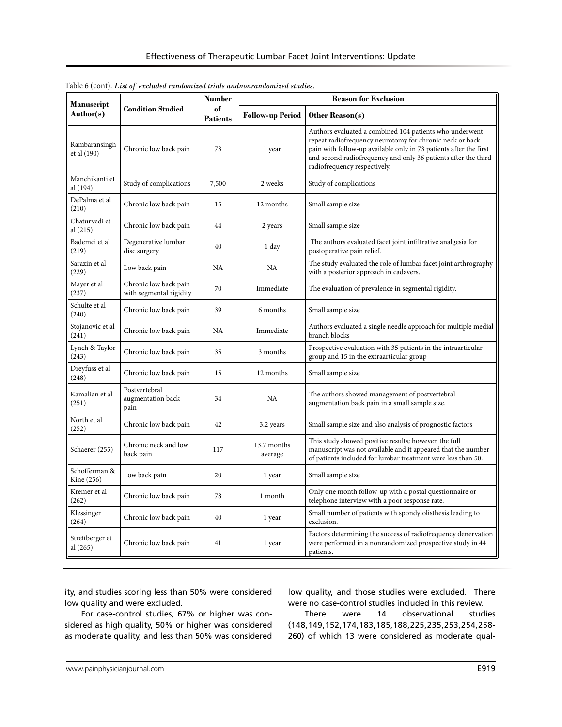Table 6 (cont). *List of excluded randomized trials andnonrandomized studies.*

| Manuscript Author(s) | Condition Studied | Number of Patients | Reason for Exclusion | |
|---|---|---|---|---|
| | | | **Follow-up Period** | **Other Reason(s)** |
| Rambaransingh et al (190) | Chronic low back pain | 73 | 1 year | Authors evaluated a combined 104 patients who underwent repeat radiofrequency neurotomy for chronic neck or back pain with follow-up available only in 73 patients after the first and second radiofrequency and only 36 patients after the third radiofrequency respectively. |
| Manchikanti et al (194) | Study of complications | 7,500 | 2 weeks | Study of complications |
| DePalma et al (210) | Chronic low back pain | 15 | 12 months | Small sample size |
| Chaturvedi et al (215) | Chronic low back pain | 44 | 2 years | Small sample size |
| Bademci et al (219) | Degenerative lumbar disc surgery | 40 | 1 day | The authors evaluated facet joint infiltrative analgesia for postoperative pain relief. |
| Sarazin et al (229) | Low back pain | NA | NA | The study evaluated the role of lumbar facet joint arthrography with a posterior approach in cadavers. |
| Mayer et al (237) | Chronic low back pain with segmental rigidity | 70 | Immediate | The evaluation of prevalence in segmental rigidity. |
| Schulte et al (240) | Chronic low back pain | 39 | 6 months | Small sample size |
| Stojanovic et al (241) | Chronic low back pain | NA | Immediate | Authors evaluated a single needle approach for multiple medial branch blocks |
| Lynch & Taylor (243) | Chronic low back pain | 35 | 3 months | Prospective evaluation with 35 patients in the intraarticular group and 15 in the extraarticular group |
| Dreyfuss et al (248) | Chronic low back pain | 15 | 12 months | Small sample size |
| Kamalian et al (251) | Postvertebral augmentation back pain | 34 | NA | The authors showed management of postvertebral augmentation back pain in a small sample size. |
| North et al (252) | Chronic low back pain | 42 | 3.2 years | Small sample size and also analysis of prognostic factors |
| Schaerer (255) | Chronic neck and low back pain | 117 | 13.7 months average | This study showed positive results; however, the full manuscript was not available and it appeared that the number of patients included for lumbar treatment were less than 50. |
| Schofferman & Kine (256) | Low back pain | 20 | 1 year | Small sample size |
| Kremer et al (262) | Chronic low back pain | 78 | 1 month | Only one month follow-up with a postal questionnaire or telephone interview with a poor response rate. |
| Klessinger (264) | Chronic low back pain | 40 | 1 year | Small number of patients with spondylolisthesis leading to exclusion. |
| Streitberger et al (265) | Chronic low back pain | 41 | 1 year | Factors determining the success of radiofrequency denervation were performed in a nonrandomized prospective study in 44 patients. |

ity, and studies scoring less than 50% were considered low quality and were excluded.

For case-control studies, 67% or higher was considered as high quality, 50% or higher was considered as moderate quality, and less than 50% was considered low quality, and those studies were excluded. There were no case-control studies included in this review.

There were 14 observational studies (148,149,152,174,183,185,188,225,235,253,254,258-260) of which 13 were considered as moderate qual-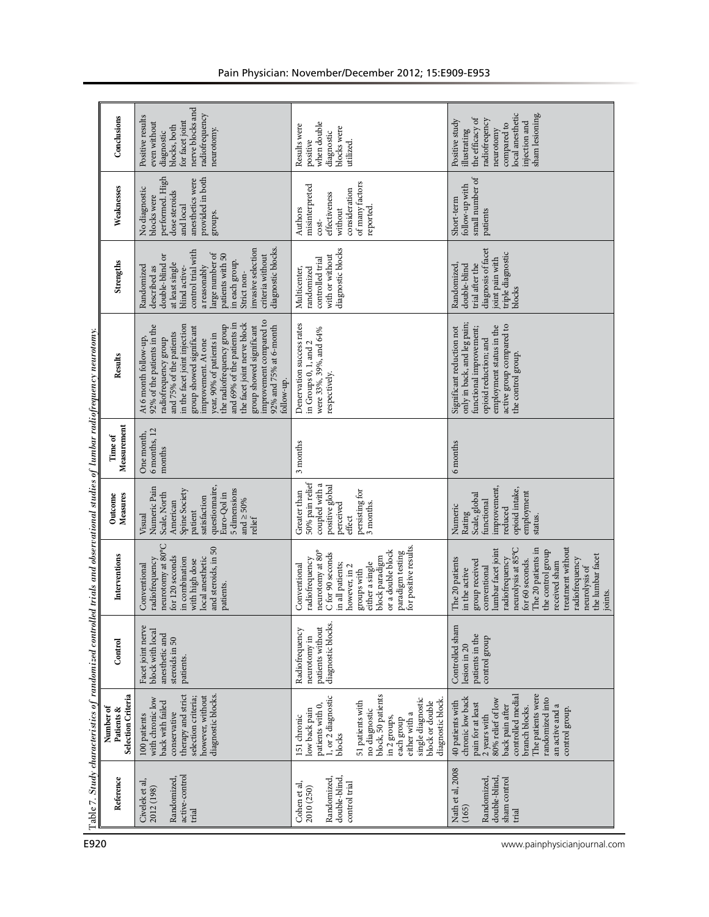Table 7. *Study characteristics of randomized controlled trials and observational studies of lumbar radiofrequency neurotomy.*

| Reference | Number of Patients & Selection Criteria | Control | Interventions | Outcome Measures | Time of Measurement | Results | Strengths | Weaknesses | Conclusions |
|---|---|---|---|---|---|---|---|---|---|
| Civelek et al, 2012 (198) Randomized, active-control trial | 100 patients with chronic low back with failed conservative therapy and strict selection criteria; however, without diagnostic blocks. | Facet joint nerve block with local anesthetic and steroids in 50 patients. | Conventional radiofrequency neurotomy at 80°C for 120 seconds in combination with high dose local anesthetic and steroids, in 50 patients. | Visual Numeric Pain Scale, North American Spine Society patient satisfaction questionnaire, Euro-Qol in 5 dimensions and ≥ 50% relief | One month, 6 months, 12 months | At 6 month follow-up, 92% of the patients in the radiofrequency group and 75% of the patients in the facet joint injection group showed significant improvement. At one year, 90% of patients in the radiofrequency group and 69% of the patients in the facet joint nerve block group showed significant improvement compared to 92% and 75% at 6-month follow-up. | Randomized described as double-blind or at least single blind active-control trial with a reasonably large number of patients with 50 in each group. Strict non-invasive selection criteria without diagnostic blocks. | No diagnostic blocks were performed. High dose steroids and local anesthetics were provided in both groups. | Positive results even without diagnostic blocks, both for facet joint nerve blocks and radiofrequency neurotomy. |
| Cohen et al, 2010 (250) Randomized, double-blind, control trial | 151 chronic low back pain patients with 0, 1, or 2 diagnostic blocks<br><br>51 patients with no diagnostic block, 50 patients in 2 groups, each group either with a single diagnostic block or double diagnostic block. | Radiofrequency neurotomy in patients without diagnostic blocks. | Conventional radiofrequency neurotomy at 80° C for 90 seconds in all patients; however, in 2 groups with either a single block paradigm or a double block paradigm testing for positive results. | Greater than 50% pain relief coupled with a positive global perceived effect persisting for 3 months. | 3 months | Denervation success rates in Groups 0, 1, and 2 were 33%, 39%, and 64% respectively. | Multicenter, randomized controlled trial with or without diagnostic blocks | Authors misinterpreted cost-effectiveness without consideration of many factors reported. | Results were positive when double diagnostic blocks were utilized. |
| Nath et al, 2008 (165) Randomized, double-blind, sham control trial | 40 patients with chronic low back pain for at least 2 years with 80% relief of low back pain after controlled medial branch blocks. The patients were randomized into an active and a control group. | Controlled sham lesion in 20 patients in the control group | The 20 patients in the active group received conventional lumbar facet joint radiofrequency neurolysis at 85°C for 60 seconds. The 20 patients in the control group received sham treatment without radiofrequency neurolysis of the lumbar facet joints. | Numeric Rating Scale, global functional improvement, reduced opioid intake, employment status. | 6 months | Significant reduction not only in back, and leg pain; functional improvement; opioid reduction; and employment status in the active group compared to the control group. | Randomized, double-blind trial after the diagnosis of facet joint pain with triple diagnostic blocks | Short-term follow-up with small number of patients | Positive study illustrating the efficacy of radiofrequency neurotomy compared to local anesthetic injection and sham lesioning. |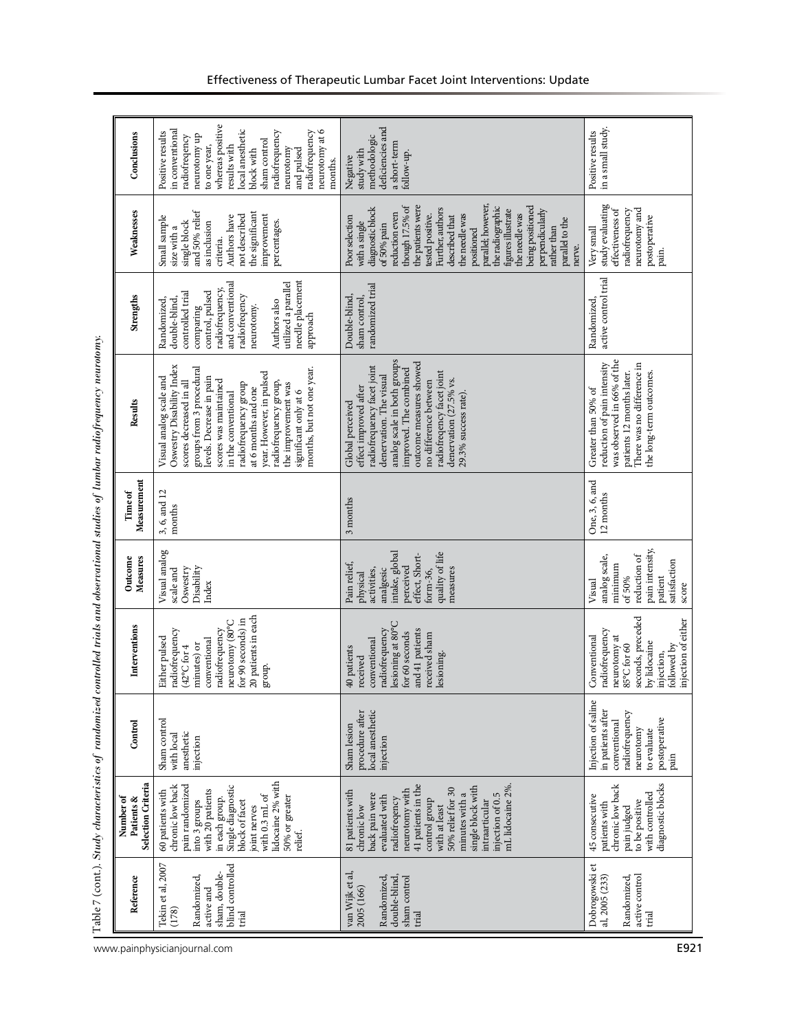Table 7 (cont.). *Study characteristics of randomized controlled trials and observational studies of lumbar radiofrequency neurotomy.*

| Reference | Number of Patients & Selection Criteria | Control | Interventions | Outcome Measures | Time of Measurement | Results | Strengths | Weaknesses | Conclusions |
|---|---|---|---|---|---|---|---|---|---|
| Tekin et al, 2007 (178)<br><br>Randomized, active and sham, double-blind controlled trial | 60 patients with chronic low back pain randomized into 3 groups with 20 patients in each group. Single diagnostic block of facet joint nerves with 0.3 mL of lidocaine 2% with 50% or greater relief. | Sham control with local anesthetic injection | Either pulsed radiofrequency (42°C for 4 minutes) or conventional radiofrequency neurotomy (80°C for 90 seconds) in 20 patients in each group. | Visual analog scale and Oswestry Disability Index | 3, 6, and 12 months | Visual analog scale and Oswestry Disability Index scores decreased in all groups from 3 procedural levels. Decrease in pain scores was maintained in the conventional radiofrequency group at 6 months and one year. However, in pulsed radiofrequency group, the improvement was significant only at 6 months, but not one year. | Randomized, double-blind, controlled trial comparing control, pulsed radiofrequency, and conventional radiofreqency neurotomy.<br><br>Authors also utilized a parallel needle placement approach | Small sample size with a single block and 50% relief as inclusion criteria.<br><br>Authors have not described the significant improvement percentages. | Positive results in conventional radiofrequency neurotomy up to one year, whereas positive results with local anesthetic block with sham control radiofrequency neurotomy and pulsed radiofrequency neurotomy at 6 months. |
| van Wijk et al, 2005 (166)<br><br>Randomized, double-blind, sham control trial | 81 patients with chronic low back pain were evaluated with radiofreqency neurotomy with 41 patients in the control group with at least 50% relief for 30 minutes with a single block with intraarticular injection of 0.5 mL lidocaine 2%. | Sham lesion procedure after local anesthetic injection | 40 patients received conventional radiofrequency lesioning at 80°C for 60 seconds and 41 patients received sham lesioning. | Pain relief, physical activities, analgesic intake, global perceived effect, Short-form-36, quality of life measures | 3 months | Global perceived effect improved after radiofrequency facet joint denervation. The visual analog scale in both groups improved. The combined outcome measures showed no difference between radiofreqency facet joint denervation (27.5% vs. 29.3% success rate). | Double-blind, sham control, randomized trial | Poor selection with a single diagnostic block of 50% pain reduction even though 17.5% of the patients were tested positive. Further, authors described that the needle was positioned parallel; however, the radiographic figures illustrate the needle was being positioned perpendicularly rather than parallel to the nerve. | Negative study with methodologic deficiencies and a short-term follow-up. |
| Dobrogowski et al, 2005 (233)<br><br>Randomized, active control trial | 45 consecutive patients with chronic low back pain judged to be positive with controlled diagnostic blocks | Injection of saline in patients after conventional radiofrequency neurotomy to evaluate postoperative pain | Conventional radiofrequency neurotomy at 85°C for 60 seconds, preceded by lidocaine injection, followed by injection of either | Visual analog scale, minimum of 50% reduction of pain intensity, patient satisfaction score | One, 3, 6, and 12 months | Greater than 50% of reduction of pain intensity was observed in 66% of the patients 12 months later. There was no difference in the long-term outcomes. | Randomized, active control trial | Very small study evaluating effectiveness of radiofrequency neurotomy and postoperative pain. | Positive results in a small study. |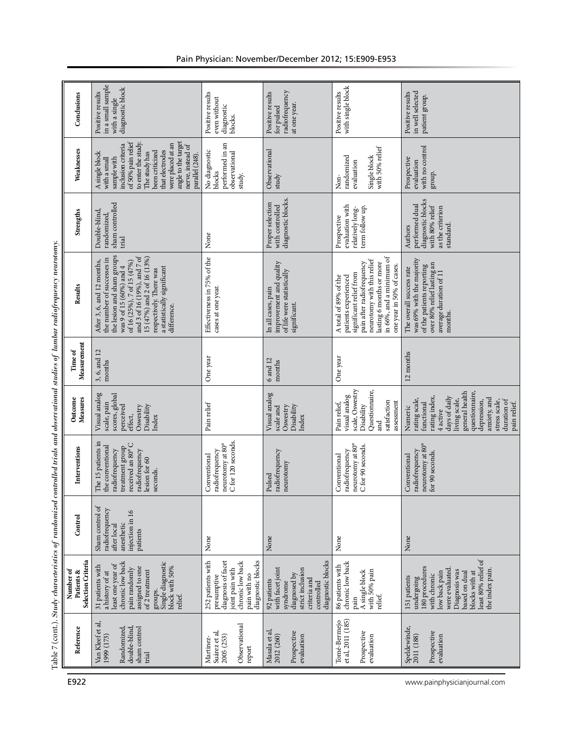Table 7 (cont.). *Study characteristics of randomized controlled trials and observational studies of lumbar radiofrequency neurotomy.*

| Reference | Number of Patients & Selection Criteria | Control | Interventions | Outcome Measures | Time of Measurement | Results | Strengths | Weaknesses | Conclusions |
|---|---|---|---|---|---|---|---|---|---|
| Van Kleef et al, 1999 (173)<br><br>Randomized, double-blind, sham control trial | 31 patients with a history of at least one year of chronic low back pain randomly assigned to one of 2 treatment groups.<br>Single diagnostic block with 50% relief. | Sham control of radiofrequency after local anesthetic injection in 16 patients | The 15 patients in the conventional radiofrequency treatment group received an 80° C radiofrequency lesion for 60 seconds. | Visual analog scale, pain scores, global perceived effect, Oswestry Disability Index | 3, 6, and 12 months | After 3, 6, and 12 months, the number of successes in the lesion and sham groups was 9 of 15 (60%) and 4 of 16 (25%), 7 of 15 (47%) and 3 of 16 (19%), and 7 of 15 (47%) and 2 of 16 (13%) respectively. There was a statistically significant difference. | Double-blind, randomized, sham controlled trial | A single block with a small sample with inclusion criteria of 50% pain relief to enter the study. The study has been criticized that electrodes were placed at an angle to the target nerve, instead of parallel (248). | Positive results in a small sample with a single diagnostic block |
| Martinez-Suárez et al, 2005 (253)<br><br>Observational report | 252 patients with presumptive diagnosis of facet joint pain with chronic low back pain with no diagnostic blocks | None | Conventional radiofrequency neurotomy at 80° C for 120 seconds. | Pain relief | One year | Effectiveness in 75% of the cases at one year. | None | No diagnostic blocks performed in an observational study. | Positive results even without diagnostic blocks. |
| Masala et al, 2012 (260)<br><br>Prospective evaluation | 92 patients with facet joint syndrome diagnosed by strict inclusion criteria and controlled diagnostic blocks | None | Pulsed radiofrequency neurotomy | Visual analog scale and Oswestry Disability Index | 6 and 12 months | In all cases, pain improvement and quality of life were statistically significant. | Proper selection with controlled diagnostic blocks. | Observational study | Positive results for pulsed radiofrequency at one year. |
| Tomé-Bermejo et al, 2011 (185)<br><br>Prospective evaluation | 86 patients with chronic low back pain<br>A single block with 50% pain relief. | None | Conventional radiofrequency neurotomy at 80° C for 90 seconds. | Pain relief, visual analog scale, Oswestry Disability Questionnaire, and satisfaction assessment | One year | A total of 89% of the patients experienced significant relief from pain after radiofrequency neurotomy with this relief lasting 6 months or more in 66%, and a minimum of one year in 50% of cases. | Prospective evaluation with relatively long-term follow up. | Non-randomized evaluation<br><br>Single block with 50% relief | Positive results with single block |
| Speldewinde, 2011 (188)<br><br>Prospective evaluation | 151 patients undergoing 180 procedures with chronic low back pain were evaluated. Diagnosis was based on dual blocks with at least 80% relief of the index pain. | None | Conventional radiofrequency neurotomy at 80° for 90 seconds. | Numeric rating scale, functional rating index, 4 active days of daily living scale, general health questionnaire, depression, anxiety, and stress scale, duration of pain relief. | 12 months | The overall success rate was 69% with the majority of the patients reporting over 80% relief lasting an average duration of 11 months. | Authors performed dual diagnostic blocks with 80% relief as the criterion standard. | Prospective evaluation with no control group. | Positive results in well selected patient group. |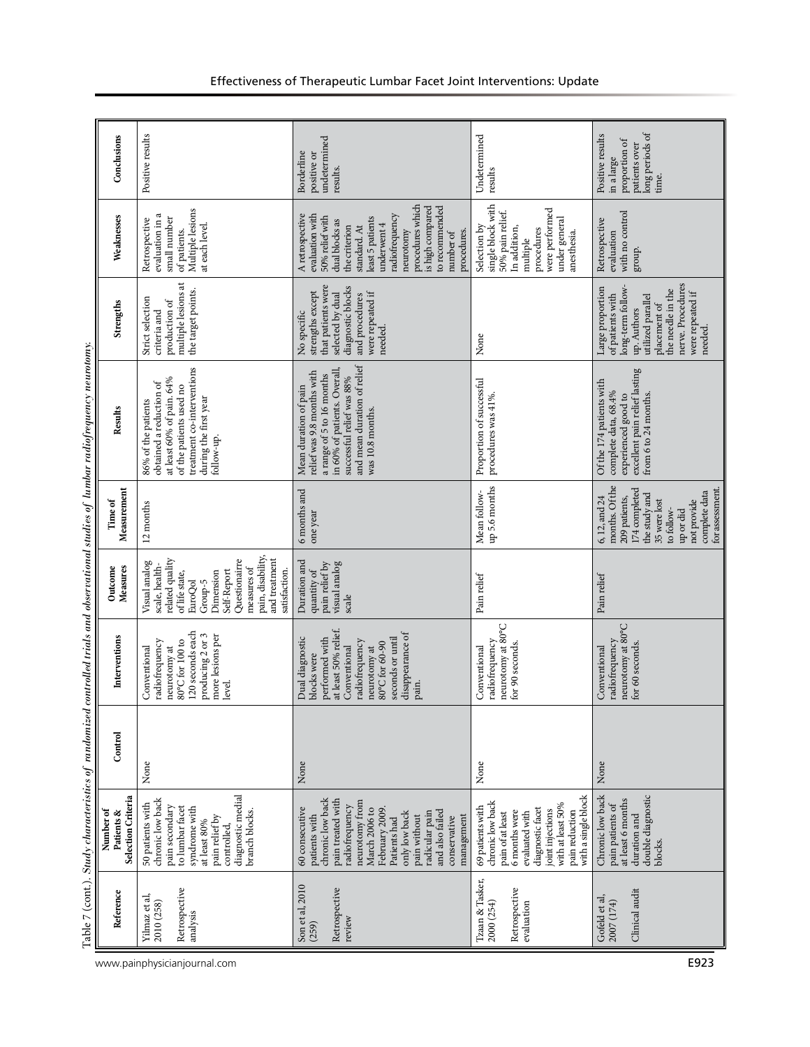Table 7 (cont.). *Study characteristics of randomized controlled trials and observational studies of lumbar radiofrequency neurotomy.*

| Reference | Number of Patients & Selection Criteria | Control | Interventions | Outcome Measures | Time of Measurement | Results | Strengths | Weaknesses | Conclusions |
|---|---|---|---|---|---|---|---|---|---|
| Yilmaz et al, 2010 (258)<br><br>Retrospective analysis | 50 patients with chronic low back pain secondary to lumbar facet syndrome with at least 80% pain relief by controlled, diagnostic medial branch blocks. | None | Conventional radiofrequency neurotomy at 80°C for 100 to 120 seconds each producing 2 or 3 more lesions per level. | Visual analog scale, health-related quality of life state, EuroQol Group-5 Dimension Self-Report Questionairre measures of pain, disability, and treatment satisfaction. | 12 months | 86% of the patients obtained a reduction of at least 60% of pain. 64% of the patients used no treatment co-interventions during the first year follow-up. | Strict selection criteria and production of multiple lesions at the target points. | Retrospective evaluation in a small number of patients. Multiple lesions at each level. | Positive results |
| Son et al, 2010 (259)<br><br>Retrospective review | 60 consecutive patients with chronic low back pain treated with radiofrequency neurotomy from March 2006 to February 2009. Patients had only low back pain without radicular pain and also failed conservative management | None | Dual diagnostic blocks were performed with at least 50% relief. Conventional radiofrequency neurotomy at 80°C for 60-90 seconds or until disappearance of pain. | Duration and quantity of pain relief by visual analog scale | 6 months and one year | Mean duration of pain relief was 9.8 months with a range of 5 to 16 months in 60% of patients. Overall, successful relief was 88% and mean duration of relief was 10.8 months. | No specific strengths except that patients were selected by dual diagnostic blocks and procedures were repeated if needed. | A retrospective evaluation with 50% relief with dual blocks as the criterion standard. At least 5 patients underwent 4 radiofrequency neurotomy procedures which is high compared to recommended number of procedures. | Borderline positive or undetermined results. |
| Tzaan & Tasker, 2000 (254)<br><br>Retrospective evaluation | 69 patients with chronic low back pain of at least 6 months were evaluated with diagnostic facet joint injections with at least 50% pain reduction with a single block | None | Conventional radiofrequency neurotomy at 80°C for 90 seconds. | Pain relief | Mean follow-up 5.6 months | Proportion of successful procedures was 41%. | None | Selection by single block with 50% pain relief. In addition, multiple procedures were performed under general anesthesia. | Undetermined results |
| Gofeld et al, 2007 (174)<br><br>Clinical audit | Chronic low back pain patients of at least 6 months duration and double diagnostic blocks. | None | Conventional radiofrequency neurotomy at 80°C for 60 seconds. | Pain relief | 6, 12, and 24 months. Of the 209 patients, 174 completed the study and 35 were lost to follow-up or did not provide complete data for assessment. | Of the 174 patients with complete data, 68.4% experienced good to excellent pain relief lasting from 6 to 24 months. | Large proportion of patients with long-term follow-up. Authors utilized parallel placement of the needle in the nerve. Procedures were repeated if needed. | Retrospective evaluation with no control group. | Positive results in a large proportion of patients over long periods of time. |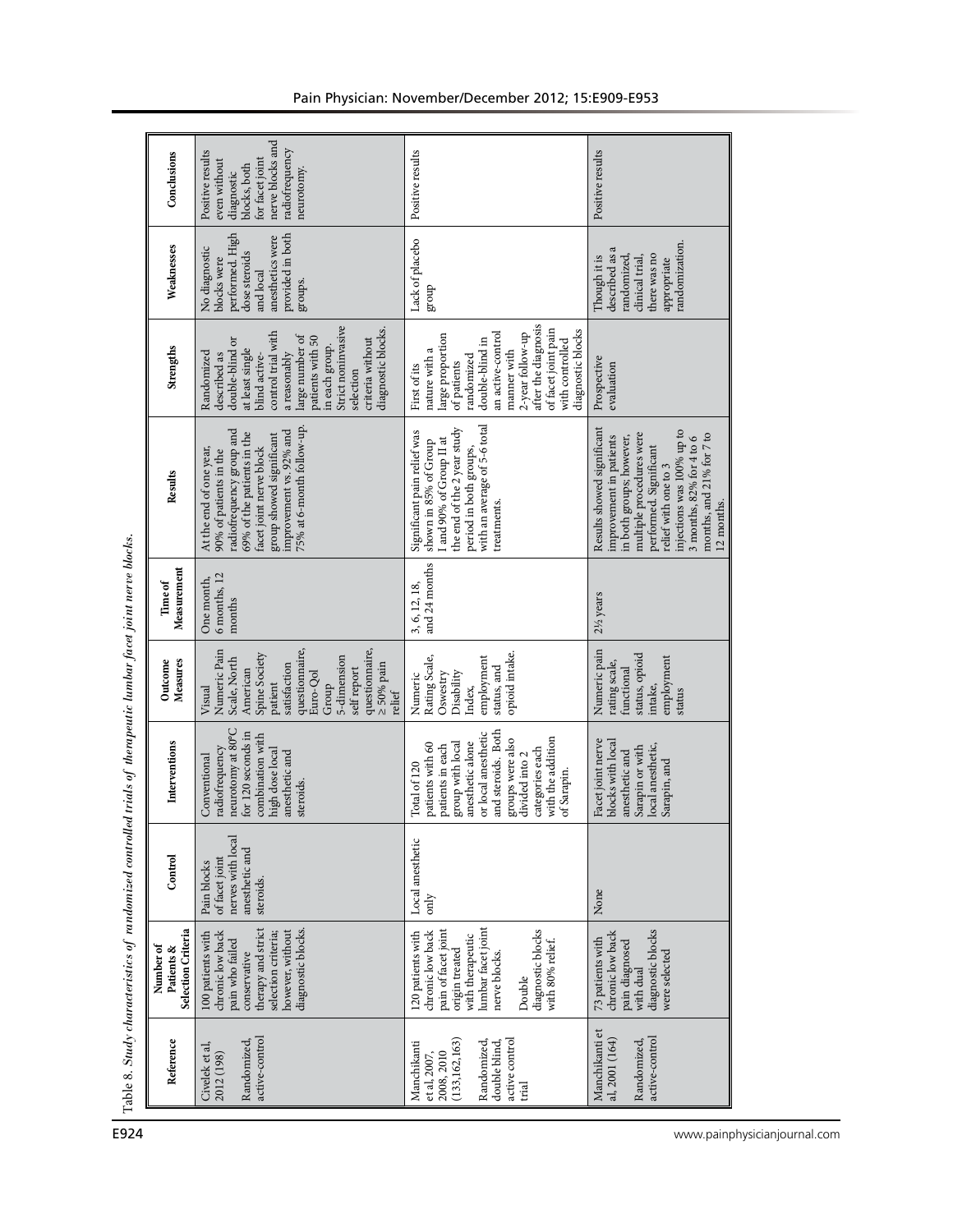Table 8. *Study characteristics of randomized controlled trials of therapeutic lumbar facet joint nerve blocks.*

| Reference | Number of Patients & Selection Criteria | Control | Interventions | Outcome Measures | Time of Measurement | Results | Strengths | Weaknesses | Conclusions |
|---|---|---|---|---|---|---|---|---|---|
| Civelek et al, 2012 (198)<br><br>Randomized, active-control | 100 patients with chronic low back pain who failed conservative therapy and strict selection criteria; however, without diagnostic blocks. | Pain blocks of facet joint nerves with local anesthetic and steroids. | Conventional radiofrequency neurotomy at 80°C for 120 seconds in combination with high dose local anesthetic and steroids. | Visual Numeric Pain Scale, North American Spine Society patient satisfaction questionnaire, Euro-Qol Group 5-dimension self report questionnaire, ≥ 50% pain relief | One month, 6 months, 12 months | At the end of one year, 90% of patients in the radiofrequency group and 69% of the patients in the facet joint nerve block group showed significant improvement vs. 92% and 75% at 6-month follow-up. | Randomized described as double-blind or at least single blind active-control trial with a reasonably large number of patients with 50 in each group. Strict noninvasive selection criteria without diagnostic blocks. | No diagnostic blocks were performed. High dose steroids and local anesthetics were provided in both groups. | Positive results even without diagnostic blocks, both for facet joint nerve blocks and radiofrequency neurotomy. |
| Manchikanti et al, 2007, 2008, 2010 (133,162,163)<br><br>Randomized, double blind, active control trial | 120 patients with chronic low back pain of facet joint origin treated with therapeutic lumbar facet joint nerve blocks.<br><br>Double diagnostic blocks with 80% relief. | Local anesthetic only | Total of 120 patients with 60 patients in each group with local anesthetic alone or local anesthetic and steroids. Both groups were also divided into 2 categories each with the addition of Sarapin. | Numeric Rating Scale, Oswestry Disability Index, employment status, and opioid intake. | 3, 6, 12, 18, and 24 months | Significant pain relief was shown in 85% of Group I and 90% of Group II at the end of the 2 year study period in both groups, with an average of 5-6 total treatments. | First of its nature with a large proportion of patients randomized double-blind in an active-control manner with 2-year follow-up after the diagnosis of facet joint pain with controlled diagnostic blocks | Lack of placebo group | Positive results |
| Manchikanti et al, 2001 (164)<br><br>Randomized, active-control | 73 patients with chronic low back pain diagnosed with dual diagnostic blocks were selected | None | Facet joint nerve blocks with local anesthetic and Sarapin or with local anesthetic, Sarapin, and | Numeric pain rating scale, functional status, opioid intake, employment status | 2½ years | Results showed significant improvement in patients in both groups; however, multiple procedures were performed. Significant relief with one to 3 injections was 100% up to 3 months, 82% for 4 to 6 months, and 21% for 7 to 12 months. | Prospective evaluation | Though it is described as a randomized, clinical trial, there was no appropriate randomization. | Positive results |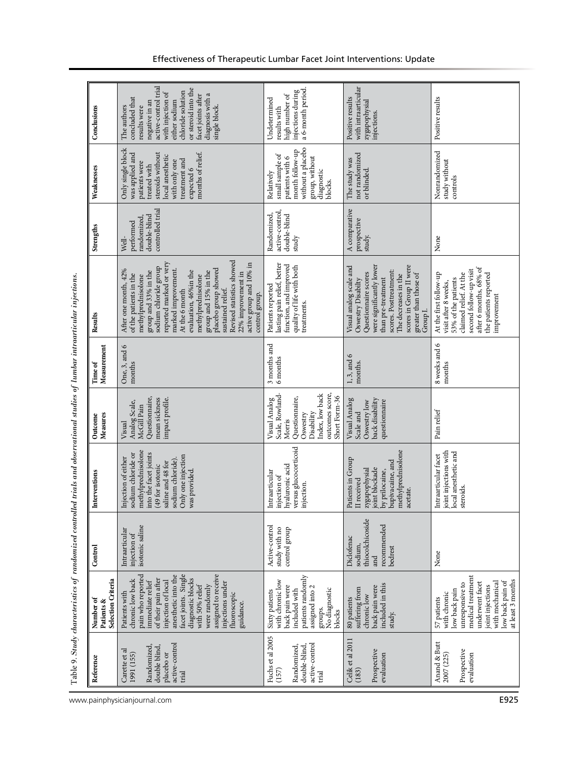Table 9. *Study characteristics of randomized controlled trials and observational studies of lumbar intraarticular injections.*

| Reference | Number of Patients & Selection Criteria | Control | Interventions | Outcome Measures | Time of Measurement | Results | Strengths | Weaknesses | Conclusions |
|---|---|---|---|---|---|---|---|---|---|
| Carette et al 1991 (155) Randomized, double blind, placebo or active-control trial | Patients with chronic low back pain who reported immediate relief of their pain after injection of local anesthetic into the facet joints. Single diagnostic blocks with 50% relief were randomly assigned to receive injections under fluoroscopic guidance. | Intraarticular injection of isotonic saline | Injection of either sodium chloride or methylprednisolone into the facet joints (49 for isotonic saline and 48 for sodium chloride). Only one injection was provided. | Visual Analog Scale, McGill Pain Questionnaire, mean sickness impact profile. | One, 3, and 6 months | After one month, 42% of the patients in the methylprednisolone group and 33% in the sodium chloride group reported marked or very marked improvement. At the 6 month evaluation, 46%in the methylprednisolone group and 15% in the placebo group showed sustained relief. Revised statistics showed 22% improvement in active group and 10% in control group. | Well-performed randomized, double-blind controlled trial | Only single block was applied and patients were treated with steroids without local anesthetic with only one treatment and expected 6 months of relief. | The authors concluded that results were negative in an active-control trial with injection of either sodium chloride solution or steroid into the facet joints after diagnosis with a single block. |
| Fuchs et al 2005 (157) Randomized, double-blind, active-control trial | Sixty patients with chronic low back pain were included with patients randomly assigned into 2 groups. No diagnostic blocks | Active-control study with no control group | Intraarticular injection of hyaluronic acid versus glucocorticoid injection. | Visual Analog Scale, Rowland-Morris Questionnaire, Oswestry Disability Index, low back outcomes score, Short Form-36 | 3 months and 6 months | Patients reported lasting pain relief, better function, and improved quality of life with both treatments. | Randomized, active-control, double-blind study | Relatively small sample of patients with 6 month follow-up without a placebo group, without diagnostic blocks. | Undetermined results with high number of injections during a 6-month period. |
| Celik et al 2011 (183) Prospective evaluation | 80 patients suffering from chronic low back pain were included in this study. | Diclofenac sodium, thiocolchicoside and recommended bedrest | Patients in Group II received zygapophysial joint blockade by prilocaine, bupivacaine, and methylprednisolone acetate. | Visual Analog Scale and Oswestry low back disability questionnaire | 1, 3, and 6 months. | Visual analog scale and Oswestry Disabilty Questionnaire scores were significantly lower than pre-treatment scores. Posttreatment: The decreases in the scores in Group II were greater than those of Group I. | A comparative prospective study. | The study was not randomized or blinded. | Positive results with intraarticular zygapophysial injections. |
| Anand & Butt 2007 (225) Prospective evaluation | 57 patients with chronic low back pain unresponsive to medical treatment underwent facet joint injections with mechanical low back pain of at least 3 months | None | Intraarticular facet joint injections with local anesthetic and steroids. | Pain relief | 8 weeks and 6 months | At the first follow-up visit after 8 weeks, 53% of the patients claimed relief. At the second follow-up visit after 6 months, 68% of the patients reported improvement | None | Nonrandomized study without controls | Positive results |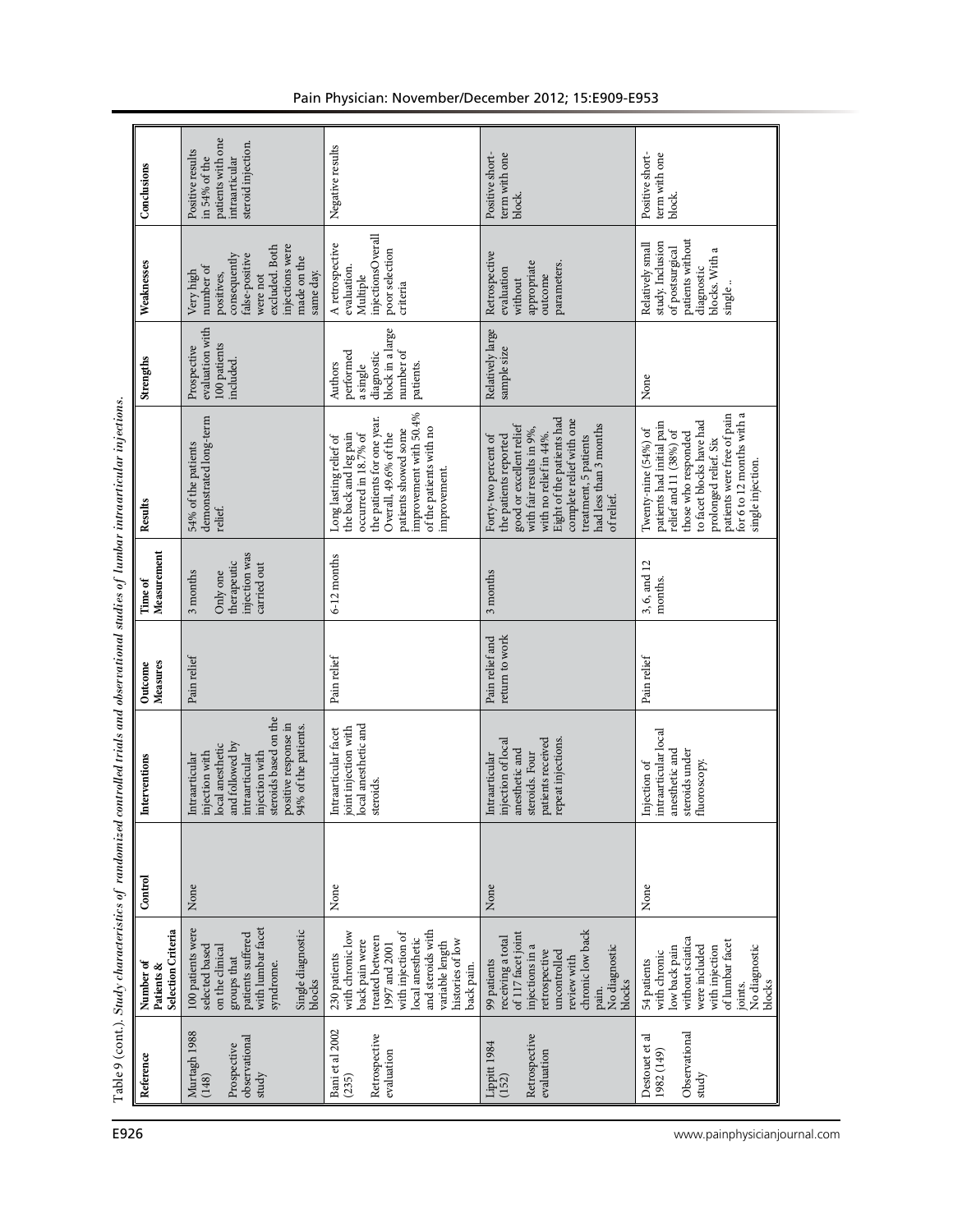Table 9 (cont.). *Study characteristics of randomized controlled trials and observational studies of lumbar intraarticular injections.*

| Reference | Number of Patients & Selection Criteria | Control | Interventions | Outcome Measures | Time of Measurement | Results | Strengths | Weaknesses | Conclusions |
|---|---|---|---|---|---|---|---|---|---|
| Murtagh 1988 (148) Prospective observational study | 100 patients were selected based on the clinical groups that patients suffered with lumbar facet syndrome. Single diagnostic blocks | None | Intraarticular injection with local anesthetic and followed by intraarticular injection with steroids based on the positive response in 94% of the patients. | Pain relief | 3 months Only one therapeutic injection was carried out | 54% of the patients demonstrated long-term relief. | Prospective evaluation with 100 patients included. | Very high number of positives, consequently false-positive were not excluded. Both injections were made on the same day. | Positive results in 54% of the patients with one intraarticular steroid injection. |
| Bani et al 2002 (235) Retrospective evaluation | 230 patients with chronic low back pain were treated between 1997 and 2001 with injection of local anesthetic and steroids with variable length histories of low back pain. | None | Intraarticular facet joint injection with local anesthetic and steroids. | Pain relief | 6-12 months | Long lasting relief of the back and leg pain occurred in 18.7% of the patients for one year. Overall, 49.6% of the patients showed some improvement with 50.4% of the patients with no improvement. | Authors performed a single diagnostic block in a large number of patients. | A retrospective evaluation. Multiple injectionsOverall poor selection criteria | Negative results |
| Lippitt 1984 (152) Retrospective evaluation | 99 patients receiving a total of 117 facet joint injections in a retrospective uncontrolled review with chronic low back pain. No diagnostic blocks | None | Intraarticular injection of local anesthetic and steroids. Four patients received repeat injections. | Pain relief and return to work | 3 months | Forty-two percent of the patients reported good or excellent relief with fair results in 9%, with no relief in 44%. Eight of the patients had complete relief with one treatment, 5 patients had less than 3 months of relief. | Relatively large sample size | Retrospective evaluation without appropriate outcome parameters. | Positive short-term with one block. |
| Destouet et al 1982 (149) Observational study | 54 patients with chronic low back pain without sciatica were included with injection of lumbar facet joints. No diagnostic blocks | None | Injection of intraarticular local anesthetic and steroids under fluoroscopy. | Pain relief | 3, 6, and 12 months. | Twenty-nine (54%) of patients had initial pain relief and 11 (38%) of those who responded to facet blocks have had prolonged relief. Six patients were free of pain for 6 to 12 months with a single injection. | None | Relatively small study. Inclusion of postsurgical patients without diagnostic blocks. With a single.. | Positive short-term with one block. |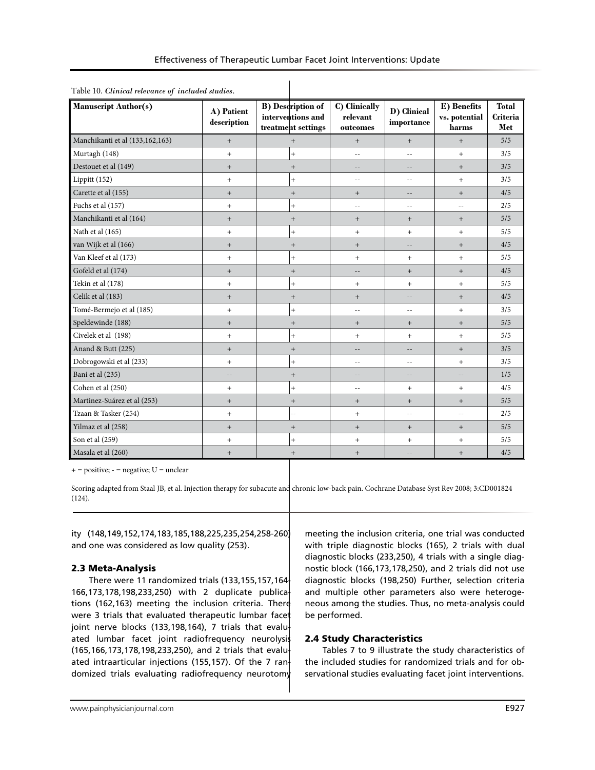Table 10. *Clinical relevance of included studies.*

| Manuscript Author(s) | A) Patient description | B) Description of interventions and treatment settings | C) Clinically relevant outcomes | D) Clinical importance | E) Benefits vs. potential harms | Total Criteria Met |
|---|---|---|---|---|---|---|
| Manchikanti et al (133,162,163) | + | + | + | + | + | 5/5 |
| Murtagh (148) | + | + | -- | -- | + | 3/5 |
| Destouet et al (149) | + | + | -- | -- | + | 3/5 |
| Lippitt (152) | + | + | -- | -- | + | 3/5 |
| Carette et al (155) | + | + | + | -- | + | 4/5 |
| Fuchs et al (157) | + | + | -- | -- | -- | 2/5 |
| Manchikanti et al (164) | + | + | + | + | + | 5/5 |
| Nath et al (165) | + | + | + | + | + | 5/5 |
| van Wijk et al (166) | + | + | + | -- | + | 4/5 |
| Van Kleef et al (173) | + | + | + | + | + | 5/5 |
| Gofeld et al (174) | + | + | -- | + | + | 4/5 |
| Tekin et al (178) | + | + | + | + | + | 5/5 |
| Celik et al (183) | + | + | + | -- | + | 4/5 |
| Tomé-Bermejo et al (185) | + | + | -- | -- | + | 3/5 |
| Speldewinde (188) | + | + | + | + | + | 5/5 |
| Civelek et al (198) | + | + | + | + | + | 5/5 |
| Anand & Butt (225) | + | + | -- | -- | + | 3/5 |
| Dobrogowski et al (233) | + | + | -- | -- | + | 3/5 |
| Bani et al (235) | -- | + | -- | -- | -- | 1/5 |
| Cohen et al (250) | + | + | -- | + | + | 4/5 |
| Martinez-Suárez et al (253) | + | + | + | + | + | 5/5 |
| Tzaan & Tasker (254) | + | -- | + | -- | -- | 2/5 |
| Yilmaz et al (258) | + | + | + | + | + | 5/5 |
| Son et al (259) | + | + | + | + | + | 5/5 |
| Masala et al (260) | + | + | + | -- | + | 4/5 |

+ = positive; - = negative; U = unclear

Scoring adapted from Staal JB, et al. Injection therapy for subacute and chronic low-back pain. Cochrane Database Syst Rev 2008; 3:CD001824 (124).

ity (148,149,152,174,183,185,188,225,235,254,258-260) and one was considered as low quality (253).

## 2.3 Meta-Analysis

There were 11 randomized trials (133,155,157,164-166,173,178,198,233,250) with 2 duplicate publications (162,163) meeting the inclusion criteria. There were 3 trials that evaluated therapeutic lumbar facet joint nerve blocks (133,198,164), 7 trials that evaluated lumbar facet joint radiofrequency neurolysis (165,166,173,178,198,233,250), and 2 trials that evaluated intraarticular injections (155,157). Of the 7 randomized trials evaluating radiofrequency neurotomy meeting the inclusion criteria, one trial was conducted with triple diagnostic blocks (165), 2 trials with dual diagnostic blocks (233,250), 4 trials with a single diagnostic block (166,173,178,250), and 2 trials did not use diagnostic blocks (198,250) Further, selection criteria and multiple other parameters also were heterogeneous among the studies. Thus, no meta-analysis could be performed.

## 2.4 Study Characteristics

Tables 7 to 9 illustrate the study characteristics of the included studies for randomized trials and for observational studies evaluating facet joint interventions.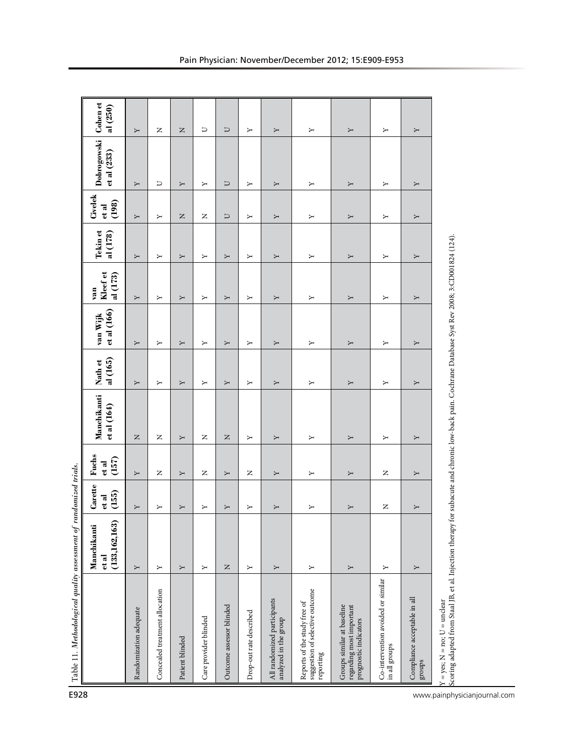Table 11. *Methodological quality assessment of randomized trials.*

| | Manchikanti et al (133,162,163) | Carette et al (155) | Fuchs et al (157) | Manchikanti et al (164) | Nath et al (165) | van Wijk et al (166) | van Kleef et al (173) | Tekin et al (178) | Civelek et al (198) | Dobrogowski et al (233) | Cohen et al (250) |
|---|---|---|---|---|---|---|---|---|---|---|---|
| Randomization adequate | Y | Y | Y | N | Y | Y | Y | Y | Y | Y | Y |
| Concealed treatment allocation | Y | Y | N | N | Y | Y | Y | Y | Y | U | N |
| Patient blinded | Y | Y | Y | Y | Y | Y | Y | Y | N | Y | N |
| Care provider blinded | Y | Y | N | N | Y | Y | Y | Y | N | Y | U |
| Outcome assessor blinded | N | Y | Y | N | Y | Y | Y | Y | U | U | U |
| Drop-out rate described | Y | Y | N | Y | Y | Y | Y | Y | Y | Y | Y |
| All randomized participants analyzed in the group | Y | Y | Y | Y | Y | Y | Y | Y | Y | Y | Y |
| Reports of the study free of suggestion of selective outcome reporting | Y | Y | Y | Y | Y | Y | Y | Y | Y | Y | Y |
| Groups similar at baseline regarding most important prognostic indicators | Y | Y | Y | Y | Y | Y | Y | Y | Y | Y | Y |
| Co-intervention avoided or similar in all groups | Y | N | N | Y | Y | Y | Y | Y | Y | Y | Y |
| Compliance acceptable in all groups | Y | Y | Y | Y | Y | Y | Y | Y | Y | Y | Y |

Y = yes; N = no; U = unclear

Scoring adapted from Staal JB, et al. Injection therapy for subacute and chronic low-back pain. Cochrane Database Syst Rev 2008; 3:CD001824 (124).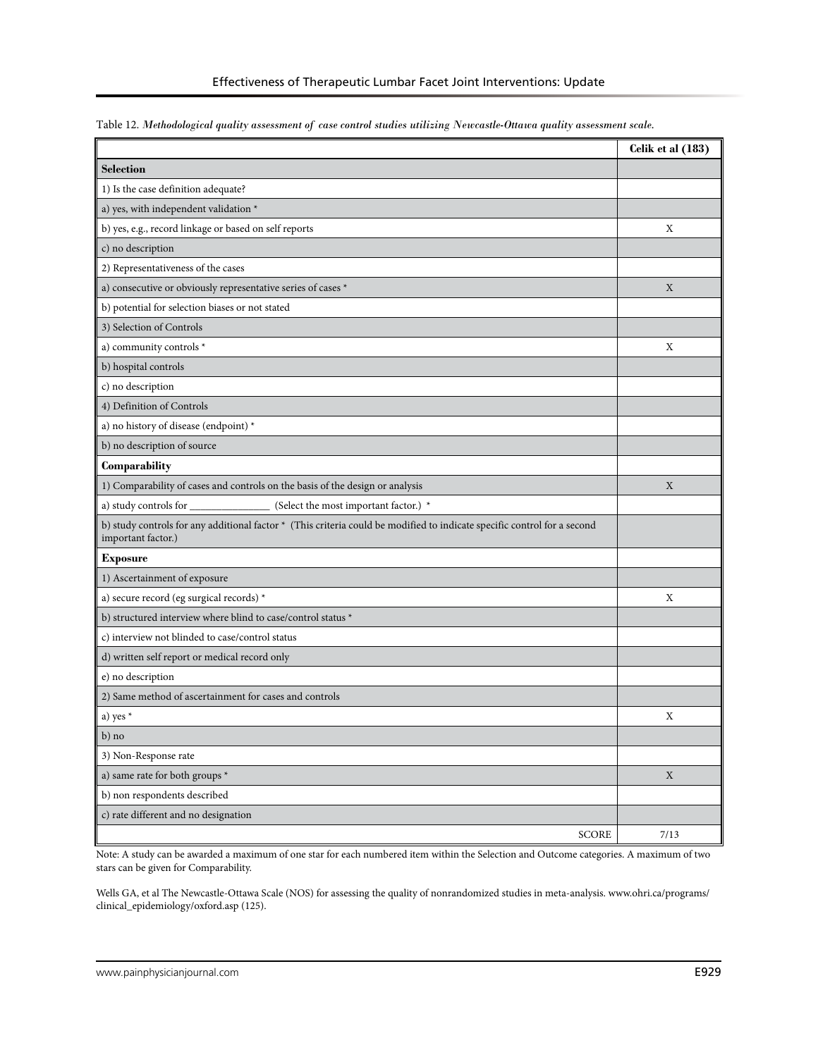Table 12. *Methodological quality assessment of case control studies utilizing Newcastle-Ottawa quality assessment scale.*

| | Celik et al (183) |
|---|---|
| **Selection** | |
| 1) Is the case definition adequate? | |
| a) yes, with independent validation * | |
| b) yes, e.g., record linkage or based on self reports | X |
| c) no description | |
| 2) Representativeness of the cases | |
| a) consecutive or obviously representative series of cases * | X |
| b) potential for selection biases or not stated | |
| 3) Selection of Controls | |
| a) community controls * | X |
| b) hospital controls | |
| c) no description | |
| 4) Definition of Controls | |
| a) no history of disease (endpoint) * | |
| b) no description of source | |
| **Comparability** | |
| 1) Comparability of cases and controls on the basis of the design or analysis | X |
| a) study controls for _______________ (Select the most important factor.) * | |
| b) study controls for any additional factor * (This criteria could be modified to indicate specific control for a second important factor.) | |
| **Exposure** | |
| 1) Ascertainment of exposure | |
| a) secure record (eg surgical records) * | X |
| b) structured interview where blind to case/control status * | |
| c) interview not blinded to case/control status | |
| d) written self report or medical record only | |
| e) no description | |
| 2) Same method of ascertainment for cases and controls | |
| a) yes * | X |
| b) no | |
| 3) Non-Response rate | |
| a) same rate for both groups * | X |
| b) non respondents described | |
| c) rate different and no designation | |
| SCORE | 7/13 |

Note: A study can be awarded a maximum of one star for each numbered item within the Selection and Outcome categories. A maximum of two stars can be given for Comparability.

Wells GA, et al The Newcastle-Ottawa Scale (NOS) for assessing the quality of nonrandomized studies in meta-analysis. www.ohri.ca/programs/clinical_epidemiology/oxford.asp (125).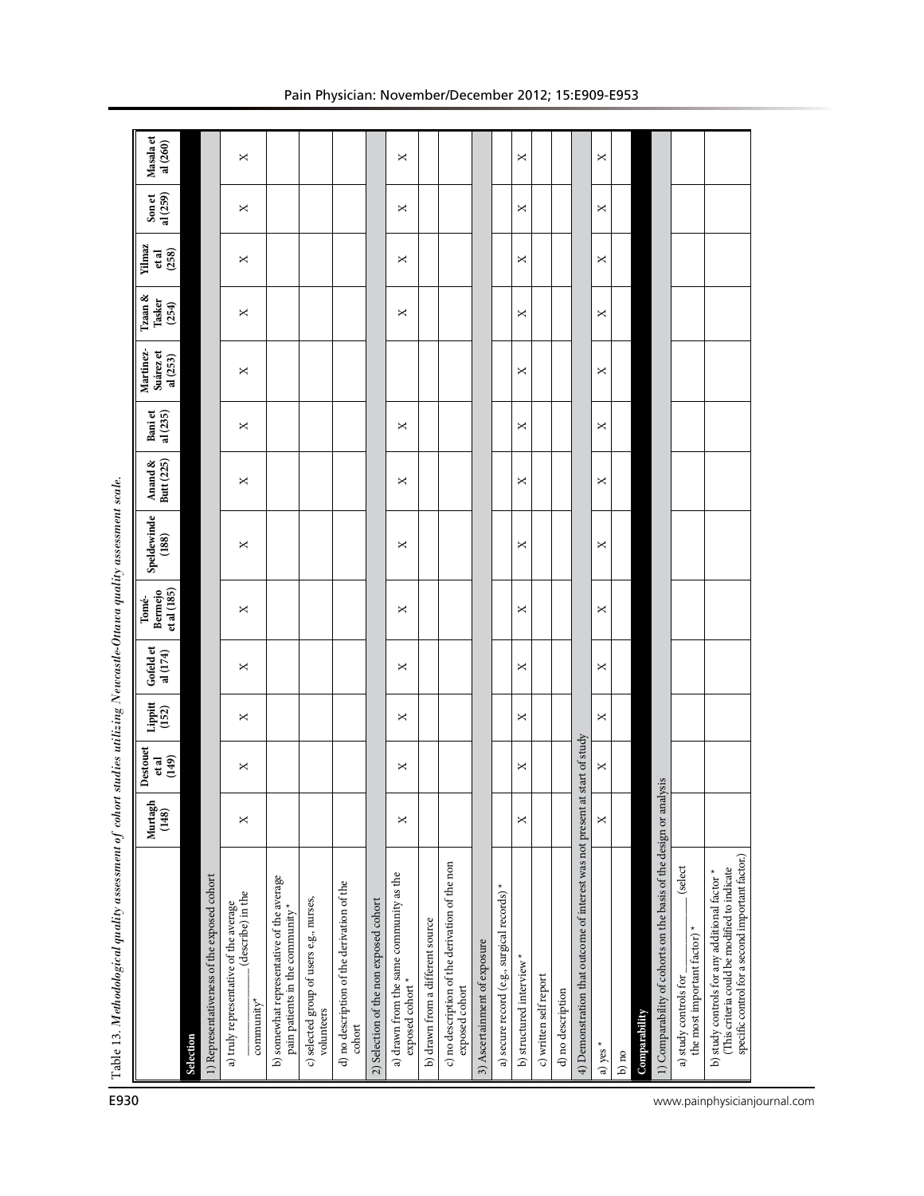Table 13. *Methodological quality assessment of cohort studies utilizing Newcastle-Ottawa quality assessment scale.*

| | Murtagh (148) | Destouet et al (149) | Lippitt (152) | Gofeld et al (174) | Tomé-Bermejo et al (185) | Speldewinde (188) | Anand & Butt (225) | Bani et al (235) | Martinez-Suárez et al (253) | Tzaan & Tasker (254) | Yilmaz et al (258) | Son et al (259) | Masala et al (260) |
|---|---|---|---|---|---|---|---|---|---|---|---|---|---|
| **Selection** | | | | | | | | | | | | | |
| 1) Representativeness of the exposed cohort | | | | | | | | | | | | | |
| a) truly representative of the average _______ (describe) in the community* | X | X | X | X | X | X | X | X | X | X | X | X | X |
| b) somewhat representative of the average pain patients in the community* | | | | | | | | | | | | | |
| c) selected group of users e.g., nurses, volunteers | | | | | | | | | | | | | |
| d) no description of the derivation of the cohort | | | | | | | | | | | | | |
| 2) Selection of the non exposed cohort | | | | | | | | | | | | | |
| a) drawn from the same community as the exposed cohort * | X | X | X | X | X | X | X | X | | X | X | X | X |
| b) drawn from a different source | | | | | | | | | | | | | |
| c) no description of the derivation of the non exposed cohort | | | | | | | | | | | | | |
| 3) Ascertainment of exposure | | | | | | | | | | | | | |
| a) secure record (e.g., surgical records) * | | | | | | | | | | | | | |
| b) structured interview * | X | X | X | X | X | X | X | X | X | X | X | X | X |
| c) written self report | | | | | | | | | | | | | |
| d) no description | | | | | | | | | | | | | |
| 4) Demonstration that outcome of interest was not present at start of study | | | | | | | | | | | | | |
| a) yes * | X | X | X | X | X | X | X | X | X | X | X | X | X |
| b) no | | | | | | | | | | | | | |
| **Comparability** | | | | | | | | | | | | | |
| 1) Comparability of cohorts on the basis of the design or analysis | | | | | | | | | | | | | |
| a) study controls for _______ (select the most important factor) * | | | | | | | | | | | | | |
| b) study controls for any additional factor * (This criteria could be modified to indicate specific control for a second important factor.) | | | | | | | | | | | | | |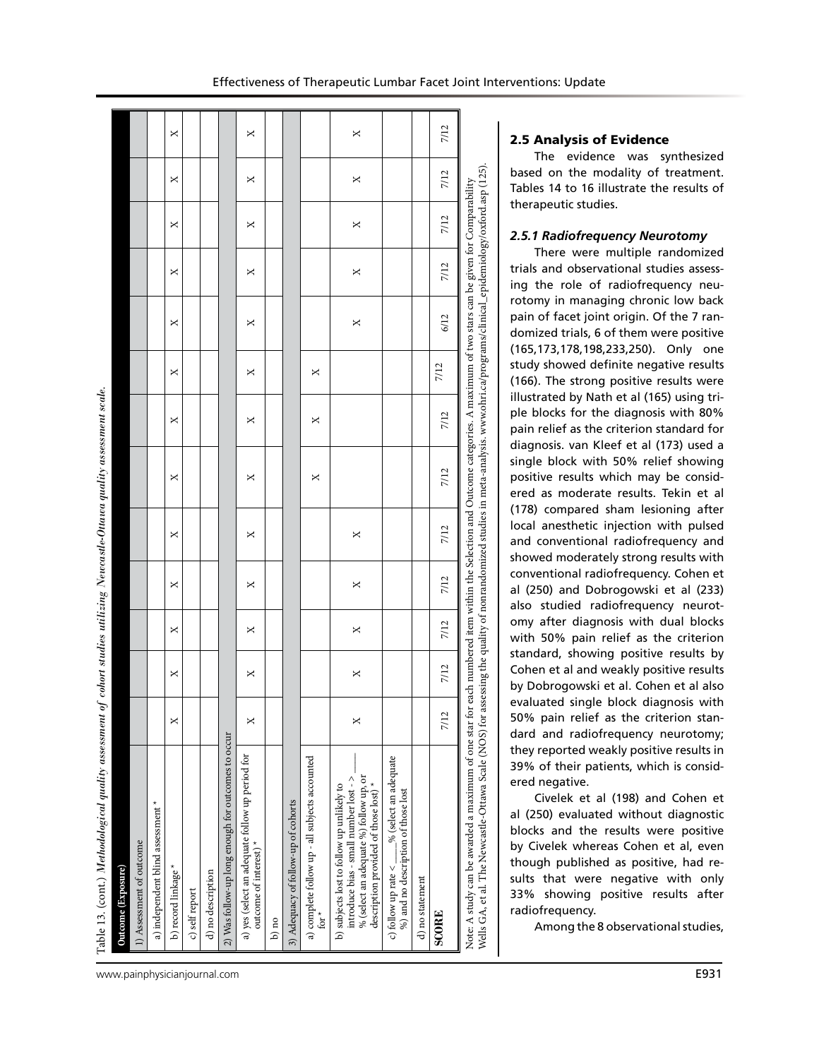Table 13. (cont.) *Methodological quality assessment of cohort studies utilizing Newcastle-Ottawa quality assessment scale.*

| Outcome (Exposure) | | | | | | | | | | | | | |
|---|---|---|---|---|---|---|---|---|---|---|---|---|---|
| 1) Assessment of outcome | | | | | | | | | | | | | |
| a) independent blind assessment * | | | | | | | | | | | | | |
| b) record linkage * | X | X | X | X | X | X | X | X | X | X | X | X | X |
| c) self report | | | | | | | | | | | | | |
| d) no description | | | | | | | | | | | | | |
| 2) Was follow-up long enough for outcomes to occur | | | | | | | | | | | | | |
| a) yes (select an adequate follow up period for outcome of interest) * | X | X | X | X | X | X | X | X | X | X | X | X | X |
| b) no | | | | | | | | | | | | | |
| 3) Adequacy of follow-up of cohorts | | | | | | | | | | | | | |
| a) complete follow up - all subjects accounted for * | | | | | | X | X | X | | | | | |
| b) subjects lost to follow up unlikely to introduce bias - small number lost - > ____ % (select an adequate %) follow up, or description provided of those lost) * | X | X | X | X | X | | | | X | X | X | X | X |
| c) follow up rate < ____% (select an adequate %) and no description of those lost | | | | | | | | | | | | | |
| d) no statement | | | | | | | | | | | | | |
| **SCORE** | 7/12 | 7/12 | 7/12 | 7/12 | 7/12 | 7/12 | 7/12 | 7/12 | 6/12 | 7/12 | 7/12 | 7/12 | 7/12 |

Note: A study can be awarded a maximum of one star for each numbered item within the Selection and Outcome categories. A maximum of two stars can be given for Comparability

Wells GA, et al. The Newcastle-Ottawa Scale (NOS) for assessing the quality of nonrandomized studies in meta-analysis. www.ohri.ca/programs/clinical_epidemiology/oxford.asp (125).

## 2.5 Analysis of Evidence

The evidence was synthesized based on the modality of treatment. Tables 14 to 16 illustrate the results of therapeutic studies.

### *2.5.1 Radiofrequency Neurotomy*

There were multiple randomized trials and observational studies assessing the role of radiofrequency neurotomy in managing chronic low back pain of facet joint origin. Of the 7 randomized trials, 6 of them were positive (165,173,178,198,233,250). Only one study showed definite negative results (166). The strong positive results were illustrated by Nath et al (165) using triple blocks for the diagnosis with 80% pain relief as the criterion standard for diagnosis. van Kleef et al (173) used a single block with 50% relief showing positive results which may be considered as moderate results. Tekin et al (178) compared sham lesioning after local anesthetic injection with pulsed and conventional radiofrequency and showed moderately strong results with conventional radiofrequency. Cohen et al (250) and Dobrogowski et al (233) also studied radiofrequency neurotomy after diagnosis with dual blocks with 50% pain relief as the criterion standard, showing positive results by Cohen et al and weakly positive results by Dobrogowski et al. Cohen et al also evaluated single block diagnosis with 50% pain relief as the criterion standard and radiofrequency neurotomy; they reported weakly positive results in 39% of their patients, which is considered negative.

Civelek et al (198) and Cohen et al (250) evaluated without diagnostic blocks and the results were positive by Civelek whereas Cohen et al, even though published as positive, had results that were negative with only 33% showing positive results after radiofrequency.

Among the 8 observational studies,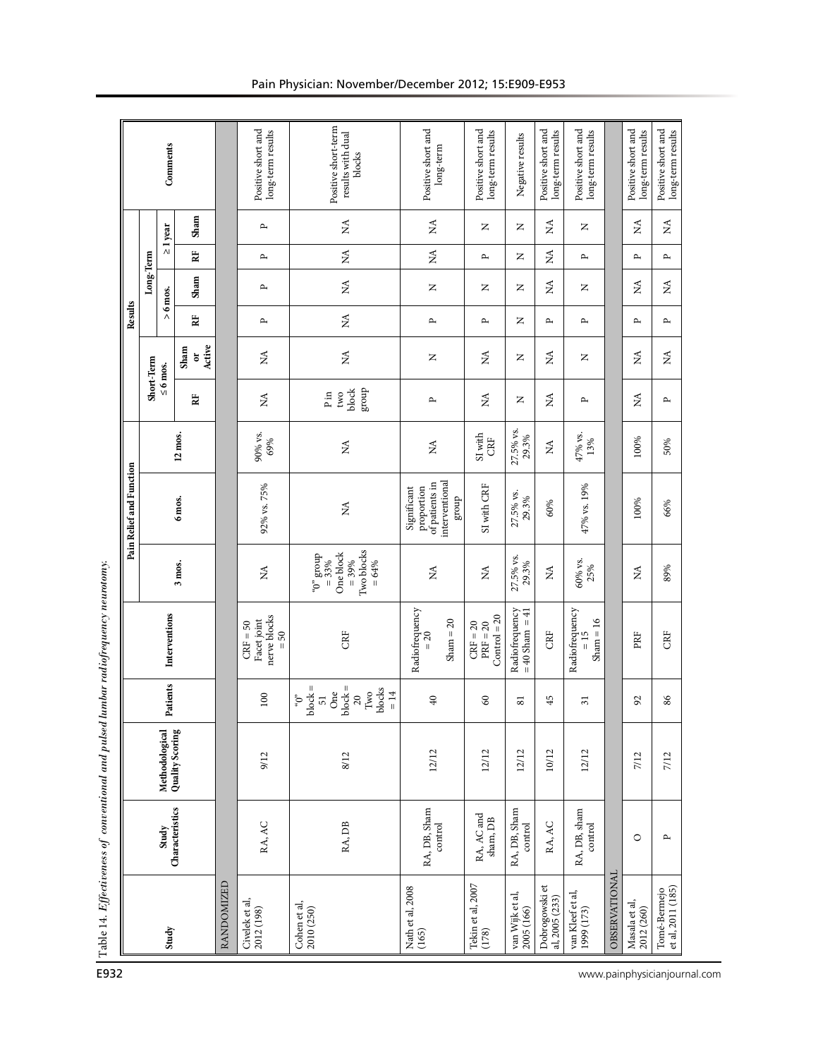Table 14. *Effectiveness of conventional and pulsed lumbar radiofrequency neurotomy.*

| Study | Study Characteristics | Methodological Quality Scoring | Patients | Interventions | Pain Relief and Function | | | Results | | | | | | Comments |
|---|---|---|---|---|---|---|---|---|---|---|---|---|---|---|
| | | | | | 3 mos. | 6 mos. | 12 mos. | Short-Term ≤ 6 mos. | | Long-Term | | | | |
| | | | | | | | | | | > 6 mos. | | ≥ 1 year | | |
| | | | | | | | | RF | Sham or Active | RF | Sham | RF | Sham | |
| RANDOMIZED | | | | | | | | | | | | | | |
| Civelek et al, 2012 (198) | RA, AC | 9/12 | 100 | CRF = 50<br>Facet joint nerve blocks = 50 | NA | 92% vs. 75% | 90% vs. 69% | NA | NA | P | P | P | P | Positive short and long-term results |
| Cohen et al, 2010 (250) | RA, DB | 8/12 | "0" block = 51<br>One block = 20<br>Two blocks = 14 | CRF | "0" group = 33%<br>One block = 39%<br>Two blocks = 64% | NA | NA | P in two block group | NA | NA | NA | NA | NA | Positive short-term results with dual blocks |
| Nath et al, 2008 (165) | RA, DB, Sham control | 12/12 | 40 | Radiofrequency = 20<br>Sham = 20 | NA | Significant proportion of patients in interventional group | NA | P | N | P | N | NA | NA | Positive short and long-term |
| Tekin et al, 2007 (178) | RA, AC and sham, DB | 12/12 | 60 | CRF = 20<br>PRF = 20<br>Control = 20 | NA | SI with CRF | SI with CRF | NA | NA | P | N | P | N | Positive short and long-term results |
| van Wijk et al, 2005 (166) | RA, DB, Sham control | 12/12 | 81 | Radiofrequency = 40 Sham = 41 | 27.5% vs. 29.3% | 27.5% vs. 29.3% | 27.5% vs. 29.3% | N | N | N | N | N | N | Negative results |
| Dobrogowski et al, 2005 (233) | RA, AC | 10/12 | 45 | CRF | NA | 60% | NA | NA | NA | P | NA | NA | NA | Positive short and long-term results |
| van Kleef et al, 1999 (173) | RA, DB, sham control | 12/12 | 31 | Radiofrequency = 15<br>Sham = 16 | 60% vs. 25% | 47% vs. 19% | 47% vs. 13% | P | N | P | N | P | N | Positive short and long-term results |
| OBSERVATIONAL | | | | | | | | | | | | | | |
| Masala et al, 2012 (260) | O | 7/12 | 92 | PRF | NA | 100% | 100% | NA | NA | P | NA | P | NA | Positive short and long-term results |
| Tomé-Bermejo et al, 2011 (185) | P | 7/12 | 86 | CRF | 89% | 66% | 50% | P | NA | P | NA | P | NA | Positive short and long-term results |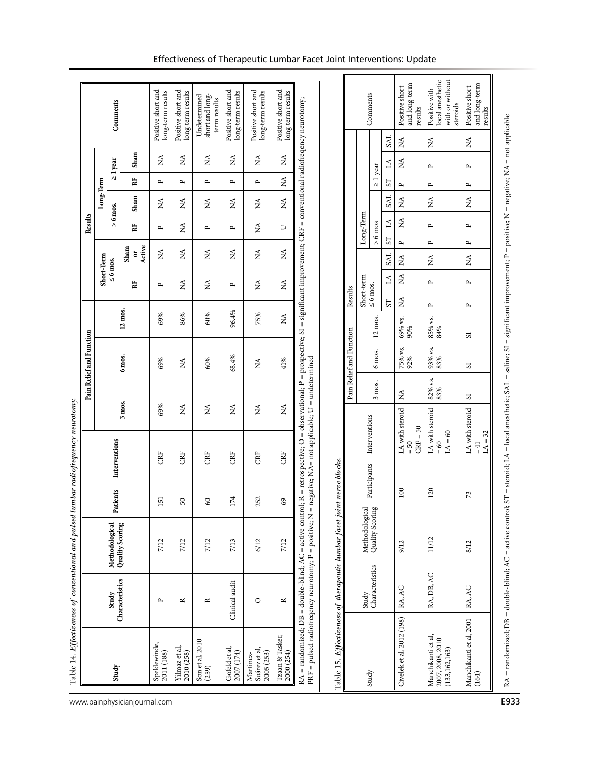Table 14. *Effectiveness of conventional and pulsed lumbar radiofrequency neurotomy.*

| Study | Study Characteristics | Methodological Quality Scoring | Patients | Interventions | Pain Relief and Function | | | Results | | | | | | Comments |
|---|---|---|---|---|---|---|---|---|---|---|---|---|---|---|
| | | | | | 3 mos. | 6 mos. | 12 mos. | Short-Term ≤ 6 mos. | | Long-Term | | | | |
| | | | | | | | | | | > 6 mos. | | ≥ 1 year | | |
| | | | | | | | | RF | Sham or Active | RF | Sham | RF | Sham | |
| Speldewinde, 2011 (188) | P | 7/12 | 151 | CRF | 69% | 69% | 69% | P | NA | P | NA | P | NA | Positive short and long-term results |
| Yilmaz et al, 2010 (258) | R | 7/12 | 50 | CRF | NA | NA | 86% | NA | NA | NA | NA | P | NA | Positive short and long-term results |
| Son et al, 2010 (259) | R | 7/12 | 60 | CRF | NA | 60% | 60% | NA | NA | P | NA | P | NA | Undetermined short and long-term results |
| Gofeld et al, 2007 (174) | Clinical audit | 7/13 | 174 | CRF | NA | 68.4% | 96.4% | P | NA | P | NA | P | NA | Positive short and long-term results |
| Martinez-Suárez et al, 2005 (253) | O | 6/12 | 252 | CRF | NA | NA | 75% | NA | NA | NA | NA | P | NA | Positive short and long-term results |
| Tzaan & Tasker, 2000 (254) | R | 7/12 | 69 | CRF | NA | 41% | NA | NA | NA | U | NA | NA | NA | Positive short and long-term results |

RA = randomized; DB = double-blind; AC = active control; R = retrospective; O = observational; P = prospective; SI = significant improvement; CRF = conventional radiofrequency neurotomy; PRF = pulsed radiofrequency neurotomy; P = positive; N = negative; NA= not applicable; U = undetermined

Table 15. *Effectiveness of therapeutic lumbar facet joint nerve blocks.*

| Study | Study Characteristics | Methodological Quality Scoring | Participants | Interventions | Pain Relief and Function | | | Results | | | | | | | | | Comments |
|---|---|---|---|---|---|---|---|---|---|---|---|---|---|---|---|---|---|
| | | | | | 3 mos. | 6 mos. | 12 mos. | Short-term ≤ 6 mos. | | | Long-Term | | | | | | |
| | | | | | | | | | | | > 6 mos | | | ≥ 1 year | | | |
| | | | | | | | | ST | LA | SAL | ST | LA | SAL | ST | LA | SAL | |
| Civelek et al, 2012 (198) | RA, AC | 9/12 | 100 | LA with steroid = 50 CRF = 50 | NA | 75% vs. 92% | 69% vs. 90% | NA | NA | NA | P | NA | NA | P | NA | NA | Positive short and long-term results |
| Manchikanti et al, 2007, 2008, 2010 (133,162,163) | RA, DB, AC | 11/12 | 120 | LA with steroid = 60 LA = 60 | 82% vs. 83% | 93% vs. 83% | 85% vs. 84% | P | P | NA | P | P | NA | P | P | NA | Positive with local anesthetic with or without steroids |
| Manchikanti et al, 2001 (164) | RA, AC | 8/12 | 73 | LA with steroid = 41 LA = 32 | SI | SI | SI | P | P | NA | P | P | NA | P | P | NA | Positive short and long-term results |

RA = randomized; DB = double-blind; AC = active control; ST = steroid; LA = local anesthetic; SAL = saline; SI = significant improvement; P = positive; N = negative; NA = not applicable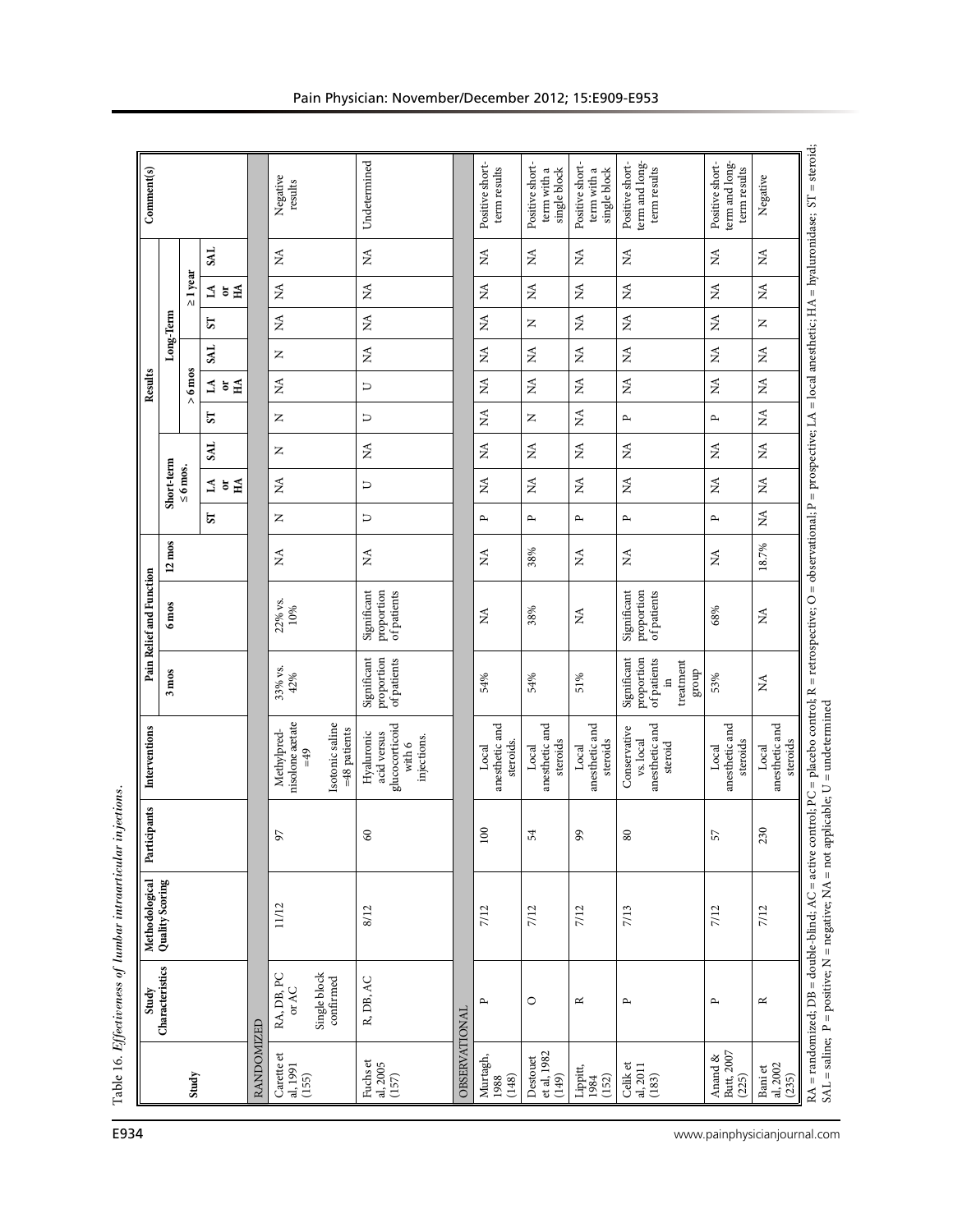Table 16. *Effectiveness of lumbar intraarticular injections.*

| Study | Study Characteristics | Methodological Quality Scoring | Participants | Interventions | Pain Relief and Function | | | Results | | | | | | | | | Comment(s) |
|---|---|---|---|---|---|---|---|---|---|---|---|---|---|---|---|---|---|
| | | | | | 3 mos | 6 mos | 12 mos | Short-term ≤ 6 mos. | | | Long-Term | | | | | | |
| | | | | | | | | | | | > 6 mos | | | ≥ 1 year | | | |
| | | | | | | | | ST | LA or HA | SAL | ST | LA or HA | SAL | ST | LA or HA | SAL | |
| RANDOMIZED | | | | | | | | | | | | | | | | | |
| Carette et al, 1991 (155) | RA, DB, PC or AC<br>Single block confirmed | 11/12 | 97 | Methylpred-nisolone acetate =49<br>Isotonic saline =48 patients | 33% vs. 42% | 22% vs. 10% | NA | N | NA | N | N | NA | N | NA | NA | NA | Negative results |
| Fuchs et al, 2005 (157) | R, DB, AC | 8/12 | 60 | Hyaluronic acid versus glucocorticoid with 6 injections. | Significant proportion of patients | Significant proportion of patients | NA | U | U | NA | U | U | NA | NA | NA | NA | Undetermined |
| OBSERVATIONAL | | | | | | | | | | | | | | | | | |
| Murtagh, 1988 (148) | P | 7/12 | 100 | Local anesthetic and steroids. | 54% | NA | NA | P | NA | NA | NA | NA | NA | NA | NA | NA | Positive short-term results |
| Destouet et al, 1982 (149) | O | 7/12 | 54 | Local anesthetic and steroids | 54% | 38% | 38% | P | NA | NA | N | NA | NA | N | NA | NA | Positive short-term with a single block |
| Lippitt, 1984 (152) | R | 7/12 | 99 | Local anesthetic and steroids | 51% | NA | NA | P | NA | NA | NA | NA | NA | NA | NA | NA | Positive short-term with a single block |
| Celik et al, 2011 (183) | P | 7/13 | 80 | Conservative vs. local anesthetic and steroid | Significant proportion of patients in treatment group | Significant proportion of patients | NA | P | NA | NA | P | NA | NA | NA | NA | NA | Positive short-term and long-term results |
| Anand & Butt, 2007 (225) | P | 7/12 | 57 | Local anesthetic and steroids | 53% | 68% | NA | P | NA | NA | P | NA | NA | NA | NA | NA | Positive short-term and long-term results |
| Bani et al, 2002 (235) | R | 7/12 | 230 | Local anesthetic and steroids | NA | NA | 18.7% | NA | NA | NA | NA | NA | NA | N | NA | NA | Negative |

RA = randomized; DB = double-blind; AC = active control; PC = placebo control; R = retrospective; O = observational; P = prospective; LA = local anesthetic; HA = hyaluronidase; ST = steroid; SAL = saline; P = positive; N = negative; NA = not applicable; U = undetermined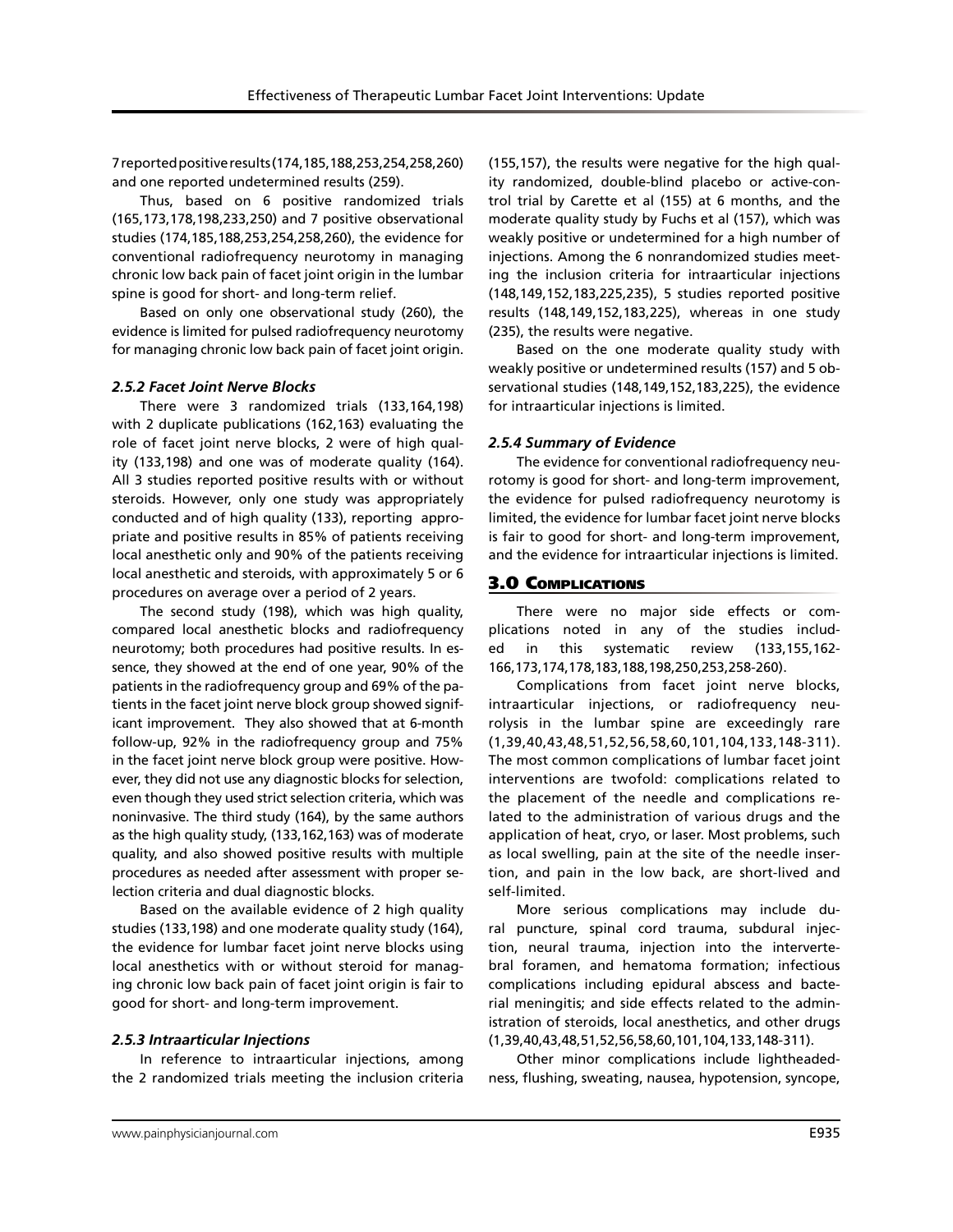7 reported positive results (174,185,188,253,254,258,260) and one reported undetermined results (259).

Thus, based on 6 positive randomized trials (165,173,178,198,233,250) and 7 positive observational studies (174,185,188,253,254,258,260), the evidence for conventional radiofrequency neurotomy in managing chronic low back pain of facet joint origin in the lumbar spine is good for short- and long-term relief.

Based on only one observational study (260), the evidence is limited for pulsed radiofrequency neurotomy for managing chronic low back pain of facet joint origin.

#### *2.5.2 Facet Joint Nerve Blocks*

There were 3 randomized trials (133,164,198) with 2 duplicate publications (162,163) evaluating the role of facet joint nerve blocks, 2 were of high quality (133,198) and one was of moderate quality (164). All 3 studies reported positive results with or without steroids. However, only one study was appropriately conducted and of high quality (133), reporting appropriate and positive results in 85% of patients receiving local anesthetic only and 90% of the patients receiving local anesthetic and steroids, with approximately 5 or 6 procedures on average over a period of 2 years.

The second study (198), which was high quality, compared local anesthetic blocks and radiofrequency neurotomy; both procedures had positive results. In essence, they showed at the end of one year, 90% of the patients in the radiofrequency group and 69% of the patients in the facet joint nerve block group showed significant improvement. They also showed that at 6-month follow-up, 92% in the radiofrequency group and 75% in the facet joint nerve block group were positive. However, they did not use any diagnostic blocks for selection, even though they used strict selection criteria, which was noninvasive. The third study (164), by the same authors as the high quality study, (133,162,163) was of moderate quality, and also showed positive results with multiple procedures as needed after assessment with proper selection criteria and dual diagnostic blocks.

Based on the available evidence of 2 high quality studies (133,198) and one moderate quality study (164), the evidence for lumbar facet joint nerve blocks using local anesthetics with or without steroid for managing chronic low back pain of facet joint origin is fair to good for short- and long-term improvement.

#### *2.5.3 Intraarticular Injections*

In reference to intraarticular injections, among the 2 randomized trials meeting the inclusion criteria (155,157), the results were negative for the high quality randomized, double-blind placebo or active-control trial by Carette et al (155) at 6 months, and the moderate quality study by Fuchs et al (157), which was weakly positive or undetermined for a high number of injections. Among the 6 nonrandomized studies meeting the inclusion criteria for intraarticular injections (148,149,152,183,225,235), 5 studies reported positive results (148,149,152,183,225), whereas in one study (235), the results were negative.

Based on the one moderate quality study with weakly positive or undetermined results (157) and 5 observational studies (148,149,152,183,225), the evidence for intraarticular injections is limited.

#### *2.5.4 Summary of Evidence*

The evidence for conventional radiofrequency neurotomy is good for short- and long-term improvement, the evidence for pulsed radiofrequency neurotomy is limited, the evidence for lumbar facet joint nerve blocks is fair to good for short- and long-term improvement, and the evidence for intraarticular injections is limited.

## 3.0 Complications

There were no major side effects or complications noted in any of the studies included in this systematic review (133,155,162-166,173,174,178,183,188,198,250,253,258-260).

Complications from facet joint nerve blocks, intraarticular injections, or radiofrequency neurolysis in the lumbar spine are exceedingly rare (1,39,40,43,48,51,52,56,58,60,101,104,133,148-311). The most common complications of lumbar facet joint interventions are twofold: complications related to the placement of the needle and complications related to the administration of various drugs and the application of heat, cryo, or laser. Most problems, such as local swelling, pain at the site of the needle insertion, and pain in the low back, are short-lived and self-limited.

More serious complications may include dural puncture, spinal cord trauma, subdural injection, neural trauma, injection into the intervertebral foramen, and hematoma formation; infectious complications including epidural abscess and bacterial meningitis; and side effects related to the administration of steroids, local anesthetics, and other drugs (1,39,40,43,48,51,52,56,58,60,101,104,133,148-311).

Other minor complications include lightheadedness, flushing, sweating, nausea, hypotension, syncope,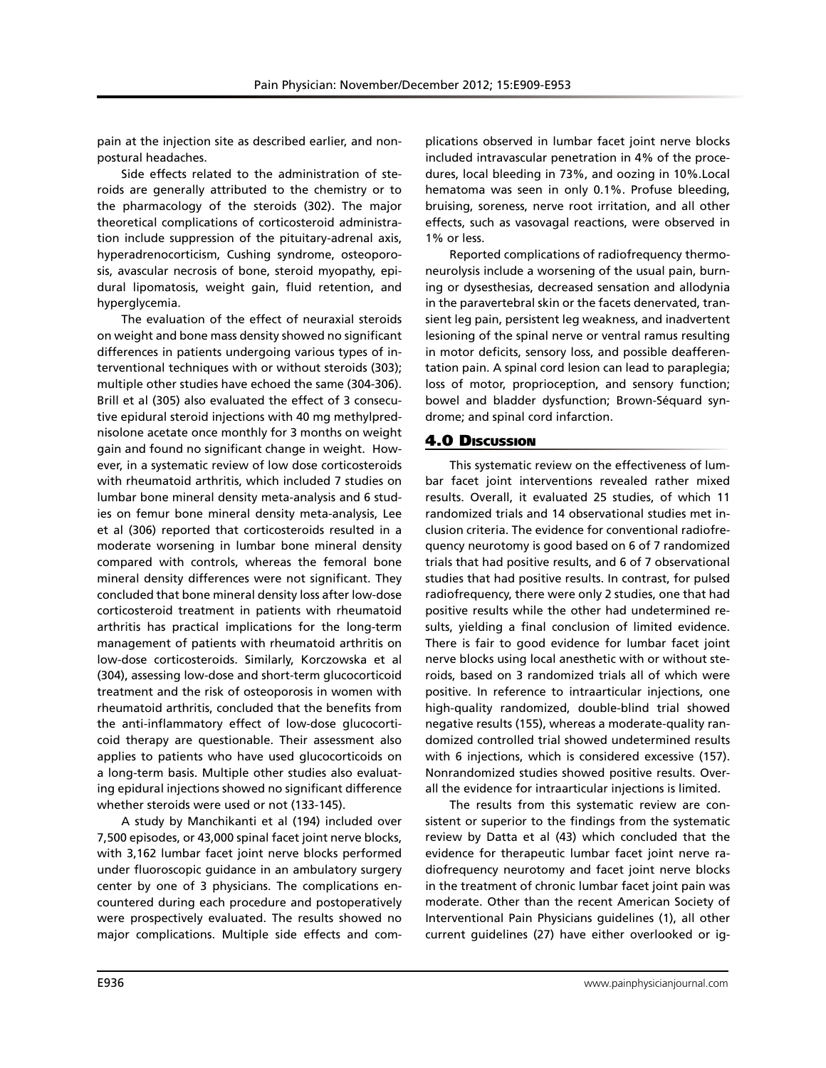pain at the injection site as described earlier, and nonpostural headaches.

Side effects related to the administration of steroids are generally attributed to the chemistry or to the pharmacology of the steroids (302). The major theoretical complications of corticosteroid administration include suppression of the pituitary-adrenal axis, hyperadrenocorticism, Cushing syndrome, osteoporosis, avascular necrosis of bone, steroid myopathy, epidural lipomatosis, weight gain, fluid retention, and hyperglycemia.

The evaluation of the effect of neuraxial steroids on weight and bone mass density showed no significant differences in patients undergoing various types of interventional techniques with or without steroids (303); multiple other studies have echoed the same (304-306). Brill et al (305) also evaluated the effect of 3 consecutive epidural steroid injections with 40 mg methylprednisolone acetate once monthly for 3 months on weight gain and found no significant change in weight. However, in a systematic review of low dose corticosteroids with rheumatoid arthritis, which included 7 studies on lumbar bone mineral density meta-analysis and 6 studies on femur bone mineral density meta-analysis, Lee et al (306) reported that corticosteroids resulted in a moderate worsening in lumbar bone mineral density compared with controls, whereas the femoral bone mineral density differences were not significant. They concluded that bone mineral density loss after low-dose corticosteroid treatment in patients with rheumatoid arthritis has practical implications for the long-term management of patients with rheumatoid arthritis on low-dose corticosteroids. Similarly, Korczowska et al (304), assessing low-dose and short-term glucocorticoid treatment and the risk of osteoporosis in women with rheumatoid arthritis, concluded that the benefits from the anti-inflammatory effect of low-dose glucocorticoid therapy are questionable. Their assessment also applies to patients who have used glucocorticoids on a long-term basis. Multiple other studies also evaluating epidural injections showed no significant difference whether steroids were used or not (133-145).

A study by Manchikanti et al (194) included over 7,500 episodes, or 43,000 spinal facet joint nerve blocks, with 3,162 lumbar facet joint nerve blocks performed under fluoroscopic guidance in an ambulatory surgery center by one of 3 physicians. The complications encountered during each procedure and postoperatively were prospectively evaluated. The results showed no major complications. Multiple side effects and complications observed in lumbar facet joint nerve blocks included intravascular penetration in 4% of the procedures, local bleeding in 73%, and oozing in 10%.Local hematoma was seen in only 0.1%. Profuse bleeding, bruising, soreness, nerve root irritation, and all other effects, such as vasovagal reactions, were observed in 1% or less.

Reported complications of radiofrequency thermoneurolysis include a worsening of the usual pain, burning or dysesthesias, decreased sensation and allodynia in the paravertebral skin or the facets denervated, transient leg pain, persistent leg weakness, and inadvertent lesioning of the spinal nerve or ventral ramus resulting in motor deficits, sensory loss, and possible deafferentation pain. A spinal cord lesion can lead to paraplegia; loss of motor, proprioception, and sensory function; bowel and bladder dysfunction; Brown-Séquard syndrome; and spinal cord infarction.

## 4.0 Discussion

This systematic review on the effectiveness of lumbar facet joint interventions revealed rather mixed results. Overall, it evaluated 25 studies, of which 11 randomized trials and 14 observational studies met inclusion criteria. The evidence for conventional radiofrequency neurotomy is good based on 6 of 7 randomized trials that had positive results, and 6 of 7 observational studies that had positive results. In contrast, for pulsed radiofrequency, there were only 2 studies, one that had positive results while the other had undetermined results, yielding a final conclusion of limited evidence. There is fair to good evidence for lumbar facet joint nerve blocks using local anesthetic with or without steroids, based on 3 randomized trials all of which were positive. In reference to intraarticular injections, one high-quality randomized, double-blind trial showed negative results (155), whereas a moderate-quality randomized controlled trial showed undetermined results with 6 injections, which is considered excessive (157). Nonrandomized studies showed positive results. Overall the evidence for intraarticular injections is limited.

The results from this systematic review are consistent or superior to the findings from the systematic review by Datta et al (43) which concluded that the evidence for therapeutic lumbar facet joint nerve radiofrequency neurotomy and facet joint nerve blocks in the treatment of chronic lumbar facet joint pain was moderate. Other than the recent American Society of Interventional Pain Physicians guidelines (1), all other current guidelines (27) have either overlooked or ig-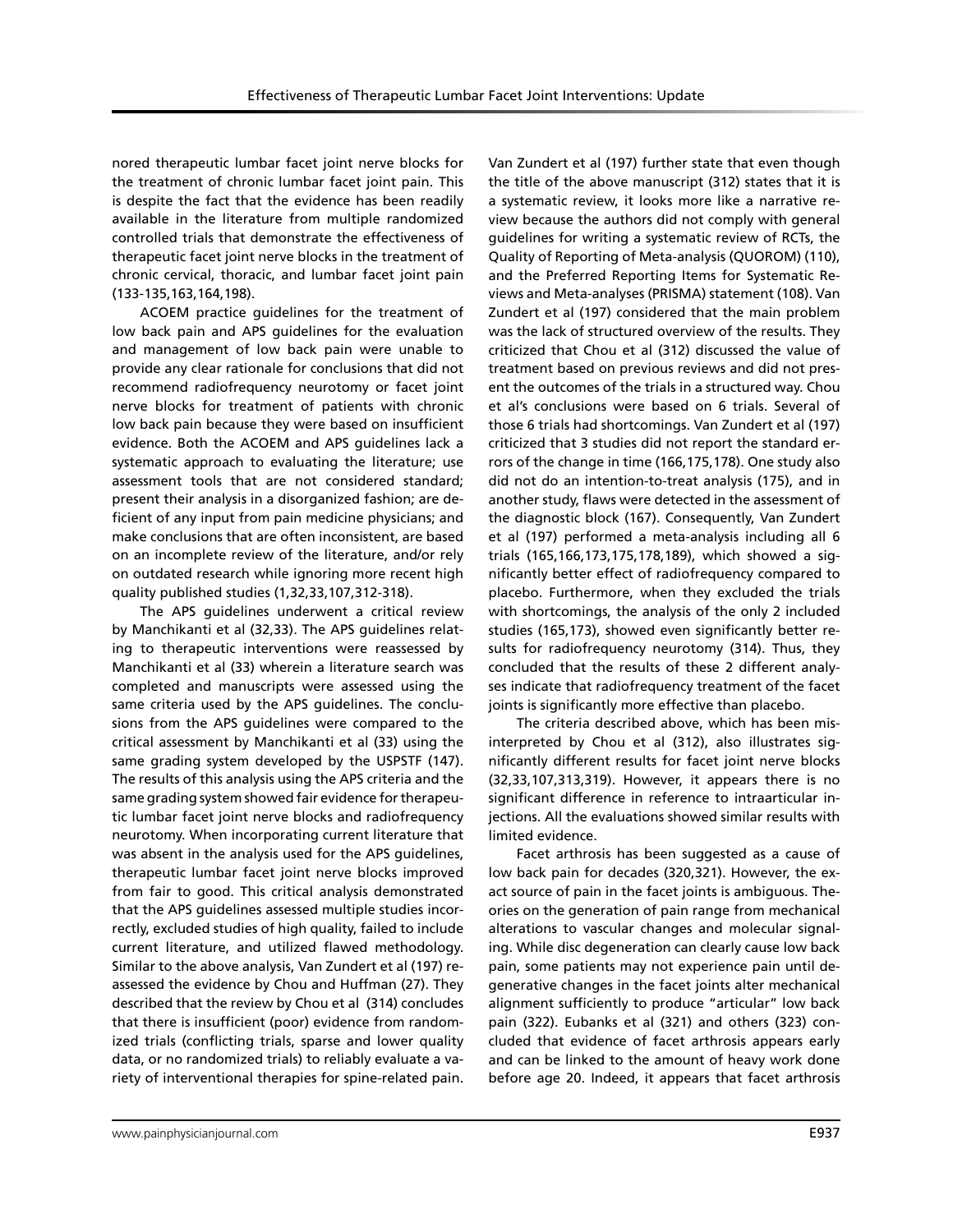nored therapeutic lumbar facet joint nerve blocks for the treatment of chronic lumbar facet joint pain. This is despite the fact that the evidence has been readily available in the literature from multiple randomized controlled trials that demonstrate the effectiveness of therapeutic facet joint nerve blocks in the treatment of chronic cervical, thoracic, and lumbar facet joint pain (133-135,163,164,198).

ACOEM practice guidelines for the treatment of low back pain and APS guidelines for the evaluation and management of low back pain were unable to provide any clear rationale for conclusions that did not recommend radiofrequency neurotomy or facet joint nerve blocks for treatment of patients with chronic low back pain because they were based on insufficient evidence. Both the ACOEM and APS guidelines lack a systematic approach to evaluating the literature; use assessment tools that are not considered standard; present their analysis in a disorganized fashion; are deficient of any input from pain medicine physicians; and make conclusions that are often inconsistent, are based on an incomplete review of the literature, and/or rely on outdated research while ignoring more recent high quality published studies (1,32,33,107,312-318).

The APS guidelines underwent a critical review by Manchikanti et al (32,33). The APS guidelines relating to therapeutic interventions were reassessed by Manchikanti et al (33) wherein a literature search was completed and manuscripts were assessed using the same criteria used by the APS guidelines. The conclusions from the APS guidelines were compared to the critical assessment by Manchikanti et al (33) using the same grading system developed by the USPSTF (147). The results of this analysis using the APS criteria and the same grading system showed fair evidence for therapeutic lumbar facet joint nerve blocks and radiofrequency neurotomy. When incorporating current literature that was absent in the analysis used for the APS guidelines, therapeutic lumbar facet joint nerve blocks improved from fair to good. This critical analysis demonstrated that the APS guidelines assessed multiple studies incorrectly, excluded studies of high quality, failed to include current literature, and utilized flawed methodology. Similar to the above analysis, Van Zundert et al (197) reassessed the evidence by Chou and Huffman (27). They described that the review by Chou et al (314) concludes that there is insufficient (poor) evidence from randomized trials (conflicting trials, sparse and lower quality data, or no randomized trials) to reliably evaluate a variety of interventional therapies for spine-related pain. Van Zundert et al (197) further state that even though the title of the above manuscript (312) states that it is a systematic review, it looks more like a narrative review because the authors did not comply with general guidelines for writing a systematic review of RCTs, the Quality of Reporting of Meta-analysis (QUOROM) (110), and the Preferred Reporting Items for Systematic Reviews and Meta-analyses (PRISMA) statement (108). Van Zundert et al (197) considered that the main problem was the lack of structured overview of the results. They criticized that Chou et al (312) discussed the value of treatment based on previous reviews and did not present the outcomes of the trials in a structured way. Chou et al's conclusions were based on 6 trials. Several of those 6 trials had shortcomings. Van Zundert et al (197) criticized that 3 studies did not report the standard errors of the change in time (166,175,178). One study also did not do an intention-to-treat analysis (175), and in another study, flaws were detected in the assessment of the diagnostic block (167). Consequently, Van Zundert et al (197) performed a meta-analysis including all 6 trials (165,166,173,175,178,189), which showed a significantly better effect of radiofrequency compared to placebo. Furthermore, when they excluded the trials with shortcomings, the analysis of the only 2 included studies (165,173), showed even significantly better results for radiofrequency neurotomy (314). Thus, they concluded that the results of these 2 different analyses indicate that radiofrequency treatment of the facet joints is significantly more effective than placebo.

The criteria described above, which has been misinterpreted by Chou et al (312), also illustrates significantly different results for facet joint nerve blocks (32,33,107,313,319). However, it appears there is no significant difference in reference to intraarticular injections. All the evaluations showed similar results with limited evidence.

Facet arthrosis has been suggested as a cause of low back pain for decades (320,321). However, the exact source of pain in the facet joints is ambiguous. Theories on the generation of pain range from mechanical alterations to vascular changes and molecular signaling. While disc degeneration can clearly cause low back pain, some patients may not experience pain until degenerative changes in the facet joints alter mechanical alignment sufficiently to produce "articular" low back pain (322). Eubanks et al (321) and others (323) concluded that evidence of facet arthrosis appears early and can be linked to the amount of heavy work done before age 20. Indeed, it appears that facet arthrosis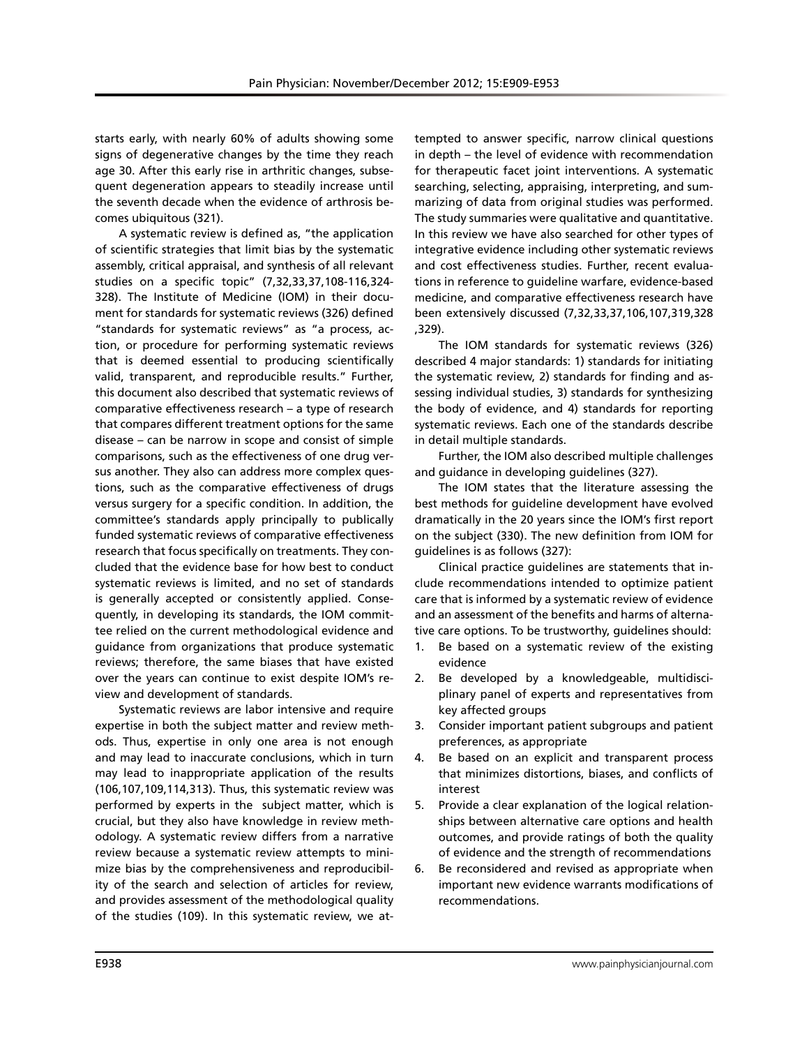starts early, with nearly 60% of adults showing some signs of degenerative changes by the time they reach age 30. After this early rise in arthritic changes, subsequent degeneration appears to steadily increase until the seventh decade when the evidence of arthrosis becomes ubiquitous (321).

A systematic review is defined as, "the application of scientific strategies that limit bias by the systematic assembly, critical appraisal, and synthesis of all relevant studies on a specific topic" (7,32,33,37,108-116,324-328). The Institute of Medicine (IOM) in their document for standards for systematic reviews (326) defined "standards for systematic reviews" as "a process, action, or procedure for performing systematic reviews that is deemed essential to producing scientifically valid, transparent, and reproducible results." Further, this document also described that systematic reviews of comparative effectiveness research – a type of research that compares different treatment options for the same disease – can be narrow in scope and consist of simple comparisons, such as the effectiveness of one drug versus another. They also can address more complex questions, such as the comparative effectiveness of drugs versus surgery for a specific condition. In addition, the committee's standards apply principally to publically funded systematic reviews of comparative effectiveness research that focus specifically on treatments. They concluded that the evidence base for how best to conduct systematic reviews is limited, and no set of standards is generally accepted or consistently applied. Consequently, in developing its standards, the IOM committee relied on the current methodological evidence and guidance from organizations that produce systematic reviews; therefore, the same biases that have existed over the years can continue to exist despite IOM's review and development of standards.

Systematic reviews are labor intensive and require expertise in both the subject matter and review methods. Thus, expertise in only one area is not enough and may lead to inaccurate conclusions, which in turn may lead to inappropriate application of the results (106,107,109,114,313). Thus, this systematic review was performed by experts in the subject matter, which is crucial, but they also have knowledge in review methodology. A systematic review differs from a narrative review because a systematic review attempts to minimize bias by the comprehensiveness and reproducibility of the search and selection of articles for review, and provides assessment of the methodological quality of the studies (109). In this systematic review, we attempted to answer specific, narrow clinical questions in depth – the level of evidence with recommendation for therapeutic facet joint interventions. A systematic searching, selecting, appraising, interpreting, and summarizing of data from original studies was performed. The study summaries were qualitative and quantitative. In this review we have also searched for other types of integrative evidence including other systematic reviews and cost effectiveness studies. Further, recent evaluations in reference to guideline warfare, evidence-based medicine, and comparative effectiveness research have been extensively discussed (7,32,33,37,106,107,319,328,329).

The IOM standards for systematic reviews (326) described 4 major standards: 1) standards for initiating the systematic review, 2) standards for finding and assessing individual studies, 3) standards for synthesizing the body of evidence, and 4) standards for reporting systematic reviews. Each one of the standards describe in detail multiple standards.

Further, the IOM also described multiple challenges and guidance in developing guidelines (327).

The IOM states that the literature assessing the best methods for guideline development have evolved dramatically in the 20 years since the IOM's first report on the subject (330). The new definition from IOM for guidelines is as follows (327):

Clinical practice guidelines are statements that include recommendations intended to optimize patient care that is informed by a systematic review of evidence and an assessment of the benefits and harms of alternative care options. To be trustworthy, guidelines should:

1. Be based on a systematic review of the existing evidence
2. Be developed by a knowledgeable, multidisciplinary panel of experts and representatives from key affected groups
3. Consider important patient subgroups and patient preferences, as appropriate
4. Be based on an explicit and transparent process that minimizes distortions, biases, and conflicts of interest
5. Provide a clear explanation of the logical relationships between alternative care options and health outcomes, and provide ratings of both the quality of evidence and the strength of recommendations
6. Be reconsidered and revised as appropriate when important new evidence warrants modifications of recommendations.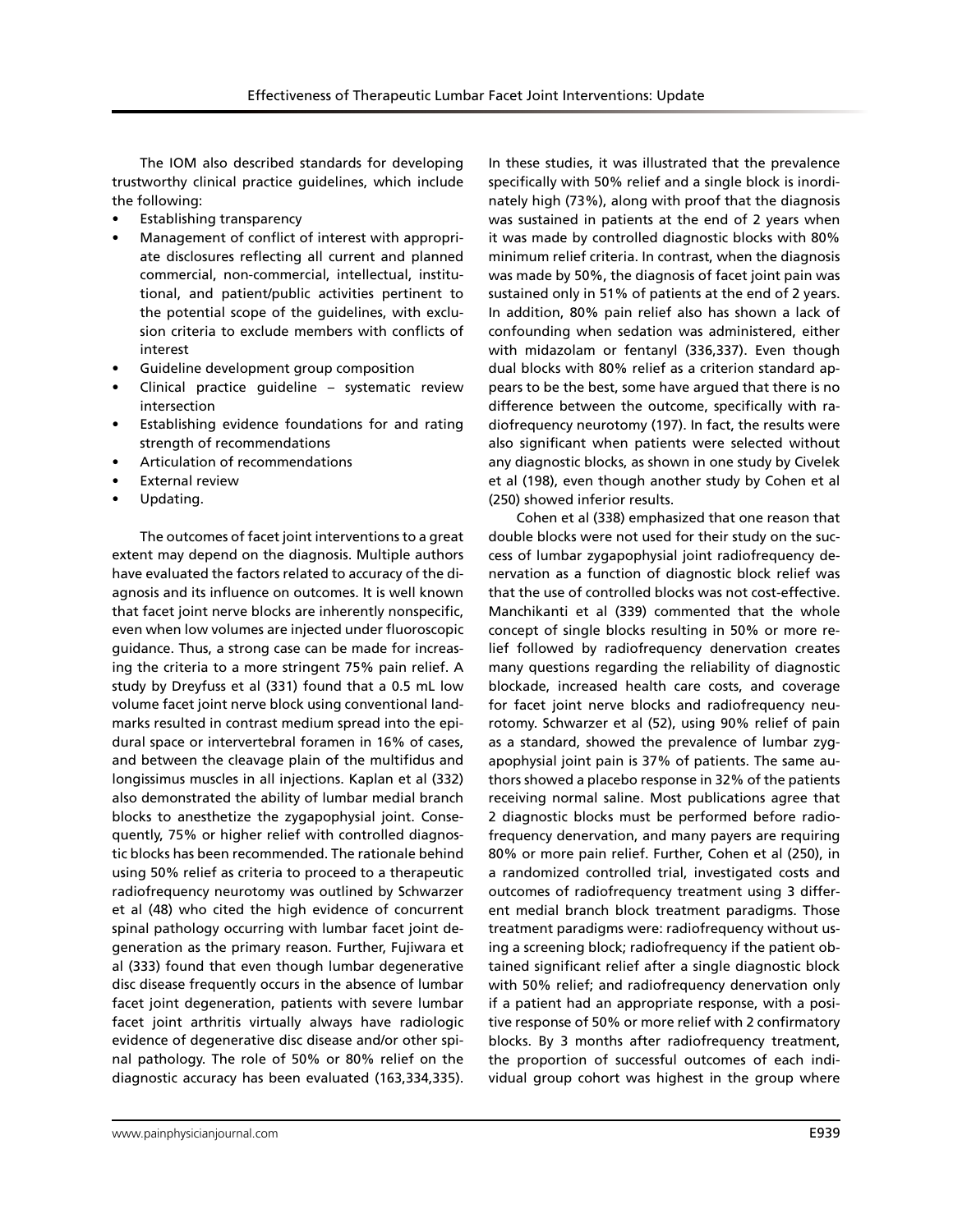The IOM also described standards for developing trustworthy clinical practice guidelines, which include the following:

- Establishing transparency
- Management of conflict of interest with appropriate disclosures reflecting all current and planned commercial, non-commercial, intellectual, institutional, and patient/public activities pertinent to the potential scope of the guidelines, with exclusion criteria to exclude members with conflicts of interest
- Guideline development group composition
- Clinical practice guideline – systematic review intersection
- Establishing evidence foundations for and rating strength of recommendations
- Articulation of recommendations
- External review
- Updating.

The outcomes of facet joint interventions to a great extent may depend on the diagnosis. Multiple authors have evaluated the factors related to accuracy of the diagnosis and its influence on outcomes. It is well known that facet joint nerve blocks are inherently nonspecific, even when low volumes are injected under fluoroscopic guidance. Thus, a strong case can be made for increasing the criteria to a more stringent 75% pain relief. A study by Dreyfuss et al (331) found that a 0.5 mL low volume facet joint nerve block using conventional landmarks resulted in contrast medium spread into the epidural space or intervertebral foramen in 16% of cases, and between the cleavage plain of the multifidus and longissimus muscles in all injections. Kaplan et al (332) also demonstrated the ability of lumbar medial branch blocks to anesthetize the zygapophysial joint. Consequently, 75% or higher relief with controlled diagnostic blocks has been recommended. The rationale behind using 50% relief as criteria to proceed to a therapeutic radiofrequency neurotomy was outlined by Schwarzer et al (48) who cited the high evidence of concurrent spinal pathology occurring with lumbar facet joint degeneration as the primary reason. Further, Fujiwara et al (333) found that even though lumbar degenerative disc disease frequently occurs in the absence of lumbar facet joint degeneration, patients with severe lumbar facet joint arthritis virtually always have radiologic evidence of degenerative disc disease and/or other spinal pathology. The role of 50% or 80% relief on the diagnostic accuracy has been evaluated (163,334,335). In these studies, it was illustrated that the prevalence specifically with 50% relief and a single block is inordinately high (73%), along with proof that the diagnosis was sustained in patients at the end of 2 years when it was made by controlled diagnostic blocks with 80% minimum relief criteria. In contrast, when the diagnosis was made by 50%, the diagnosis of facet joint pain was sustained only in 51% of patients at the end of 2 years. In addition, 80% pain relief also has shown a lack of confounding when sedation was administered, either with midazolam or fentanyl (336,337). Even though dual blocks with 80% relief as a criterion standard appears to be the best, some have argued that there is no difference between the outcome, specifically with radiofrequency neurotomy (197). In fact, the results were also significant when patients were selected without any diagnostic blocks, as shown in one study by Civelek et al (198), even though another study by Cohen et al (250) showed inferior results.

Cohen et al (338) emphasized that one reason that double blocks were not used for their study on the success of lumbar zygapophysial joint radiofrequency denervation as a function of diagnostic block relief was that the use of controlled blocks was not cost-effective. Manchikanti et al (339) commented that the whole concept of single blocks resulting in 50% or more relief followed by radiofrequency denervation creates many questions regarding the reliability of diagnostic blockade, increased health care costs, and coverage for facet joint nerve blocks and radiofrequency neurotomy. Schwarzer et al (52), using 90% relief of pain as a standard, showed the prevalence of lumbar zygapophysial joint pain is 37% of patients. The same authors showed a placebo response in 32% of the patients receiving normal saline. Most publications agree that 2 diagnostic blocks must be performed before radiofrequency denervation, and many payers are requiring 80% or more pain relief. Further, Cohen et al (250), in a randomized controlled trial, investigated costs and outcomes of radiofrequency treatment using 3 different medial branch block treatment paradigms. Those treatment paradigms were: radiofrequency without using a screening block; radiofrequency if the patient obtained significant relief after a single diagnostic block with 50% relief; and radiofrequency denervation only if a patient had an appropriate response, with a positive response of 50% or more relief with 2 confirmatory blocks. By 3 months after radiofrequency treatment, the proportion of successful outcomes of each individual group cohort was highest in the group where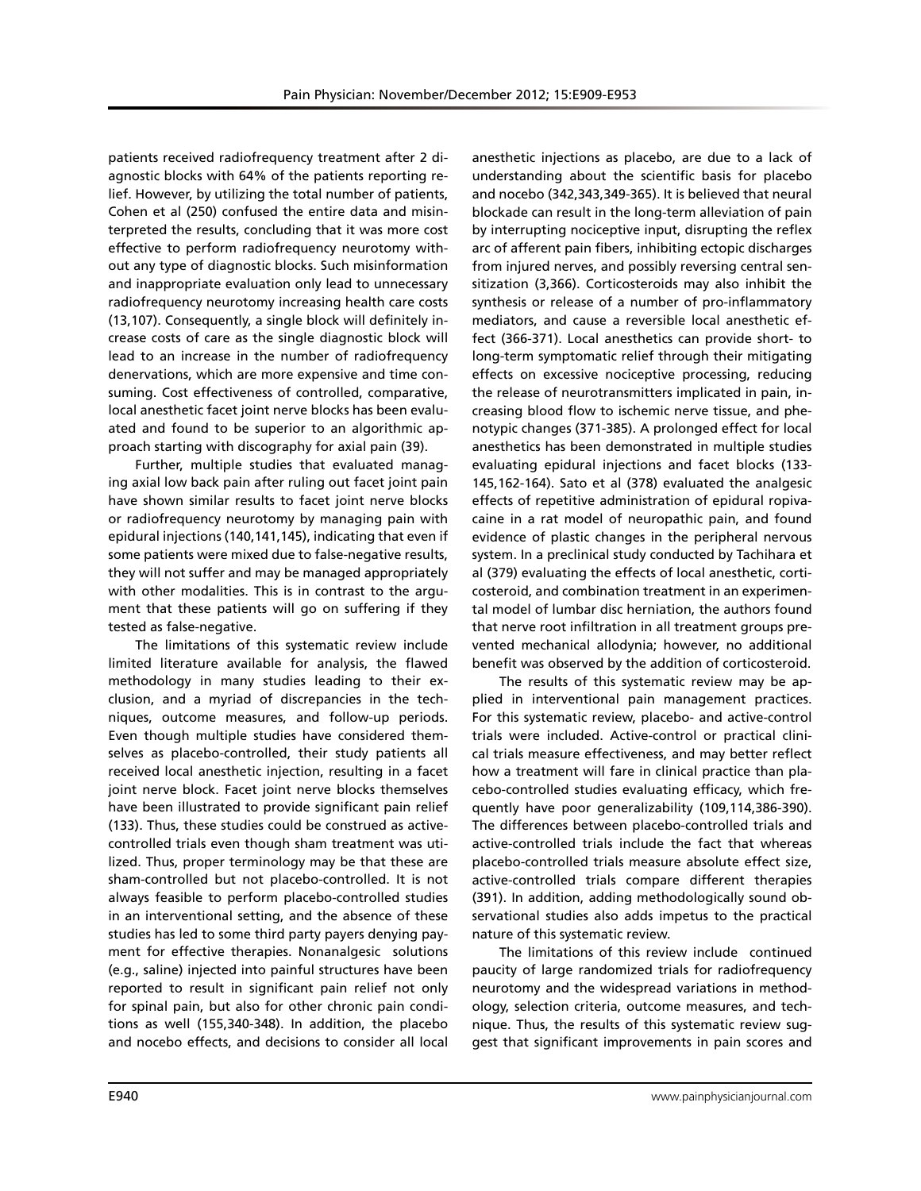patients received radiofrequency treatment after 2 diagnostic blocks with 64% of the patients reporting relief. However, by utilizing the total number of patients, Cohen et al (250) confused the entire data and misinterpreted the results, concluding that it was more cost effective to perform radiofrequency neurotomy without any type of diagnostic blocks. Such misinformation and inappropriate evaluation only lead to unnecessary radiofrequency neurotomy increasing health care costs (13,107). Consequently, a single block will definitely increase costs of care as the single diagnostic block will lead to an increase in the number of radiofrequency denervations, which are more expensive and time consuming. Cost effectiveness of controlled, comparative, local anesthetic facet joint nerve blocks has been evaluated and found to be superior to an algorithmic approach starting with discography for axial pain (39).

Further, multiple studies that evaluated managing axial low back pain after ruling out facet joint pain have shown similar results to facet joint nerve blocks or radiofrequency neurotomy by managing pain with epidural injections (140,141,145), indicating that even if some patients were mixed due to false-negative results, they will not suffer and may be managed appropriately with other modalities. This is in contrast to the argument that these patients will go on suffering if they tested as false-negative.

The limitations of this systematic review include limited literature available for analysis, the flawed methodology in many studies leading to their exclusion, and a myriad of discrepancies in the techniques, outcome measures, and follow-up periods. Even though multiple studies have considered themselves as placebo-controlled, their study patients all received local anesthetic injection, resulting in a facet joint nerve block. Facet joint nerve blocks themselves have been illustrated to provide significant pain relief (133). Thus, these studies could be construed as active-controlled trials even though sham treatment was utilized. Thus, proper terminology may be that these are sham-controlled but not placebo-controlled. It is not always feasible to perform placebo-controlled studies in an interventional setting, and the absence of these studies has led to some third party payers denying payment for effective therapies. Nonanalgesic solutions (e.g., saline) injected into painful structures have been reported to result in significant pain relief not only for spinal pain, but also for other chronic pain conditions as well (155,340-348). In addition, the placebo and nocebo effects, and decisions to consider all local anesthetic injections as placebo, are due to a lack of understanding about the scientific basis for placebo and nocebo (342,343,349-365). It is believed that neural blockade can result in the long-term alleviation of pain by interrupting nociceptive input, disrupting the reflex arc of afferent pain fibers, inhibiting ectopic discharges from injured nerves, and possibly reversing central sensitization (3,366). Corticosteroids may also inhibit the synthesis or release of a number of pro-inflammatory mediators, and cause a reversible local anesthetic effect (366-371). Local anesthetics can provide short- to long-term symptomatic relief through their mitigating effects on excessive nociceptive processing, reducing the release of neurotransmitters implicated in pain, increasing blood flow to ischemic nerve tissue, and phenotypic changes (371-385). A prolonged effect for local anesthetics has been demonstrated in multiple studies evaluating epidural injections and facet blocks (133-145,162-164). Sato et al (378) evaluated the analgesic effects of repetitive administration of epidural ropivacaine in a rat model of neuropathic pain, and found evidence of plastic changes in the peripheral nervous system. In a preclinical study conducted by Tachihara et al (379) evaluating the effects of local anesthetic, corticosteroid, and combination treatment in an experimental model of lumbar disc herniation, the authors found that nerve root infiltration in all treatment groups prevented mechanical allodynia; however, no additional benefit was observed by the addition of corticosteroid.

The results of this systematic review may be applied in interventional pain management practices. For this systematic review, placebo- and active-control trials were included. Active-control or practical clinical trials measure effectiveness, and may better reflect how a treatment will fare in clinical practice than placebo-controlled studies evaluating efficacy, which frequently have poor generalizability (109,114,386-390). The differences between placebo-controlled trials and active-controlled trials include the fact that whereas placebo-controlled trials measure absolute effect size, active-controlled trials compare different therapies (391). In addition, adding methodologically sound observational studies also adds impetus to the practical nature of this systematic review.

The limitations of this review include continued paucity of large randomized trials for radiofrequency neurotomy and the widespread variations in methodology, selection criteria, outcome measures, and technique. Thus, the results of this systematic review suggest that significant improvements in pain scores and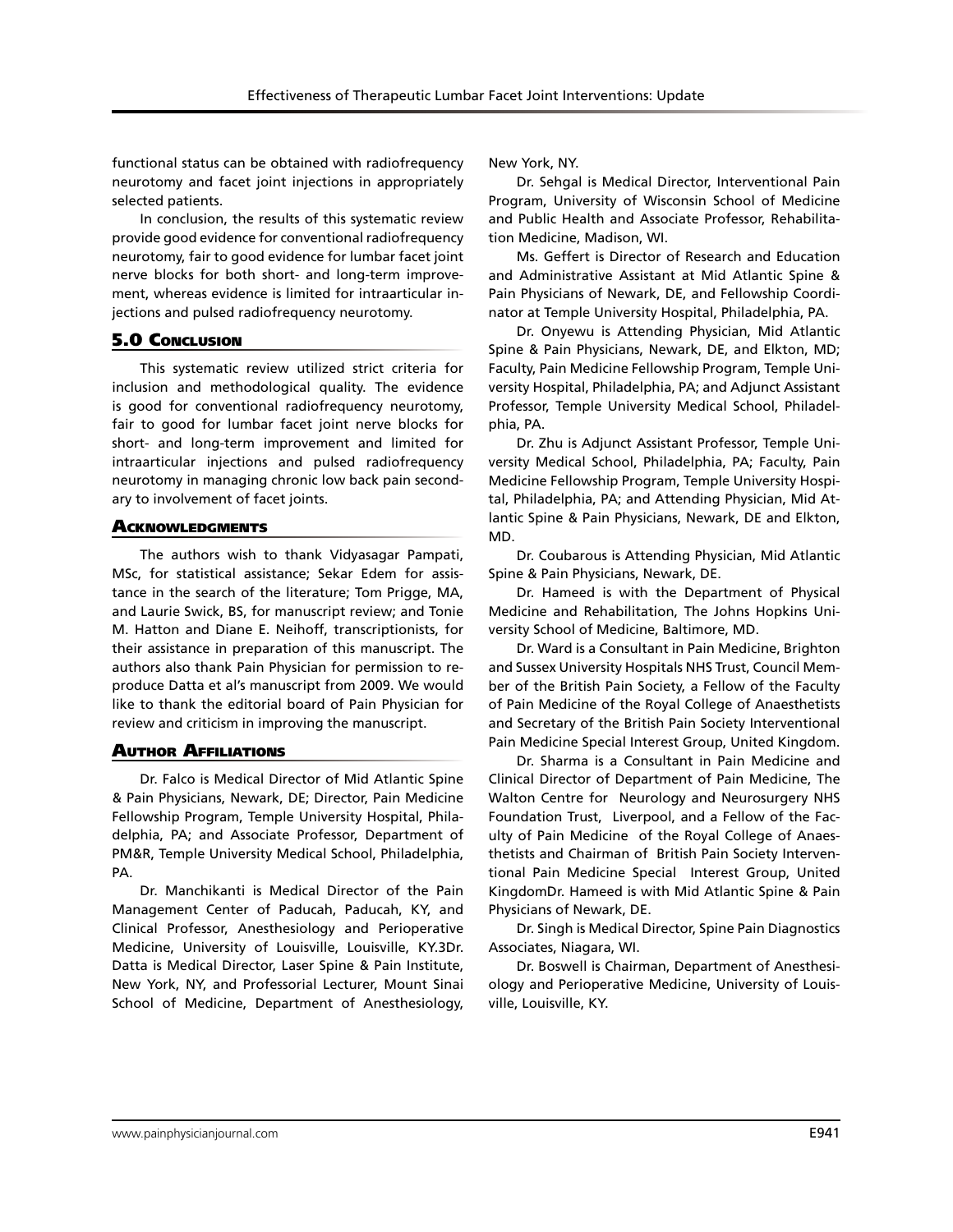functional status can be obtained with radiofrequency neurotomy and facet joint injections in appropriately selected patients.

In conclusion, the results of this systematic review provide good evidence for conventional radiofrequency neurotomy, fair to good evidence for lumbar facet joint nerve blocks for both short- and long-term improvement, whereas evidence is limited for intraarticular injections and pulsed radiofrequency neurotomy.

## 5.0 Conclusion

This systematic review utilized strict criteria for inclusion and methodological quality. The evidence is good for conventional radiofrequency neurotomy, fair to good for lumbar facet joint nerve blocks for short- and long-term improvement and limited for intraarticular injections and pulsed radiofrequency neurotomy in managing chronic low back pain secondary to involvement of facet joints.

## Acknowledgments

The authors wish to thank Vidyasagar Pampati, MSc, for statistical assistance; Sekar Edem for assistance in the search of the literature; Tom Prigge, MA, and Laurie Swick, BS, for manuscript review; and Tonie M. Hatton and Diane E. Neihoff, transcriptionists, for their assistance in preparation of this manuscript. The authors also thank Pain Physician for permission to reproduce Datta et al's manuscript from 2009. We would like to thank the editorial board of Pain Physician for review and criticism in improving the manuscript.

## Author Affiliations

Dr. Falco is Medical Director of Mid Atlantic Spine & Pain Physicians, Newark, DE; Director, Pain Medicine Fellowship Program, Temple University Hospital, Philadelphia, PA; and Associate Professor, Department of PM&R, Temple University Medical School, Philadelphia, PA.

Dr. Manchikanti is Medical Director of the Pain Management Center of Paducah, Paducah, KY, and Clinical Professor, Anesthesiology and Perioperative Medicine, University of Louisville, Louisville, KY.3Dr. Datta is Medical Director, Laser Spine & Pain Institute, New York, NY, and Professorial Lecturer, Mount Sinai School of Medicine, Department of Anesthesiology, New York, NY.

Dr. Sehgal is Medical Director, Interventional Pain Program, University of Wisconsin School of Medicine and Public Health and Associate Professor, Rehabilitation Medicine, Madison, WI.

Ms. Geffert is Director of Research and Education and Administrative Assistant at Mid Atlantic Spine & Pain Physicians of Newark, DE, and Fellowship Coordinator at Temple University Hospital, Philadelphia, PA.

Dr. Onyewu is Attending Physician, Mid Atlantic Spine & Pain Physicians, Newark, DE, and Elkton, MD; Faculty, Pain Medicine Fellowship Program, Temple University Hospital, Philadelphia, PA; and Adjunct Assistant Professor, Temple University Medical School, Philadelphia, PA.

Dr. Zhu is Adjunct Assistant Professor, Temple University Medical School, Philadelphia, PA; Faculty, Pain Medicine Fellowship Program, Temple University Hospital, Philadelphia, PA; and Attending Physician, Mid Atlantic Spine & Pain Physicians, Newark, DE and Elkton, MD.

Dr. Coubarous is Attending Physician, Mid Atlantic Spine & Pain Physicians, Newark, DE.

Dr. Hameed is with the Department of Physical Medicine and Rehabilitation, The Johns Hopkins University School of Medicine, Baltimore, MD.

Dr. Ward is a Consultant in Pain Medicine, Brighton and Sussex University Hospitals NHS Trust, Council Member of the British Pain Society, a Fellow of the Faculty of Pain Medicine of the Royal College of Anaesthetists and Secretary of the British Pain Society Interventional Pain Medicine Special Interest Group, United Kingdom.

Dr. Sharma is a Consultant in Pain Medicine and Clinical Director of Department of Pain Medicine, The Walton Centre for Neurology and Neurosurgery NHS Foundation Trust, Liverpool, and a Fellow of the Faculty of Pain Medicine of the Royal College of Anaesthetists and Chairman of British Pain Society Interventional Pain Medicine Special Interest Group, United KingdomDr. Hameed is with Mid Atlantic Spine & Pain Physicians of Newark, DE.

Dr. Singh is Medical Director, Spine Pain Diagnostics Associates, Niagara, WI.

Dr. Boswell is Chairman, Department of Anesthesiology and Perioperative Medicine, University of Louisville, Louisville, KY.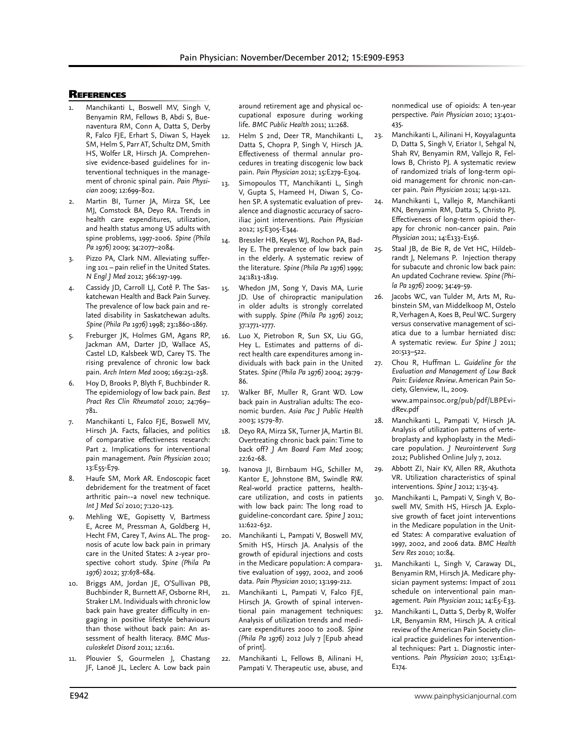## References

1. Manchikanti L, Boswell MV, Singh V, Benyamin RM, Fellows B, Abdi S, Buenaventura RM, Conn A, Datta S, Derby R, Falco FJE, Erhart S, Diwan S, Hayek SM, Helm S, Parr AT, Schultz DM, Smith HS, Wolfer LR, Hirsch JA. Comprehensive evidence-based guidelines for interventional techniques in the management of chronic spinal pain. *Pain Physician* 2009; 12:699-802.
2. Martin BI, Turner JA, Mirza SK, Lee MJ, Comstock BA, Deyo RA. Trends in health care expenditures, utilization, and health status among US adults with spine problems, 1997-2006. *Spine (Phila Pa 1976)* 2009; 34:2077–2084.
3. Pizzo PA, Clark NM. Alleviating suffering 101 – pain relief in the United States. *N Engl J Med* 2012; 366:197-199.
4. Cassidy JD, Carroll LJ, Cotê P. The Saskatchewan Health and Back Pain Survey. The prevalence of low back pain and related disability in Saskatchewan adults. *Spine (Phila Pa 1976)* 1998; 23:1860-1867.
5. Freburger JK, Holmes GM, Agans RP, Jackman AM, Darter JD, Wallace AS, Castel LD, Kalsbeek WD, Carey TS. The rising prevalence of chronic low back pain. *Arch Intern Med* 2009; 169:251-258.
6. Hoy D, Brooks P, Blyth F, Buchbinder R. The epidemiology of low back pain. *Best Pract Res Clin Rheumatol* 2010; 24:769–781.
7. Manchikanti L, Falco FJE, Boswell MV, Hirsch JA. Facts, fallacies, and politics of comparative effectiveness research: Part 2. Implications for interventional pain management. *Pain Physician* 2010; 13:E55-E79.
8. Haufe SM, Mork AR. Endoscopic facet debridement for the treatment of facet arthritic pain--a novel new technique. *Int J Med Sci* 2010; 7:120-123.
9. Mehling WE, Gopisetty V, Bartmess E, Acree M, Pressman A, Goldberg H, Hecht FM, Carey T, Avins AL. The prognosis of acute low back pain in primary care in the United States: A 2-year prospective cohort study. *Spine (Phila Pa 1976)* 2012; 37:678-684.
10. Briggs AM, Jordan JE, O'Sullivan PB, Buchbinder R, Burnett AF, Osborne RH, Straker LM. Individuals with chronic low back pain have greater difficulty in engaging in positive lifestyle behaviours than those without back pain: An assessment of health literacy. *BMC Musculoskelet Disord* 2011; 12:161.
11. Plouvier S, Gourmelen J, Chastang JF, Lanoë JL, Leclerc A. Low back pain around retirement age and physical occupational exposure during working life. *BMC Public Health* 2011; 11:268.
12. Helm S 2nd, Deer TR, Manchikanti L, Datta S, Chopra P, Singh V, Hirsch JA. Effectiveness of thermal annular procedures in treating discogenic low back pain. *Pain Physician* 2012; 15:E279-E304.
13. Simopoulos TT, Manchikanti L, Singh V, Gupta S, Hameed H, Diwan S, Cohen SP. A systematic evaluation of prevalence and diagnostic accuracy of sacroiliac joint interventions. *Pain Physician* 2012; 15:E305-E344.
14. Bressler HB, Keyes WJ, Rochon PA, Badley E. The prevalence of low back pain in the elderly. A systematic review of the literature. *Spine (Phila Pa 1976)* 1999; 24:1813-1819.
15. Whedon JM, Song Y, Davis MA, Lurie JD. Use of chiropractic manipulation in older adults is strongly correlated with supply. *Spine (Phila Pa 1976)* 2012; 37:1771-1777.
16. Luo X, Pietrobon R, Sun SX, Liu GG, Hey L. Estimates and patterns of direct health care expenditures among individuals with back pain in the United States. *Spine (Phila Pa 1976)* 2004; 29:79-86.
17. Walker BF, Muller R, Grant WD. Low back pain in Australian adults: The economic burden. *Asia Pac J Public Health* 2003; 15:79-87.
18. Deyo RA, Mirza SK, Turner JA, Martin BI. Overtreating chronic back pain: Time to back off? *J Am Board Fam Med* 2009; 22:62-68.
19. Ivanova JI, Birnbaum HG, Schiller M, Kantor E, Johnstone BM, Swindle RW. Real-world practice patterns, health-care utilization, and costs in patients with low back pain: The long road to guideline-concordant care. *Spine J* 2011; 11:622-632.
20. Manchikanti L, Pampati V, Boswell MV, Smith HS, Hirsch JA. Analysis of the growth of epidural injections and costs in the Medicare population: A comparative evaluation of 1997, 2002, and 2006 data. *Pain Physician* 2010; 13:199-212.
21. Manchikanti L, Pampati V, Falco FJE, Hirsch JA. Growth of spinal interventional pain management techniques: Analysis of utilization trends and medicare expenditures 2000 to 2008. *Spine (Phila Pa 1976)* 2012 July 7 [Epub ahead of print].
22. Manchikanti L, Fellows B, Ailinani H, Pampati V. Therapeutic use, abuse, and nonmedical use of opioids: A ten-year perspective. *Pain Physician* 2010; 13:401-435.
23. Manchikanti L, Ailinani H, Koyyalagunta D, Datta S, Singh V, Eriator I, Sehgal N, Shah RV, Benyamin RM, Vallejo R, Fellows B, Christo PJ. A systematic review of randomized trials of long-term opioid management for chronic non-cancer pain. *Pain Physician* 2011; 14:91-121.
24. Manchikanti L, Vallejo R, Manchikanti KN, Benyamin RM, Datta S, Christo PJ. Effectiveness of long-term opioid therapy for chronic non-cancer pain. *Pain Physician* 2011; 14:E133-E156.
25. Staal JB, de Bie R, de Vet HC, Hildebrandt J, Nelemans P. Injection therapy for subacute and chronic low back pain: An updated Cochrane review. *Spine (Phila Pa 1976)* 2009; 34:49-59.
26. Jacobs WC, van Tulder M, Arts M, Rubinstein SM, van Middelkoop M, Ostelo R, Verhagen A, Koes B, Peul WC. Surgery versus conservative management of sciatica due to a lumbar herniated disc: A systematic review. *Eur Spine J* 2011; 20:513–522.
27. Chou R, Huffman L. *Guideline for the Evaluation and Management of Low Back Pain: Evidence Review*. American Pain Society, Glenview, IL, 2009. www.ampainsoc.org/pub/pdf/LBPEvidRev.pdf
28. Manchikanti L, Pampati V, Hirsch JA. Analysis of utilization patterns of vertebroplasty and kyphoplasty in the Medicare population. *J Neurointervent Surg* 2012; Published Online July 7, 2012.
29. Abbott ZI, Nair KV, Allen RR, Akuthota VR. Utilization characteristics of spinal interventions. *Spine J* 2012; 1:35-43.
30. Manchikanti L, Pampati V, Singh V, Boswell MV, Smith HS, Hirsch JA. Explosive growth of facet joint interventions in the Medicare population in the United States: A comparative evaluation of 1997, 2002, and 2006 data. *BMC Health Serv Res* 2010; 10:84.
31. Manchikanti L, Singh V, Caraway DL, Benyamin RM, Hirsch JA. Medicare physician payment systems: Impact of 2011 schedule on interventional pain management. *Pain Physician* 2011; 14:E5-E33.
32. Manchikanti L, Datta S, Derby R, Wolfer LR, Benyamin RM, Hirsch JA. A critical review of the American Pain Society clinical practice guidelines for interventional techniques: Part 1. Diagnostic interventions. *Pain Physician* 2010; 13:E141-E174.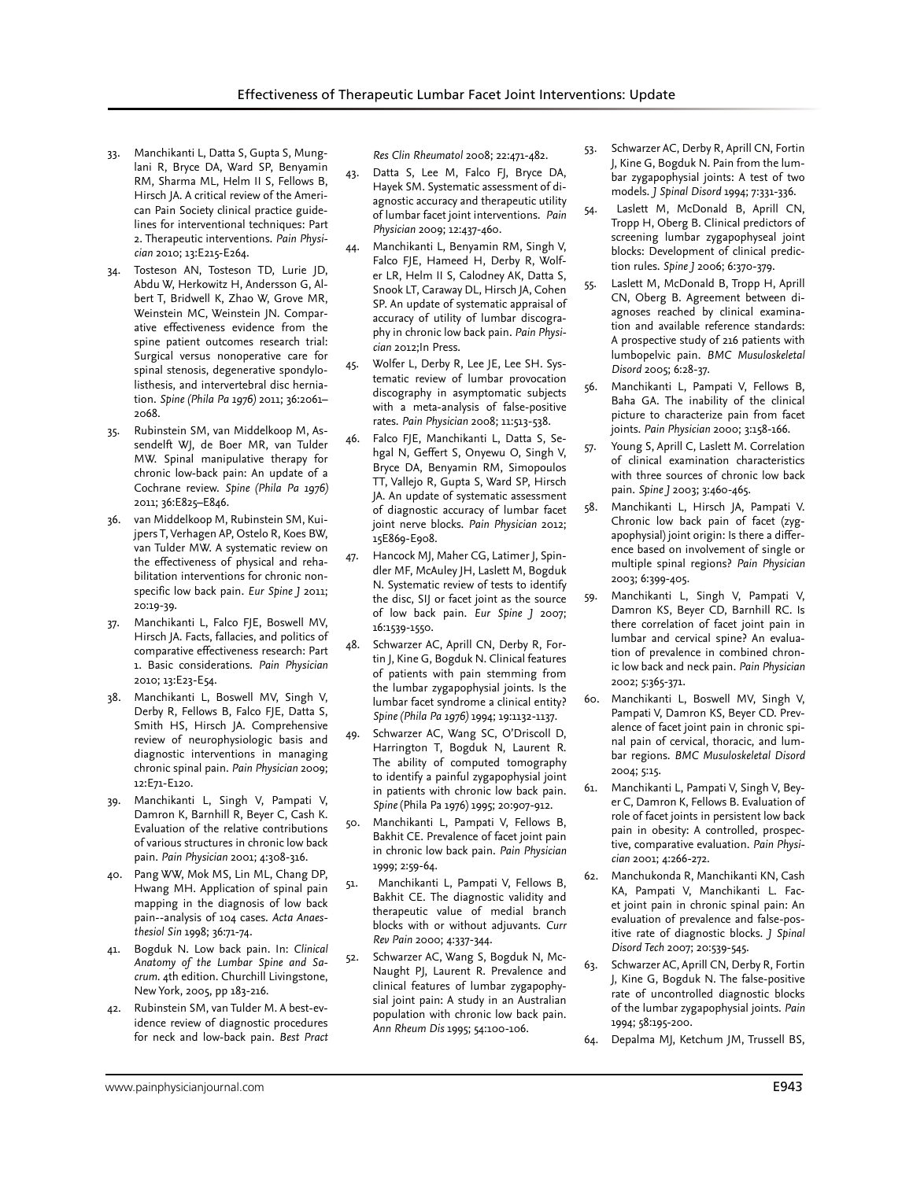33. Manchikanti L, Datta S, Gupta S, Munglani R, Bryce DA, Ward SP, Benyamin RM, Sharma ML, Helm II S, Fellows B, Hirsch JA. A critical review of the American Pain Society clinical practice guidelines for interventional techniques: Part 2. Therapeutic interventions. *Pain Physician* 2010; 13:E215-E264.
34. Tosteson AN, Tosteson TD, Lurie JD, Abdu W, Herkowitz H, Andersson G, Albert T, Bridwell K, Zhao W, Grove MR, Weinstein MC, Weinstein JN. Comparative effectiveness evidence from the spine patient outcomes research trial: Surgical versus nonoperative care for spinal stenosis, degenerative spondylolisthesis, and intervertebral disc herniation. *Spine (Phila Pa 1976)* 2011; 36:2061–2068.
35. Rubinstein SM, van Middelkoop M, Assendelft WJ, de Boer MR, van Tulder MW. Spinal manipulative therapy for chronic low-back pain: An update of a Cochrane review. *Spine (Phila Pa 1976)* 2011; 36:E825–E846.
36. van Middelkoop M, Rubinstein SM, Kuijpers T, Verhagen AP, Ostelo R, Koes BW, van Tulder MW. A systematic review on the effectiveness of physical and rehabilitation interventions for chronic non-specific low back pain. *Eur Spine J* 2011; 20:19-39.
37. Manchikanti L, Falco FJE, Boswell MV, Hirsch JA. Facts, fallacies, and politics of comparative effectiveness research: Part 1. Basic considerations. *Pain Physician* 2010; 13:E23-E54.
38. Manchikanti L, Boswell MV, Singh V, Derby R, Fellows B, Falco FJE, Datta S, Smith HS, Hirsch JA. Comprehensive review of neurophysiologic basis and diagnostic interventions in managing chronic spinal pain. *Pain Physician* 2009; 12:E71-E120.
39. Manchikanti L, Singh V, Pampati V, Damron K, Barnhill R, Beyer C, Cash K. Evaluation of the relative contributions of various structures in chronic low back pain. *Pain Physician* 2001; 4:308-316.
40. Pang WW, Mok MS, Lin ML, Chang DP, Hwang MH. Application of spinal pain mapping in the diagnosis of low back pain--analysis of 104 cases. *Acta Anaesthesiol Sin* 1998; 36:71-74.
41. Bogduk N. Low back pain. In: *Clinical Anatomy of the Lumbar Spine and Sacrum*. 4th edition. Churchill Livingstone, New York, 2005, pp 183-216.
42. Rubinstein SM, van Tulder M. A best-evidence review of diagnostic procedures for neck and low-back pain. *Best Pract Res Clin Rheumatol* 2008; 22:471-482.
43. Datta S, Lee M, Falco FJ, Bryce DA, Hayek SM. Systematic assessment of diagnostic accuracy and therapeutic utility of lumbar facet joint interventions. *Pain Physician* 2009; 12:437-460.
44. Manchikanti L, Benyamin RM, Singh V, Falco FJE, Hameed H, Derby R, Wolfer LR, Helm II S, Calodney AK, Datta S, Snook LT, Caraway DL, Hirsch JA, Cohen SP. An update of systematic appraisal of accuracy of utility of lumbar discography in chronic low back pain. *Pain Physician* 2012;In Press.
45. Wolfer L, Derby R, Lee JE, Lee SH. Systematic review of lumbar provocation discography in asymptomatic subjects with a meta-analysis of false-positive rates. *Pain Physician* 2008; 11:513-538.
46. Falco FJE, Manchikanti L, Datta S, Sehgal N, Geffert S, Onyewu O, Singh V, Bryce DA, Benyamin RM, Simopoulos TT, Vallejo R, Gupta S, Ward SP, Hirsch JA. An update of systematic assessment of diagnostic accuracy of lumbar facet joint nerve blocks. *Pain Physician* 2012; 15E869-E908.
47. Hancock MJ, Maher CG, Latimer J, Spindler MF, McAuley JH, Laslett M, Bogduk N. Systematic review of tests to identify the disc, SIJ or facet joint as the source of low back pain. *Eur Spine J* 2007; 16:1539-1550.
48. Schwarzer AC, Aprill CN, Derby R, Fortin J, Kine G, Bogduk N. Clinical features of patients with pain stemming from the lumbar zygapophysial joints. Is the lumbar facet syndrome a clinical entity? *Spine (Phila Pa 1976)* 1994; 19:1132-1137.
49. Schwarzer AC, Wang SC, O'Driscoll D, Harrington T, Bogduk N, Laurent R. The ability of computed tomography to identify a painful zygapophysial joint in patients with chronic low back pain. *Spine* (Phila Pa 1976) 1995; 20:907-912.
50. Manchikanti L, Pampati V, Fellows B, Bakhit CE. Prevalence of facet joint pain in chronic low back pain. *Pain Physician* 1999; 2:59-64.
51. Manchikanti L, Pampati V, Fellows B, Bakhit CE. The diagnostic validity and therapeutic value of medial branch blocks with or without adjuvants. *Curr Rev Pain* 2000; 4:337-344.
52. Schwarzer AC, Wang S, Bogduk N, McNaught PJ, Laurent R. Prevalence and clinical features of lumbar zygapophysial joint pain: A study in an Australian population with chronic low back pain. *Ann Rheum Dis* 1995; 54:100-106.
53. Schwarzer AC, Derby R, Aprill CN, Fortin J, Kine G, Bogduk N. Pain from the lumbar zygapophysial joints: A test of two models. *J Spinal Disord* 1994; 7:331-336.
54. Laslett M, McDonald B, Aprill CN, Tropp H, Oberg B. Clinical predictors of screening lumbar zygapophyseal joint blocks: Development of clinical prediction rules. *Spine J* 2006; 6:370-379.
55. Laslett M, McDonald B, Tropp H, Aprill CN, Oberg B. Agreement between diagnoses reached by clinical examination and available reference standards: A prospective study of 216 patients with lumbopelvic pain. *BMC Musuloskeletal Disord* 2005; 6:28-37.
56. Manchikanti L, Pampati V, Fellows B, Baha GA. The inability of the clinical picture to characterize pain from facet joints. *Pain Physician* 2000; 3:158-166.
57. Young S, Aprill C, Laslett M. Correlation of clinical examination characteristics with three sources of chronic low back pain. *Spine J* 2003; 3:460-465.
58. Manchikanti L, Hirsch JA, Pampati V. Chronic low back pain of facet (zygapophysial) joint origin: Is there a difference based on involvement of single or multiple spinal regions? *Pain Physician* 2003; 6:399-405.
59. Manchikanti L, Singh V, Pampati V, Damron KS, Beyer CD, Barnhill RC. Is there correlation of facet joint pain in lumbar and cervical spine? An evaluation of prevalence in combined chronic low back and neck pain. *Pain Physician* 2002; 5:365-371.
60. Manchikanti L, Boswell MV, Singh V, Pampati V, Damron KS, Beyer CD. Prevalence of facet joint pain in chronic spinal pain of cervical, thoracic, and lumbar regions. *BMC Musuloskeletal Disord* 2004; 5:15.
61. Manchikanti L, Pampati V, Singh V, Beyer C, Damron K, Fellows B. Evaluation of role of facet joints in persistent low back pain in obesity: A controlled, prospective, comparative evaluation. *Pain Physician* 2001; 4:266-272.
62. Manchukonda R, Manchikanti KN, Cash KA, Pampati V, Manchikanti L. Facet joint pain in chronic spinal pain: An evaluation of prevalence and false-positive rate of diagnostic blocks. *J Spinal Disord Tech* 2007; 20:539-545.
63. Schwarzer AC, Aprill CN, Derby R, Fortin J, Kine G, Bogduk N. The false-positive rate of uncontrolled diagnostic blocks of the lumbar zygapophysial joints. *Pain* 1994; 58:195-200.
64. Depalma MJ, Ketchum JM, Trussell BS,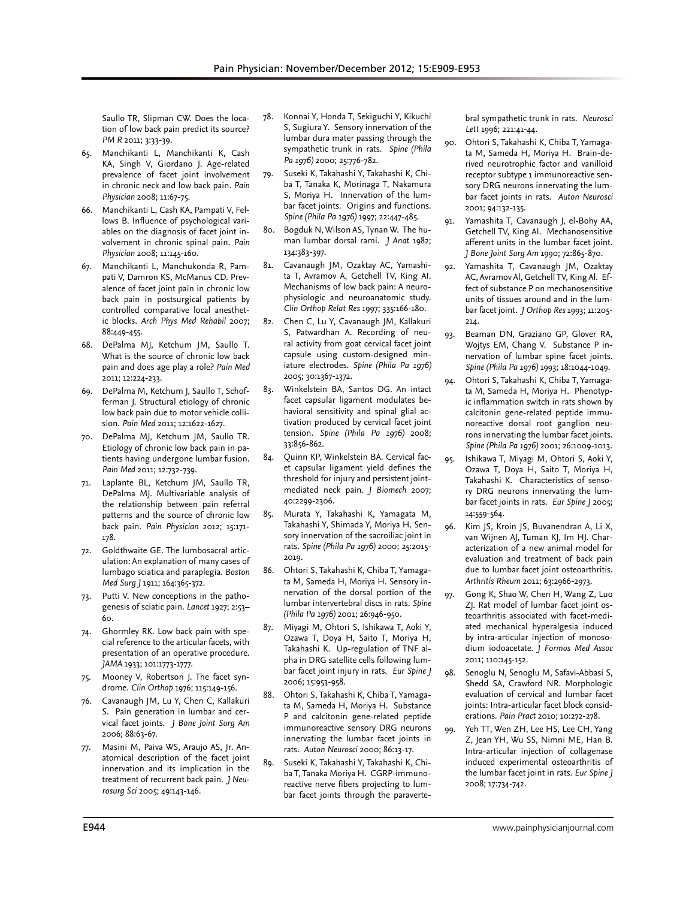Saullo TR, Slipman CW. Does the location of low back pain predict its source? *PM R* 2011; 3:33-39.

65. Manchikanti L, Manchikanti K, Cash KA, Singh V, Giordano J. Age-related prevalence of facet joint involvement in chronic neck and low back pain. *Pain Physician* 2008; 11:67-75.
66. Manchikanti L, Cash KA, Pampati V, Fellows B. Influence of psychological variables on the diagnosis of facet joint involvement in chronic spinal pain. *Pain Physician* 2008; 11:145-160.
67. Manchikanti L, Manchukonda R, Pampati V, Damron KS, McManus CD. Prevalence of facet joint pain in chronic low back pain in postsurgical patients by controlled comparative local anesthetic blocks. *Arch Phys Med Rehabil* 2007; 88:449-455.
68. DePalma MJ, Ketchum JM, Saullo T. What is the source of chronic low back pain and does age play a role? *Pain Med* 2011; 12:224-233.
69. DePalma M, Ketchum J, Saullo T, Schofferman J. Structural etiology of chronic low back pain due to motor vehicle collision. *Pain Med* 2011; 12:1622-1627.
70. DePalma MJ, Ketchum JM, Saullo TR. Etiology of chronic low back pain in patients having undergone lumbar fusion. *Pain Med* 2011; 12:732-739.
71. Laplante BL, Ketchum JM, Saullo TR, DePalma MJ. Multivariable analysis of the relationship between pain referral patterns and the source of chronic low back pain. *Pain Physician* 2012; 15:171-178.
72. Goldthwaite GE. The lumbosacral articulation: An explanation of many cases of lumbago sciatica and paraplegia. *Boston Med Surg J* 1911; 164:365-372.
73. Putti V. New conceptions in the pathogenesis of sciatic pain. *Lancet* 1927; 2:53–60.
74. Ghormley RK. Low back pain with special reference to the articular facets, with presentation of an operative procedure. *JAMA* 1933; 101:1773-1777.
75. Mooney V, Robertson J. The facet syndrome. *Clin Orthop* 1976; 115:149-156.
76. Cavanaugh JM, Lu Y, Chen C, Kallakuri S. Pain generation in lumbar and cervical facet joints. *J Bone Joint Surg Am* 2006; 88:63-67.
77. Masini M, Paiva WS, Araujo AS, Jr. Anatomical description of the facet joint innervation and its implication in the treatment of recurrent back pain. *J Neurosurg Sci* 2005; 49:143-146.
78. Konnai Y, Honda T, Sekiguchi Y, Kikuchi S, Sugiura Y. Sensory innervation of the lumbar dura mater passing through the sympathetic trunk in rats. *Spine (Phila Pa 1976)* 2000; 25:776-782.
79. Suseki K, Takahashi Y, Takahashi K, Chiba T, Tanaka K, Morinaga T, Nakamura S, Moriya H. Innervation of the lumbar facet joints. Origins and functions. *Spine (Phila Pa 1976)* 1997; 22:447-485.
80. Bogduk N, Wilson AS, Tynan W. The human lumbar dorsal rami. *J Anat* 1982; 134:383-397.
81. Cavanaugh JM, Ozaktay AC, Yamashita T, Avramov A, Getchell TV, King AI. Mechanisms of low back pain: A neurophysiologic and neuroanatomic study. *Clin Orthop Relat Res* 1997; 335:166-180.
82. Chen C, Lu Y, Cavanaugh JM, Kallakuri S, Patwardhan A. Recording of neural activity from goat cervical facet joint capsule using custom-designed miniature electrodes. *Spine (Phila Pa 1976)* 2005; 30:1367-1372.
83. Winkelstein BA, Santos DG. An intact facet capsular ligament modulates behavioral sensitivity and spinal glial activation produced by cervical facet joint tension. *Spine (Phila Pa 1976)* 2008; 33:856-862.
84. Quinn KP, Winkelstein BA. Cervical facet capsular ligament yield defines the threshold for injury and persistent joint-mediated neck pain. *J Biomech* 2007; 40:2299-2306.
85. Murata Y, Takahashi K, Yamagata M, Takahashi Y, Shimada Y, Moriya H. Sensory innervation of the sacroiliac joint in rats. *Spine (Phila Pa 1976)* 2000; 25:2015-2019.
86. Ohtori S, Takahashi K, Chiba T, Yamagata M, Sameda H, Moriya H. Sensory innervation of the dorsal portion of the lumbar intervertebral discs in rats. *Spine (Phila Pa 1976)* 2001; 26:946-950.
87. Miyagi M, Ohtori S, Ishikawa T, Aoki Y, Ozawa T, Doya H, Saito T, Moriya H, Takahashi K. Up-regulation of TNF alpha in DRG satellite cells following lumbar facet joint injury in rats. *Eur Spine J* 2006; 15:953-958.
88. Ohtori S, Takahashi K, Chiba T, Yamagata M, Sameda H, Moriya H. Substance P and calcitonin gene-related peptide immunoreactive sensory DRG neurons innervating the lumbar facet joints in rats. *Auton Neurosci* 2000; 86:13-17.
89. Suseki K, Takahashi Y, Takahashi K, Chiba T, Tanaka Moriya H. CGRP-immunoreactive nerve fibers projecting to lumbar facet joints through the paravertebral sympathetic trunk in rats. *Neurosci Lett* 1996; 221:41-44.
90. Ohtori S, Takahashi K, Chiba T, Yamagata M, Sameda H, Moriya H. Brain-derived neurotrophic factor and vanilloid receptor subtype 1 immunoreactive sensory DRG neurons innervating the lumbar facet joints in rats. *Auton Neurosci* 2001; 94:132-135.
91. Yamashita T, Cavanaugh J, el-Bohy AA, Getchell TV, King AI. Mechanosensitive afferent units in the lumbar facet joint. *J Bone Joint Surg Am* 1990; 72:865-870.
92. Yamashita T, Cavanaugh JM, Ozaktay AC, Avramov AI, Getchell TV, King AI. Effect of substance P on mechanosensitive units of tissues around and in the lumbar facet joint. *J Orthop Res* 1993; 11:205-214.
93. Beaman DN, Graziano GP, Glover RA, Wojtys EM, Chang V. Substance P innervation of lumbar spine facet joints. *Spine (Phila Pa 1976)* 1993; 18:1044-1049.
94. Ohtori S, Takahashi K, Chiba T, Yamagata M, Sameda H, Moriya H. Phenotypic inflammation switch in rats shown by calcitonin gene-related peptide immunoreactive dorsal root ganglion neurons innervating the lumbar facet joints. *Spine (Phila Pa 1976)* 2001; 26:1009-1013.
95. Ishikawa T, Miyagi M, Ohtori S, Aoki Y, Ozawa T, Doya H, Saito T, Moriya H, Takahashi K. Characteristics of sensory DRG neurons innervating the lumbar facet joints in rats. *Eur Spine J* 2005; 14:559-564.
96. Kim JS, Kroin JS, Buvanendran A, Li X, van Wijnen AJ, Tuman KJ, Im HJ. Characterization of a new animal model for evaluation and treatment of back pain due to lumbar facet joint osteoarthritis. *Arthritis Rheum* 2011; 63:2966-2973.
97. Gong K, Shao W, Chen H, Wang Z, Luo ZJ. Rat model of lumbar facet joint osteoarthritis associated with facet-mediated mechanical hyperalgesia induced by intra-articular injection of monosodium iodoacetate. *J Formos Med Assoc* 2011; 110:145-152.
98. Senoglu N, Senoglu M, Safavi-Abbasi S, Shedd SA, Crawford NR. Morphologic evaluation of cervical and lumbar facet joints: Intra-articular facet block considerations. *Pain Pract* 2010; 10:272-278.
99. Yeh TT, Wen ZH, Lee HS, Lee CH, Yang Z, Jean YH, Wu SS, Nimni ME, Han B. Intra-articular injection of collagenase induced experimental osteoarthritis of the lumbar facet joint in rats. *Eur Spine J* 2008; 17:734-742.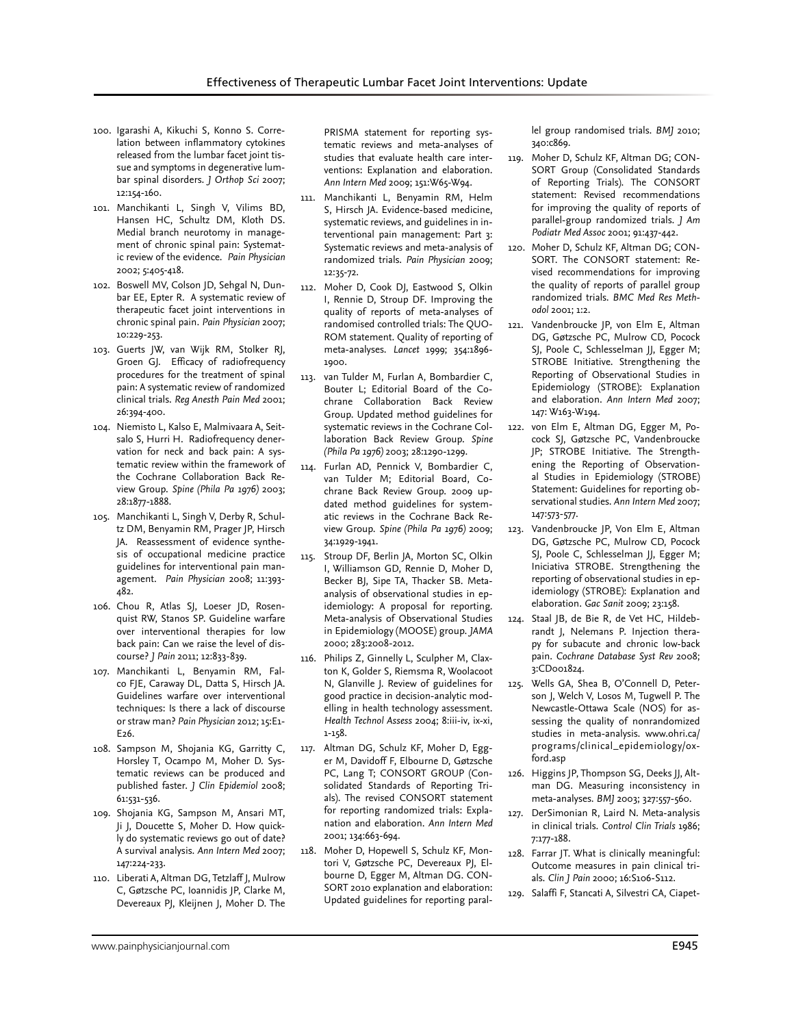100. Igarashi A, Kikuchi S, Konno S. Correlation between inflammatory cytokines released from the lumbar facet joint tissue and symptoms in degenerative lumbar spinal disorders. *J Orthop Sci* 2007; 12:154-160.
101. Manchikanti L, Singh V, Vilims BD, Hansen HC, Schultz DM, Kloth DS. Medial branch neurotomy in management of chronic spinal pain: Systematic review of the evidence. *Pain Physician* 2002; 5:405-418.
102. Boswell MV, Colson JD, Sehgal N, Dunbar EE, Epter R. A systematic review of therapeutic facet joint interventions in chronic spinal pain. *Pain Physician* 2007; 10:229-253.
103. Geurts JW, van Wijk RM, Stolker RJ, Groen GJ. Efficacy of radiofrequency procedures for the treatment of spinal pain: A systematic review of randomized clinical trials. *Reg Anesth Pain Med* 2001; 26:394-400.
104. Niemisto L, Kalso E, Malmivaara A, Seitsalo S, Hurri H. Radiofrequency denervation for neck and back pain: A systematic review within the framework of the Cochrane Collaboration Back Review Group. *Spine (Phila Pa 1976)* 2003; 28:1877-1888.
105. Manchikanti L, Singh V, Derby R, Schultz DM, Benyamin RM, Prager JP, Hirsch JA. Reassessment of evidence synthesis of occupational medicine practice guidelines for interventional pain management. *Pain Physician* 2008; 11:393-482.
106. Chou R, Atlas SJ, Loeser JD, Rosenquist RW, Stanos SP. Guideline warfare over interventional therapies for low back pain: Can we raise the level of discourse? *J Pain* 2011; 12:833-839.
107. Manchikanti L, Benyamin RM, Falco FJE, Caraway DL, Datta S, Hirsch JA. Guidelines warfare over interventional techniques: Is there a lack of discourse or straw man? *Pain Physician* 2012; 15:E1-E26.
108. Sampson M, Shojania KG, Garritty C, Horsley T, Ocampo M, Moher D. Systematic reviews can be produced and published faster. *J Clin Epidemiol* 2008; 61:531-536.
109. Shojania KG, Sampson M, Ansari MT, Ji J, Doucette S, Moher D. How quickly do systematic reviews go out of date? A survival analysis. *Ann Intern Med* 2007; 147:224-233.
110. Liberati A, Altman DG, Tetzlaff J, Mulrow C, Gøtzsche PC, Ioannidis JP, Clarke M, Devereaux PJ, Kleijnen J, Moher D. The PRISMA statement for reporting systematic reviews and meta-analyses of studies that evaluate health care interventions: Explanation and elaboration. *Ann Intern Med* 2009; 151:W65-W94.
111. Manchikanti L, Benyamin RM, Helm S, Hirsch JA. Evidence-based medicine, systematic reviews, and guidelines in interventional pain management: Part 3: Systematic reviews and meta-analysis of randomized trials. *Pain Physician* 2009; 12:35-72.
112. Moher D, Cook DJ, Eastwood S, Olkin I, Rennie D, Stroup DF. Improving the quality of reports of meta-analyses of randomised controlled trials: The QUOROM statement. Quality of reporting of meta-analyses. *Lancet* 1999; 354:1896-1900.
113. van Tulder M, Furlan A, Bombardier C, Bouter L; Editorial Board of the Cochrane Collaboration Back Review Group. Updated method guidelines for systematic reviews in the Cochrane Collaboration Back Review Group. *Spine (Phila Pa 1976)* 2003; 28:1290-1299.
114. Furlan AD, Pennick V, Bombardier C, van Tulder M; Editorial Board, Cochrane Back Review Group. 2009 updated method guidelines for systematic reviews in the Cochrane Back Review Group. *Spine (Phila Pa 1976)* 2009; 34:1929-1941.
115. Stroup DF, Berlin JA, Morton SC, Olkin I, Williamson GD, Rennie D, Moher D, Becker BJ, Sipe TA, Thacker SB. Meta-analysis of observational studies in epidemiology: A proposal for reporting. Meta-analysis of Observational Studies in Epidemiology (MOOSE) group. *JAMA* 2000; 283:2008-2012.
116. Philips Z, Ginnelly L, Sculpher M, Claxton K, Golder S, Riemsma R, Woolacoot N, Glanville J. Review of guidelines for good practice in decision-analytic modelling in health technology assessment. *Health Technol Assess* 2004; 8:iii-iv, ix-xi, 1-158.
117. Altman DG, Schulz KF, Moher D, Egger M, Davidoff F, Elbourne D, Gøtzsche PC, Lang T; CONSORT GROUP (Consolidated Standards of Reporting Trials). The revised CONSORT statement for reporting randomized trials: Explanation and elaboration. *Ann Intern Med* 2001; 134:663-694.
118. Moher D, Hopewell S, Schulz KF, Montori V, Gøtzsche PC, Devereaux PJ, Elbourne D, Egger M, Altman DG. CONSORT 2010 explanation and elaboration: Updated guidelines for reporting parallel group randomised trials. *BMJ* 2010; 340:c869.
119. Moher D, Schulz KF, Altman DG; CONSORT Group (Consolidated Standards of Reporting Trials). The CONSORT statement: Revised recommendations for improving the quality of reports of parallel-group randomized trials. *J Am Podiatr Med Assoc* 2001; 91:437-442.
120. Moher D, Schulz KF, Altman DG; CONSORT. The CONSORT statement: Revised recommendations for improving the quality of reports of parallel group randomized trials. *BMC Med Res Methodol* 2001; 1:2.
121. Vandenbroucke JP, von Elm E, Altman DG, Gøtzsche PC, Mulrow CD, Pocock SJ, Poole C, Schlesselman JJ, Egger M; STROBE Initiative. Strengthening the Reporting of Observational Studies in Epidemiology (STROBE): Explanation and elaboration. *Ann Intern Med* 2007; 147: W163-W194.
122. von Elm E, Altman DG, Egger M, Pocock SJ, Gøtzsche PC, Vandenbroucke JP; STROBE Initiative. The Strengthening the Reporting of Observational Studies in Epidemiology (STROBE) Statement: Guidelines for reporting observational studies. *Ann Intern Med* 2007; 147:573-577.
123. Vandenbroucke JP, Von Elm E, Altman DG, Gøtzsche PC, Mulrow CD, Pocock SJ, Poole C, Schlesselman JJ, Egger M; Iniciativa STROBE. Strengthening the reporting of observational studies in epidemiology (STROBE): Explanation and elaboration. *Gac Sanit* 2009; 23:158.
124. Staal JB, de Bie R, de Vet HC, Hildebrandt J, Nelemans P. Injection therapy for subacute and chronic low-back pain. *Cochrane Database Syst Rev* 2008; 3:CD001824.
125. Wells GA, Shea B, O'Connell D, Peterson J, Welch V, Losos M, Tugwell P. The Newcastle-Ottawa Scale (NOS) for assessing the quality of nonrandomized studies in meta-analysis. www.ohri.ca/programs/clinical_epidemiology/oxford.asp
126. Higgins JP, Thompson SG, Deeks JJ, Altman DG. Measuring inconsistency in meta-analyses. *BMJ* 2003; 327:557-560.
127. DerSimonian R, Laird N. Meta-analysis in clinical trials. *Control Clin Trials* 1986; 7:177-188.
128. Farrar JT. What is clinically meaningful: Outcome measures in pain clinical trials. *Clin J Pain* 2000; 16:S106-S112.
129. Salaffi F, Stancati A, Silvestri CA, Ciapet-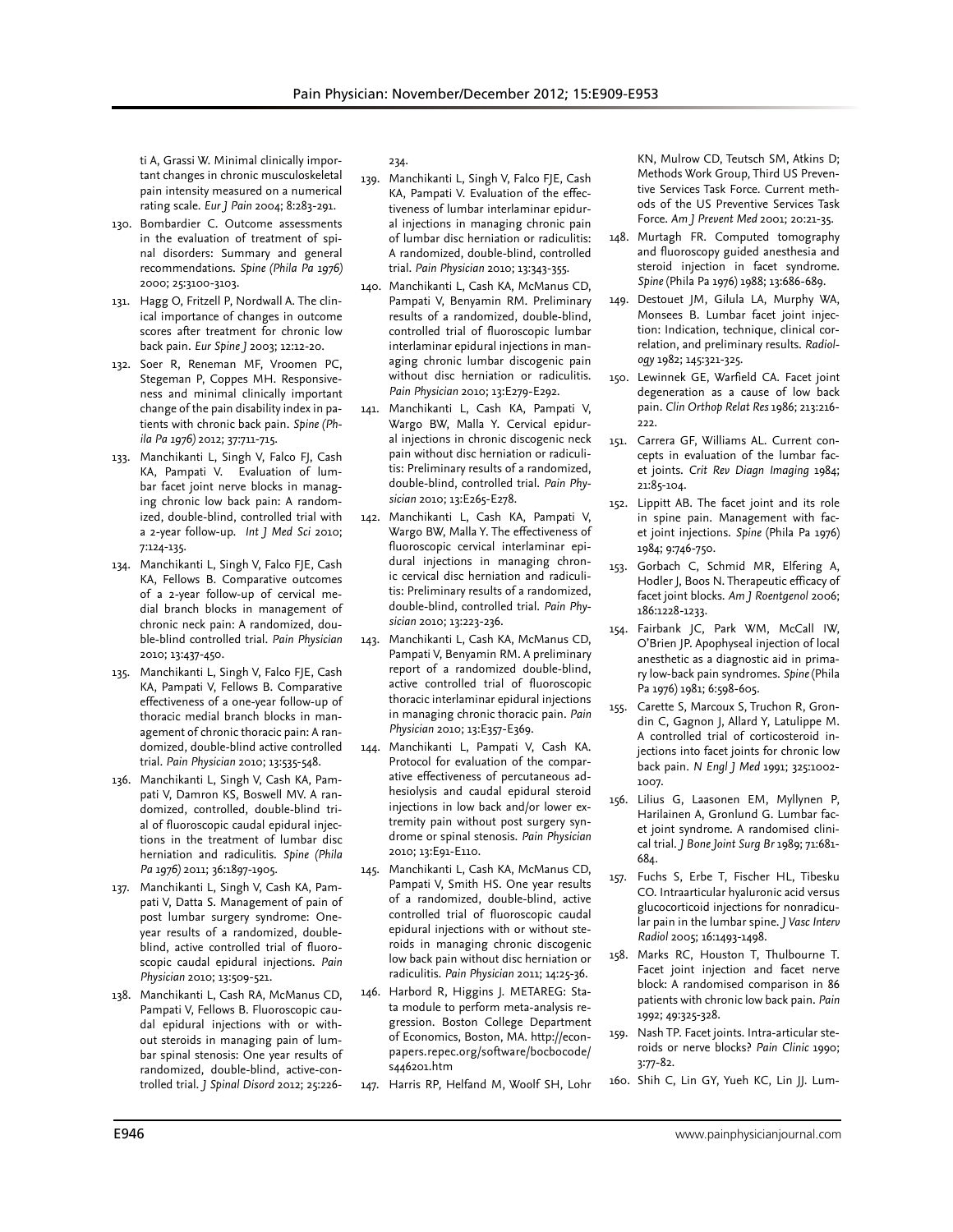ti A, Grassi W. Minimal clinically important changes in chronic musculoskeletal pain intensity measured on a numerical rating scale. *Eur J Pain* 2004; 8:283-291.

130. Bombardier C. Outcome assessments in the evaluation of treatment of spinal disorders: Summary and general recommendations. *Spine (Phila Pa 1976)* 2000; 25:3100-3103.
131. Hagg O, Fritzell P, Nordwall A. The clinical importance of changes in outcome scores after treatment for chronic low back pain. *Eur Spine J* 2003; 12:12-20.
132. Soer R, Reneman MF, Vroomen PC, Stegeman P, Coppes MH. Responsiveness and minimal clinically important change of the pain disability index in patients with chronic back pain. *Spine (Phila Pa 1976)* 2012; 37:711-715.
133. Manchikanti L, Singh V, Falco FJ, Cash KA, Pampati V. Evaluation of lumbar facet joint nerve blocks in managing chronic low back pain: A randomized, double-blind, controlled trial with a 2-year follow-up. *Int J Med Sci* 2010; 7:124-135.
134. Manchikanti L, Singh V, Falco FJE, Cash KA, Fellows B. Comparative outcomes of a 2-year follow-up of cervical medial branch blocks in management of chronic neck pain: A randomized, double-blind controlled trial. *Pain Physician* 2010; 13:437-450.
135. Manchikanti L, Singh V, Falco FJE, Cash KA, Pampati V, Fellows B. Comparative effectiveness of a one-year follow-up of thoracic medial branch blocks in management of chronic thoracic pain: A randomized, double-blind active controlled trial. *Pain Physician* 2010; 13:535-548.
136. Manchikanti L, Singh V, Cash KA, Pampati V, Damron KS, Boswell MV. A randomized, controlled, double-blind trial of fluoroscopic caudal epidural injections in the treatment of lumbar disc herniation and radiculitis. *Spine (Phila Pa 1976)* 2011; 36:1897-1905.
137. Manchikanti L, Singh V, Cash KA, Pampati V, Datta S. Management of pain of post lumbar surgery syndrome: One-year results of a randomized, double-blind, active controlled trial of fluoroscopic caudal epidural injections. *Pain Physician* 2010; 13:509-521.
138. Manchikanti L, Cash RA, McManus CD, Pampati V, Fellows B. Fluoroscopic caudal epidural injections with or without steroids in managing pain of lumbar spinal stenosis: One year results of randomized, double-blind, active-controlled trial. *J Spinal Disord* 2012; 25:226-234.
139. Manchikanti L, Singh V, Falco FJE, Cash KA, Pampati V. Evaluation of the effectiveness of lumbar interlaminar epidural injections in managing chronic pain of lumbar disc herniation or radiculitis: A randomized, double-blind, controlled trial. *Pain Physician* 2010; 13:343-355.
140. Manchikanti L, Cash KA, McManus CD, Pampati V, Benyamin RM. Preliminary results of a randomized, double-blind, controlled trial of fluoroscopic lumbar interlaminar epidural injections in managing chronic lumbar discogenic pain without disc herniation or radiculitis. *Pain Physician* 2010; 13:E279-E292.
141. Manchikanti L, Cash KA, Pampati V, Wargo BW, Malla Y. Cervical epidural injections in chronic discogenic neck pain without disc herniation or radiculitis: Preliminary results of a randomized, double-blind, controlled trial. *Pain Physician* 2010; 13:E265-E278.
142. Manchikanti L, Cash KA, Pampati V, Wargo BW, Malla Y. The effectiveness of fluoroscopic cervical interlaminar epidural injections in managing chronic cervical disc herniation and radiculitis: Preliminary results of a randomized, double-blind, controlled trial. *Pain Physician* 2010; 13:223-236.
143. Manchikanti L, Cash KA, McManus CD, Pampati V, Benyamin RM. A preliminary report of a randomized double-blind, active controlled trial of fluoroscopic thoracic interlaminar epidural injections in managing chronic thoracic pain. *Pain Physician* 2010; 13:E357-E369.
144. Manchikanti L, Pampati V, Cash KA. Protocol for evaluation of the comparative effectiveness of percutaneous adhesiolysis and caudal epidural steroid injections in low back and/or lower extremity pain without post surgery syndrome or spinal stenosis. *Pain Physician* 2010; 13:E91-E110.
145. Manchikanti L, Cash KA, McManus CD, Pampati V, Smith HS. One year results of a randomized, double-blind, active controlled trial of fluoroscopic caudal epidural injections with or without steroids in managing chronic discogenic low back pain without disc herniation or radiculitis. *Pain Physician* 2011; 14:25-36.
146. Harbord R, Higgins J. METAREG: Stata module to perform meta-analysis regression. Boston College Department of Economics, Boston, MA. http://econpapers.repec.org/software/bocbocode/s446201.htm
147. Harris RP, Helfand M, Woolf SH, Lohr KN, Mulrow CD, Teutsch SM, Atkins D; Methods Work Group, Third US Preventive Services Task Force. Current methods of the US Preventive Services Task Force. *Am J Prevent Med* 2001; 20:21-35.
148. Murtagh FR. Computed tomography and fluoroscopy guided anesthesia and steroid injection in facet syndrome. *Spine* (Phila Pa 1976) 1988; 13:686-689.
149. Destouet JM, Gilula LA, Murphy WA, Monsees B. Lumbar facet joint injection: Indication, technique, clinical correlation, and preliminary results. *Radiology* 1982; 145:321-325.
150. Lewinnek GE, Warfield CA. Facet joint degeneration as a cause of low back pain. *Clin Orthop Relat Res* 1986; 213:216-222.
151. Carrera GF, Williams AL. Current concepts in evaluation of the lumbar facet joints. *Crit Rev Diagn Imaging* 1984; 21:85-104.
152. Lippitt AB. The facet joint and its role in spine pain. Management with facet joint injections. *Spine* (Phila Pa 1976) 1984; 9:746-750.
153. Gorbach C, Schmid MR, Elfering A, Hodler J, Boos N. Therapeutic efficacy of facet joint blocks. *Am J Roentgenol* 2006; 186:1228-1233.
154. Fairbank JC, Park WM, McCall IW, O'Brien JP. Apophyseal injection of local anesthetic as a diagnostic aid in primary low-back pain syndromes. *Spine* (Phila Pa 1976) 1981; 6:598-605.
155. Carette S, Marcoux S, Truchon R, Grondin C, Gagnon J, Allard Y, Latulippe M. A controlled trial of corticosteroid injections into facet joints for chronic low back pain. *N Engl J Med* 1991; 325:1002-1007.
156. Lilius G, Laasonen EM, Myllynen P, Harilainen A, Gronlund G. Lumbar facet joint syndrome. A randomised clinical trial. *J Bone Joint Surg Br* 1989; 71:681-684.
157. Fuchs S, Erbe T, Fischer HL, Tibesku CO. Intraarticular hyaluronic acid versus glucocorticoid injections for nonradicular pain in the lumbar spine. *J Vasc Interv Radiol* 2005; 16:1493-1498.
158. Marks RC, Houston T, Thulbourne T. Facet joint injection and facet nerve block: A randomised comparison in 86 patients with chronic low back pain. *Pain* 1992; 49:325-328.
159. Nash TP. Facet joints. Intra-articular steroids or nerve blocks? *Pain Clinic* 1990; 3:77-82.
160. Shih C, Lin GY, Yueh KC, Lin JJ. Lum-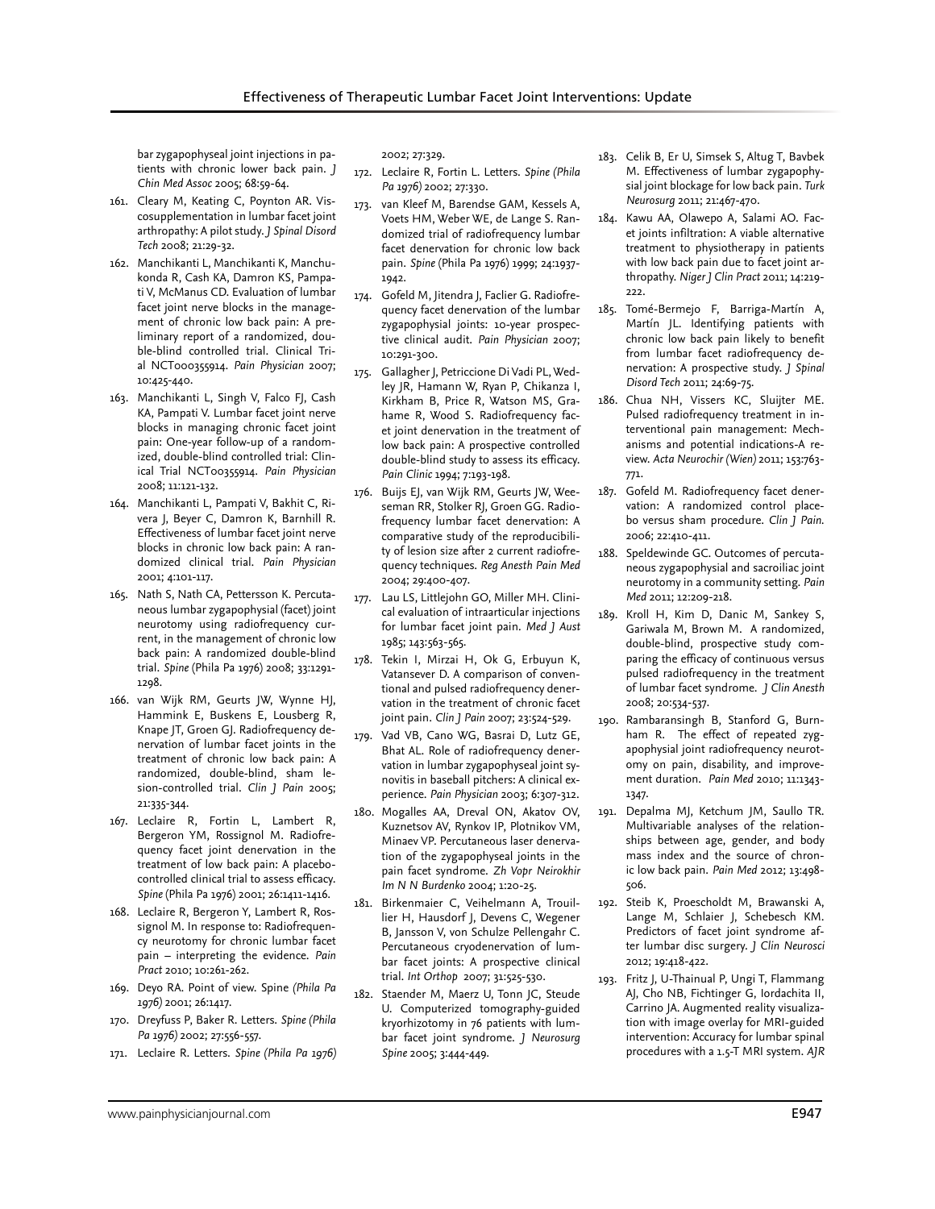bar zygapophyseal joint injections in patients with chronic lower back pain. *J Chin Med Assoc* 2005; 68:59-64.

161. Cleary M, Keating C, Poynton AR. Viscosupplementation in lumbar facet joint arthropathy: A pilot study. *J Spinal Disord Tech* 2008; 21:29-32.
162. Manchikanti L, Manchikanti K, Manchukonda R, Cash KA, Damron KS, Pampati V, McManus CD. Evaluation of lumbar facet joint nerve blocks in the management of chronic low back pain: A preliminary report of a randomized, double-blind controlled trial. Clinical Trial NCT000355914. *Pain Physician* 2007; 10:425-440.
163. Manchikanti L, Singh V, Falco FJ, Cash KA, Pampati V. Lumbar facet joint nerve blocks in managing chronic facet joint pain: One-year follow-up of a randomized, double-blind controlled trial: Clinical Trial NCT00355914. *Pain Physician* 2008; 11:121-132.
164. Manchikanti L, Pampati V, Bakhit C, Rivera J, Beyer C, Damron K, Barnhill R. Effectiveness of lumbar facet joint nerve blocks in chronic low back pain: A randomized clinical trial. *Pain Physician* 2001; 4:101-117.
165. Nath S, Nath CA, Pettersson K. Percutaneous lumbar zygapophysial (facet) joint neurotomy using radiofrequency current, in the management of chronic low back pain: A randomized double-blind trial. *Spine* (Phila Pa 1976) 2008; 33:1291-1298.
166. van Wijk RM, Geurts JW, Wynne HJ, Hammink E, Buskens E, Lousberg R, Knape JT, Groen GJ. Radiofrequency denervation of lumbar facet joints in the treatment of chronic low back pain: A randomized, double-blind, sham lesion-controlled trial. *Clin J Pain* 2005; 21:335-344.
167. Leclaire R, Fortin L, Lambert R, Bergeron YM, Rossignol M. Radiofrequency facet joint denervation in the treatment of low back pain: A placebo-controlled clinical trial to assess efficacy. *Spine* (Phila Pa 1976) 2001; 26:1411-1416.
168. Leclaire R, Bergeron Y, Lambert R, Rossignol M. In response to: Radiofrequency neurotomy for chronic lumbar facet pain – interpreting the evidence. *Pain Pract* 2010; 10:261-262.
169. Deyo RA. Point of view. Spine *(Phila Pa 1976)* 2001; 26:1417.
170. Dreyfuss P, Baker R. Letters. *Spine (Phila Pa 1976)* 2002; 27:556-557.
171. Leclaire R. Letters. *Spine (Phila Pa 1976)* 2002; 27:329.
172. Leclaire R, Fortin L. Letters. *Spine (Phila Pa 1976)* 2002; 27:330.
173. van Kleef M, Barendse GAM, Kessels A, Voets HM, Weber WE, de Lange S. Randomized trial of radiofrequency lumbar facet denervation for chronic low back pain. *Spine* (Phila Pa 1976) 1999; 24:1937-1942.
174. Gofeld M, Jitendra J, Faclier G. Radiofrequency facet denervation of the lumbar zygapophysial joints: 10-year prospective clinical audit. *Pain Physician* 2007; 10:291-300.
175. Gallagher J, Petriccione Di Vadi PL, Wedley JR, Hamann W, Ryan P, Chikanza I, Kirkham B, Price R, Watson MS, Grahame R, Wood S. Radiofrequency facet joint denervation in the treatment of low back pain: A prospective controlled double-blind study to assess its efficacy. *Pain Clinic* 1994; 7:193-198.
176. Buijs EJ, van Wijk RM, Geurts JW, Weeseman RR, Stolker RJ, Groen GG. Radiofrequency lumbar facet denervation: A comparative study of the reproducibility of lesion size after 2 current radiofrequency techniques. *Reg Anesth Pain Med* 2004; 29:400-407.
177. Lau LS, Littlejohn GO, Miller MH. Clinical evaluation of intraarticular injections for lumbar facet joint pain. *Med J Aust* 1985; 143:563-565.
178. Tekin I, Mirzai H, Ok G, Erbuyun K, Vatansever D. A comparison of conventional and pulsed radiofrequency denervation in the treatment of chronic facet joint pain. *Clin J Pain* 2007; 23:524-529.
179. Vad VB, Cano WG, Basrai D, Lutz GE, Bhat AL. Role of radiofrequency denervation in lumbar zygapophyseal joint synovitis in baseball pitchers: A clinical experience. *Pain Physician* 2003; 6:307-312.
180. Mogalles AA, Dreval ON, Akatov OV, Kuznetsov AV, Rynkov IP, Plotnikov VM, Minaev VP. Percutaneous laser denervation of the zygapophyseal joints in the pain facet syndrome. *Zh Vopr Neirokhir Im N N Burdenko* 2004; 1:20-25.
181. Birkenmaier C, Veihelmann A, Trouillier H, Hausdorf J, Devens C, Wegener B, Jansson V, von Schulze Pellengahr C. Percutaneous cryodenervation of lumbar facet joints: A prospective clinical trial. *Int Orthop* 2007; 31:525-530.
182. Staender M, Maerz U, Tonn JC, Steude U. Computerized tomography-guided kryorhizotomy in 76 patients with lumbar facet joint syndrome. *J Neurosurg Spine* 2005; 3:444-449.
183. Celik B, Er U, Simsek S, Altug T, Bavbek M. Effectiveness of lumbar zygapophysial joint blockage for low back pain. *Turk Neurosurg* 2011; 21:467-470.
184. Kawu AA, Olawepo A, Salami AO. Facet joints infiltration: A viable alternative treatment to physiotherapy in patients with low back pain due to facet joint arthropathy. *Niger J Clin Pract* 2011; 14:219-222.
185. Tomé-Bermejo F, Barriga-Martín A, Martín JL. Identifying patients with chronic low back pain likely to benefit from lumbar facet radiofrequency denervation: A prospective study. *J Spinal Disord Tech* 2011; 24:69-75.
186. Chua NH, Vissers KC, Sluijter ME. Pulsed radiofrequency treatment in interventional pain management: Mechanisms and potential indications-A review. *Acta Neurochir (Wien)* 2011; 153:763-771.
187. Gofeld M. Radiofrequency facet denervation: A randomized control placebo versus sham procedure. *Clin J Pain.* 2006; 22:410-411.
188. Speldewinde GC. Outcomes of percutaneous zygapophysial and sacroiliac joint neurotomy in a community setting. *Pain Med* 2011; 12:209-218.
189. Kroll H, Kim D, Danic M, Sankey S, Gariwala M, Brown M. A randomized, double-blind, prospective study comparing the efficacy of continuous versus pulsed radiofrequency in the treatment of lumbar facet syndrome. *J Clin Anesth* 2008; 20:534-537.
190. Rambaransingh B, Stanford G, Burnham R. The effect of repeated zygapophysial joint radiofrequency neurotomy on pain, disability, and improvement duration. *Pain Med* 2010; 11:1343-1347.
191. Depalma MJ, Ketchum JM, Saullo TR. Multivariable analyses of the relationships between age, gender, and body mass index and the source of chronic low back pain. *Pain Med* 2012; 13:498-506.
192. Steib K, Proescholdt M, Brawanski A, Lange M, Schlaier J, Schebesch KM. Predictors of facet joint syndrome after lumbar disc surgery. *J Clin Neurosci* 2012; 19:418-422.
193. Fritz J, U-Thainual P, Ungi T, Flammang AJ, Cho NB, Fichtinger G, Iordachita II, Carrino JA. Augmented reality visualization with image overlay for MRI-guided intervention: Accuracy for lumbar spinal procedures with a 1.5-T MRI system. *AJR*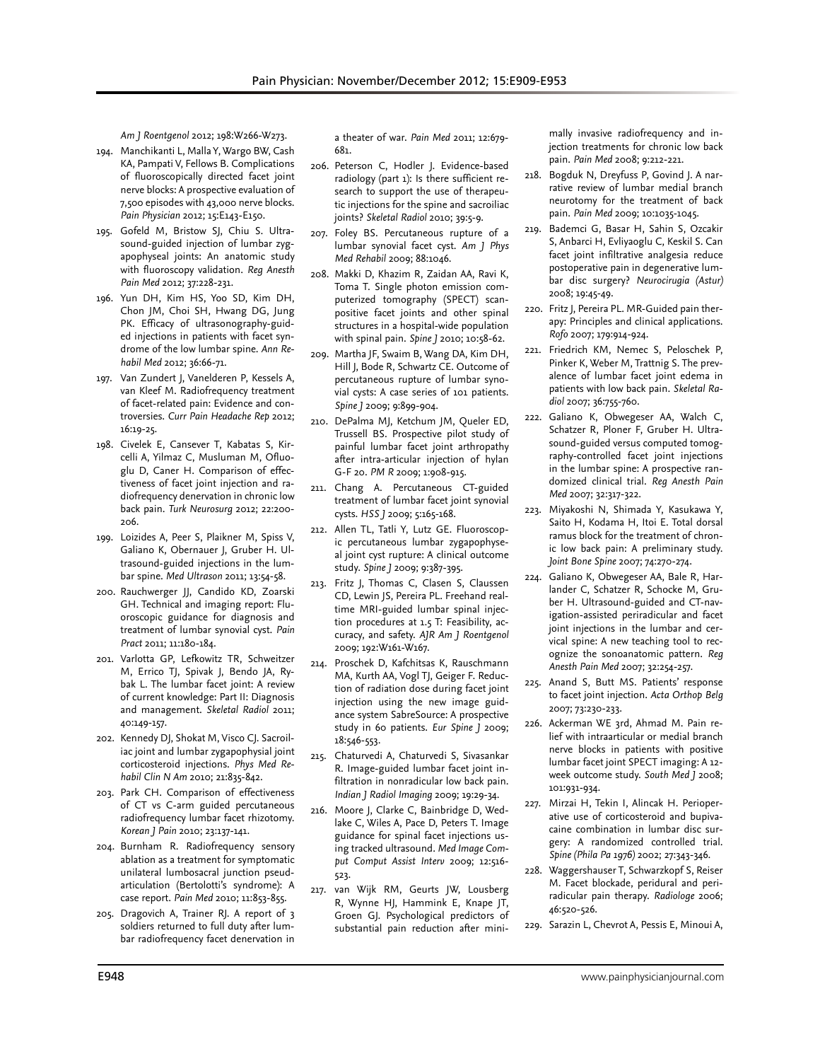*Am J Roentgenol* 2012; 198:W266-W273.

194. Manchikanti L, Malla Y, Wargo BW, Cash KA, Pampati V, Fellows B. Complications of fluoroscopically directed facet joint nerve blocks: A prospective evaluation of 7,500 episodes with 43,000 nerve blocks. *Pain Physician* 2012; 15:E143-E150.
195. Gofeld M, Bristow SJ, Chiu S. Ultrasound-guided injection of lumbar zygapophyseal joints: An anatomic study with fluoroscopy validation. *Reg Anesth Pain Med* 2012; 37:228-231.
196. Yun DH, Kim HS, Yoo SD, Kim DH, Chon JM, Choi SH, Hwang DG, Jung PK. Efficacy of ultrasonography-guided injections in patients with facet syndrome of the low lumbar spine. *Ann Rehabil Med* 2012; 36:66-71.
197. Van Zundert J, Vanelderen P, Kessels A, van Kleef M. Radiofrequency treatment of facet-related pain: Evidence and controversies. *Curr Pain Headache Rep* 2012; 16:19-25.
198. Civelek E, Cansever T, Kabatas S, Kircelli A, Yilmaz C, Musluman M, Ofluoglu D, Caner H. Comparison of effectiveness of facet joint injection and radiofrequency denervation in chronic low back pain. *Turk Neurosurg* 2012; 22:200-206.
199. Loizides A, Peer S, Plaikner M, Spiss V, Galiano K, Obernauer J, Gruber H. Ultrasound-guided injections in the lumbar spine. *Med Ultrason* 2011; 13:54-58.
200. Rauchwerger JJ, Candido KD, Zoarski GH. Technical and imaging report: Fluoroscopic guidance for diagnosis and treatment of lumbar synovial cyst. *Pain Pract* 2011; 11:180-184.
201. Varlotta GP, Lefkowitz TR, Schweitzer M, Errico TJ, Spivak J, Bendo JA, Rybak L. The lumbar facet joint: A review of current knowledge: Part II: Diagnosis and management. *Skeletal Radiol* 2011; 40:149-157.
202. Kennedy DJ, Shokat M, Visco CJ. Sacroiliac joint and lumbar zygapophysial joint corticosteroid injections. *Phys Med Rehabil Clin N Am* 2010; 21:835-842.
203. Park CH. Comparison of effectiveness of CT vs C-arm guided percutaneous radiofrequency lumbar facet rhizotomy. *Korean J Pain* 2010; 23:137-141.
204. Burnham R. Radiofrequency sensory ablation as a treatment for symptomatic unilateral lumbosacral junction pseudarticulation (Bertolotti's syndrome): A case report. *Pain Med* 2010; 11:853-855.
205. Dragovich A, Trainer RJ. A report of 3 soldiers returned to full duty after lumbar radiofrequency facet denervation in a theater of war. *Pain Med* 2011; 12:679-681.
206. Peterson C, Hodler J. Evidence-based radiology (part 1): Is there sufficient research to support the use of therapeutic injections for the spine and sacroiliac joints? *Skeletal Radiol* 2010; 39:5-9.
207. Foley BS. Percutaneous rupture of a lumbar synovial facet cyst. *Am J Phys Med Rehabil* 2009; 88:1046.
208. Makki D, Khazim R, Zaidan AA, Ravi K, Toma T. Single photon emission computerized tomography (SPECT) scan-positive facet joints and other spinal structures in a hospital-wide population with spinal pain. *Spine J* 2010; 10:58-62.
209. Martha JF, Swaim B, Wang DA, Kim DH, Hill J, Bode R, Schwartz CE. Outcome of percutaneous rupture of lumbar synovial cysts: A case series of 101 patients. *Spine J* 2009; 9:899-904.
210. DePalma MJ, Ketchum JM, Queler ED, Trussell BS. Prospective pilot study of painful lumbar facet joint arthropathy after intra-articular injection of hylan G-F 20. *PM R* 2009; 1:908-915.
211. Chang A. Percutaneous CT-guided treatment of lumbar facet joint synovial cysts. *HSS J* 2009; 5:165-168.
212. Allen TL, Tatli Y, Lutz GE. Fluoroscopic percutaneous lumbar zygapophyseal joint cyst rupture: A clinical outcome study. *Spine J* 2009; 9:387-395.
213. Fritz J, Thomas C, Clasen S, Claussen CD, Lewin JS, Pereira PL. Freehand realtime MRI-guided lumbar spinal injection procedures at 1.5 T: Feasibility, accuracy, and safety. *AJR Am J Roentgenol* 2009; 192:W161-W167.
214. Proschek D, Kafchitsas K, Rauschmann MA, Kurth AA, Vogl TJ, Geiger F. Reduction of radiation dose during facet joint injection using the new image guidance system SabreSource: A prospective study in 60 patients. *Eur Spine J* 2009; 18:546-553.
215. Chaturvedi A, Chaturvedi S, Sivasankar R. Image-guided lumbar facet joint infiltration in nonradicular low back pain. *Indian J Radiol Imaging* 2009; 19:29-34.
216. Moore J, Clarke C, Bainbridge D, Wedlake C, Wiles A, Pace D, Peters T. Image guidance for spinal facet injections using tracked ultrasound. *Med Image Comput Comput Assist Interv* 2009; 12:516-523.
217. van Wijk RM, Geurts JW, Lousberg R, Wynne HJ, Hammink E, Knape JT, Groen GJ. Psychological predictors of substantial pain reduction after minimally invasive radiofrequency and injection treatments for chronic low back pain. *Pain Med* 2008; 9:212-221.
218. Bogduk N, Dreyfuss P, Govind J. A narrative review of lumbar medial branch neurotomy for the treatment of back pain. *Pain Med* 2009; 10:1035-1045.
219. Bademci G, Basar H, Sahin S, Ozcakir S, Anbarci H, Evliyaoglu C, Keskil S. Can facet joint infiltrative analgesia reduce postoperative pain in degenerative lumbar disc surgery? *Neurocirugia (Astur)* 2008; 19:45-49.
220. Fritz J, Pereira PL. MR-Guided pain therapy: Principles and clinical applications. *Rofo* 2007; 179:914-924.
221. Friedrich KM, Nemec S, Peloschek P, Pinker K, Weber M, Trattnig S. The prevalence of lumbar facet joint edema in patients with low back pain. *Skeletal Radiol* 2007; 36:755-760.
222. Galiano K, Obwegeser AA, Walch C, Schatzer R, Ploner F, Gruber H. Ultrasound-guided versus computed tomography-controlled facet joint injections in the lumbar spine: A prospective randomized clinical trial. *Reg Anesth Pain Med* 2007; 32:317-322.
223. Miyakoshi N, Shimada Y, Kasukawa Y, Saito H, Kodama H, Itoi E. Total dorsal ramus block for the treatment of chronic low back pain: A preliminary study. *Joint Bone Spine* 2007; 74:270-274.
224. Galiano K, Obwegeser AA, Bale R, Harlander C, Schatzer R, Schocke M, Gruber H. Ultrasound-guided and CT-navigation-assisted periradicular and facet joint injections in the lumbar and cervical spine: A new teaching tool to recognize the sonoanatomic pattern. *Reg Anesth Pain Med* 2007; 32:254-257.
225. Anand S, Butt MS. Patients' response to facet joint injection. *Acta Orthop Belg* 2007; 73:230-233.
226. Ackerman WE 3rd, Ahmad M. Pain relief with intraarticular or medial branch nerve blocks in patients with positive lumbar facet joint SPECT imaging: A 12-week outcome study. *South Med J* 2008; 101:931-934.
227. Mirzai H, Tekin I, Alincak H. Perioperative use of corticosteroid and bupivacaine combination in lumbar disc surgery: A randomized controlled trial. *Spine (Phila Pa 1976)* 2002; 27:343-346.
228. Waggershauser T, Schwarzkopf S, Reiser M. Facet blockade, peridural and periradicular pain therapy. *Radiologe* 2006; 46:520-526.
229. Sarazin L, Chevrot A, Pessis E, Minoui A,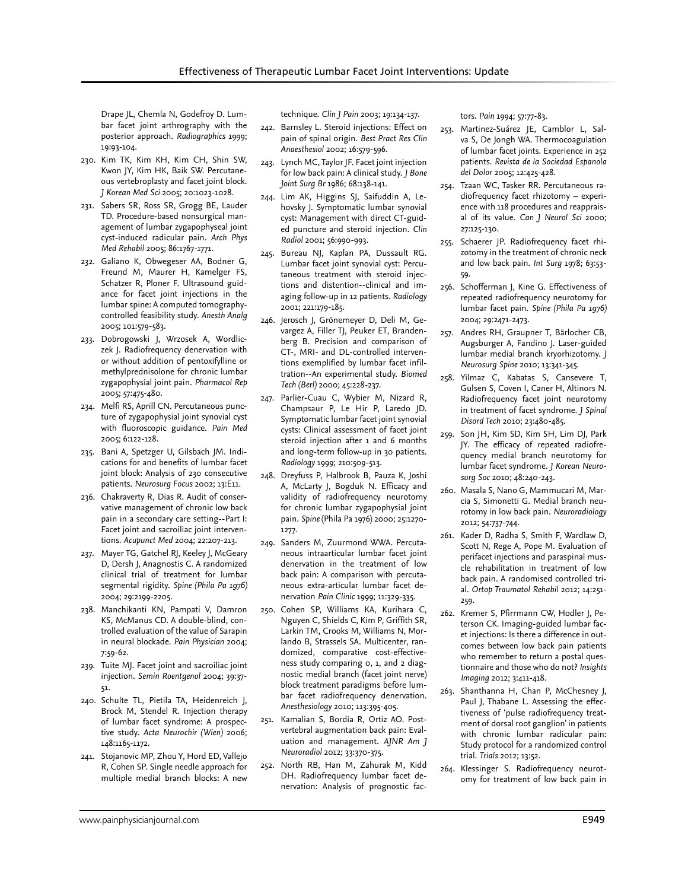Drape JL, Chemla N, Godefroy D. Lumbar facet joint arthrography with the posterior approach. *Radiographics* 1999; 19:93-104.

230. Kim TK, Kim KH, Kim CH, Shin SW, Kwon JY, Kim HK, Baik SW. Percutaneous vertebroplasty and facet joint block. *J Korean Med Sci* 2005; 20:1023-1028.
231. Sabers SR, Ross SR, Grogg BE, Lauder TD. Procedure-based nonsurgical management of lumbar zygapophyseal joint cyst-induced radicular pain. *Arch Phys Med Rehabil* 2005; 86:1767-1771.
232. Galiano K, Obwegeser AA, Bodner G, Freund M, Maurer H, Kamelger FS, Schatzer R, Ploner F. Ultrasound guidance for facet joint injections in the lumbar spine: A computed tomography-controlled feasibility study. *Anesth Analg* 2005; 101:579-583.
233. Dobrogowski J, Wrzosek A, Wordliczek J. Radiofrequency denervation with or without addition of pentoxifylline or methylprednisolone for chronic lumbar zygapophysial joint pain. *Pharmacol Rep* 2005; 57:475-480.
234. Melfi RS, Aprill CN. Percutaneous puncture of zygapophysial joint synovial cyst with fluoroscopic guidance. *Pain Med* 2005; 6:122-128.
235. Bani A, Spetzger U, Gilsbach JM. Indications for and benefits of lumbar facet joint block: Analysis of 230 consecutive patients. *Neurosurg Focus* 2002; 13:E11.
236. Chakraverty R, Dias R. Audit of conservative management of chronic low back pain in a secondary care setting--Part I: Facet joint and sacroiliac joint interventions. *Acupunct Med* 2004; 22:207-213.
237. Mayer TG, Gatchel RJ, Keeley J, McGeary D, Dersh J, Anagnostis C. A randomized clinical trial of treatment for lumbar segmental rigidity. *Spine (Phila Pa 1976)* 2004; 29:2199-2205.
238. Manchikanti KN, Pampati V, Damron KS, McManus CD. A double-blind, controlled evaluation of the value of Sarapin in neural blockade. *Pain Physician* 2004; 7:59-62.
239. Tuite MJ. Facet joint and sacroiliac joint injection. *Semin Roentgenol* 2004; 39:37-51.
240. Schulte TL, Pietila TA, Heidenreich J, Brock M, Stendel R. Injection therapy of lumbar facet syndrome: A prospective study. *Acta Neurochir (Wien)* 2006; 148:1165-1172.
241. Stojanovic MP, Zhou Y, Hord ED, Vallejo R, Cohen SP. Single needle approach for multiple medial branch blocks: A new technique. *Clin J Pain* 2003; 19:134-137.
242. Barnsley L. Steroid injections: Effect on pain of spinal origin. *Best Pract Res Clin Anaesthesiol* 2002; 16:579-596.
243. Lynch MC, Taylor JF. Facet joint injection for low back pain: A clinical study. *J Bone Joint Surg Br* 1986; 68:138-141.
244. Lim AK, Higgins SJ, Saifuddin A, Lehovsky J. Symptomatic lumbar synovial cyst: Management with direct CT-guided puncture and steroid injection. *Clin Radiol* 2001; 56:990-993.
245. Bureau NJ, Kaplan PA, Dussault RG. Lumbar facet joint synovial cyst: Percutaneous treatment with steroid injections and distention--clinical and imaging follow-up in 12 patients. *Radiology* 2001; 221:179-185.
246. Jerosch J, Grönemeyer D, Deli M, Gevargez A, Filler TJ, Peuker ET, Brandenberg B. Precision and comparison of CT-, MRI- and DL-controlled interventions exemplified by lumbar facet infiltration--An experimental study. *Biomed Tech (Berl)* 2000; 45:228-237.
247. Parlier-Cuau C, Wybier M, Nizard R, Champsaur P, Le Hir P, Laredo JD. Symptomatic lumbar facet joint synovial cysts: Clinical assessment of facet joint steroid injection after 1 and 6 months and long-term follow-up in 30 patients. *Radiology* 1999; 210:509-513.
248. Dreyfuss P, Halbrook B, Pauza K, Joshi A, McLarty J, Bogduk N. Efficacy and validity of radiofrequency neurotomy for chronic lumbar zygapophysial joint pain. *Spine* (Phila Pa 1976) 2000; 25:1270-1277.
249. Sanders M, Zuurmond WWA. Percutaneous intraarticular lumbar facet joint denervation in the treatment of low back pain: A comparison with percutaneous extra-articular lumbar facet denervation *Pain Clinic* 1999; 11:329-335.
250. Cohen SP, Williams KA, Kurihara C, Nguyen C, Shields C, Kim P, Griffith SR, Larkin TM, Crooks M, Williams N, Morlando B, Strassels SA. Multicenter, randomized, comparative cost-effectiveness study comparing 0, 1, and 2 diagnostic medial branch (facet joint nerve) block treatment paradigms before lumbar facet radiofrequency denervation. *Anesthesiology* 2010; 113:395-405.
251. Kamalian S, Bordia R, Ortiz AO. Post-vertebral augmentation back pain: Evaluation and management. *AJNR Am J Neuroradiol* 2012; 33:370-375.
252. North RB, Han M, Zahurak M, Kidd DH. Radiofrequency lumbar facet denervation: Analysis of prognostic factors. *Pain* 1994; 57:77-83.
253. Martinez-Suárez JE, Camblor L, Salva S, De Jongh WA. Thermocoagulation of lumbar facet joints. Experience in 252 patients. *Revista de la Sociedad Espanola del Dolor* 2005; 12:425-428.
254. Tzaan WC, Tasker RR. Percutaneous radiofrequency facet rhizotomy – experience with 118 procedures and reappraisal of its value. *Can J Neurol Sci* 2000; 27:125-130.
255. Schaerer JP. Radiofrequency facet rhizotomy in the treatment of chronic neck and low back pain. *Int Surg* 1978; 63:53-59.
256. Schofferman J, Kine G. Effectiveness of repeated radiofrequency neurotomy for lumbar facet pain. *Spine (Phila Pa 1976)* 2004; 29:2471-2473.
257. Andres RH, Graupner T, Bärlocher CB, Augsburger A, Fandino J. Laser-guided lumbar medial branch kryorhizotomy. *J Neurosurg Spine* 2010; 13:341-345.
258. Yilmaz C, Kabatas S, Cansevere T, Gulsen S, Coven I, Caner H, Altinors N. Radiofrequency facet joint neurotomy in treatment of facet syndrome. *J Spinal Disord Tech* 2010; 23:480-485.
259. Son JH, Kim SD, Kim SH, Lim DJ, Park JY. The efficacy of repeated radiofrequency medial branch neurotomy for lumbar facet syndrome. *J Korean Neurosurg Soc* 2010; 48:240-243.
260. Masala S, Nano G, Mammucari M, Marcia S, Simonetti G. Medial branch neurotomy in low back pain. *Neuroradiology* 2012; 54:737-744.
261. Kader D, Radha S, Smith F, Wardlaw D, Scott N, Rege A, Pope M. Evaluation of perifacet injections and paraspinal muscle rehabilitation in treatment of low back pain. A randomised controlled trial. *Ortop Traumatol Rehabil* 2012; 14:251-259.
262. Kremer S, Pfirrmann CW, Hodler J, Peterson CK. Imaging-guided lumbar facet injections: Is there a difference in outcomes between low back pain patients who remember to return a postal questionnaire and those who do not? *Insights Imaging* 2012; 3:411-418.
263. Shanthanna H, Chan P, McChesney J, Paul J, Thabane L. Assessing the effectiveness of 'pulse radiofrequency treatment of dorsal root ganglion' in patients with chronic lumbar radicular pain: Study protocol for a randomized control trial. *Trials* 2012; 13:52.
264. Klessinger S. Radiofrequency neurotomy for treatment of low back pain in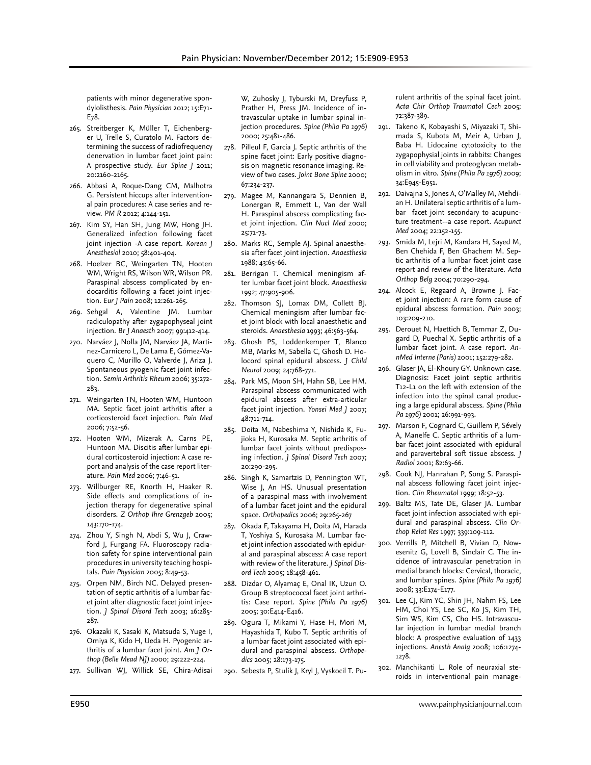patients with minor degenerative spondylolisthesis. *Pain Physician* 2012; 15:E71-E78.

265. Streitberger K, Müller T, Eichenberger U, Trelle S, Curatolo M. Factors determining the success of radiofrequency denervation in lumbar facet joint pain: A prospective study. *Eur Spine J* 2011; 20:2160-2165.
266. Abbasi A, Roque-Dang CM, Malhotra G. Persistent hiccups after interventional pain procedures: A case series and review. *PM R* 2012; 4:144-151.
267. Kim SY, Han SH, Jung MW, Hong JH. Generalized infection following facet joint injection -A case report. *Korean J Anesthesiol* 2010; 58:401-404.
268. Hoelzer BC, Weingarten TN, Hooten WM, Wright RS, Wilson WR, Wilson PR. Paraspinal abscess complicated by endocarditis following a facet joint injection. *Eur J Pain* 2008; 12:261-265.
269. Sehgal A, Valentine JM. Lumbar radiculopathy after zygapophyseal joint injection. *Br J Anaesth* 2007; 99:412-414.
270. Narváez J, Nolla JM, Narváez JA, Martinez-Carnicero L, De Lama E, Gómez-Vaquero C, Murillo O, Valverde J, Ariza J. Spontaneous pyogenic facet joint infection. *Semin Arthritis Rheum* 2006; 35:272-283.
271. Weingarten TN, Hooten WM, Huntoon MA. Septic facet joint arthritis after a corticosteroid facet injection. *Pain Med* 2006; 7:52-56.
272. Hooten WM, Mizerak A, Carns PE, Huntoon MA. Discitis after lumbar epidural corticosteroid injection: A case report and analysis of the case report literature. *Pain Med* 2006; 7:46-51.
273. Willburger RE, Knorth H, Haaker R. Side effects and complications of injection therapy for degenerative spinal disorders. *Z Orthop Ihre Grenzgeb* 2005; 143:170-174.
274. Zhou Y, Singh N, Abdi S, Wu J, Crawford J, Furgang FA. Fluoroscopy radiation safety for spine interventional pain procedures in university teaching hospitals. *Pain Physician* 2005; 8:49-53.
275. Orpen NM, Birch NC. Delayed presentation of septic arthritis of a lumbar facet joint after diagnostic facet joint injection. *J Spinal Disord Tech* 2003; 16:285-287.
276. Okazaki K, Sasaki K, Matsuda S, Yuge I, Omiya K, Kido H, Ueda H. Pyogenic arthritis of a lumbar facet joint. *Am J Orthop (Belle Mead NJ)* 2000; 29:222-224.
277. Sullivan WJ, Willick SE, Chira-Adisai W, Zuhosky J, Tyburski M, Dreyfuss P, Prather H, Press JM. Incidence of intravascular uptake in lumbar spinal injection procedures. *Spine (Phila Pa 1976)* 2000; 25:481-486.
278. Pilleul F, Garcia J. Septic arthritis of the spine facet joint: Early positive diagnosis on magnetic resonance imaging. Review of two cases. *Joint Bone Spine* 2000; 67:234-237.
279. Magee M, Kannangara S, Dennien B, Lonergan R, Emmett L, Van der Wall H. Paraspinal abscess complicating facet joint injection. *Clin Nucl Med* 2000; 25:71-73.
280. Marks RC, Semple AJ. Spinal anaesthesia after facet joint injection. *Anaesthesia* 1988; 43:65-66.
281. Berrigan T. Chemical meningism after lumbar facet joint block. *Anaesthesia* 1992; 47:905-906.
282. Thomson SJ, Lomax DM, Collett BJ. Chemical meningism after lumbar facet joint block with local anaesthetic and steroids. *Anaesthesia* 1993; 46:563-564.
283. Ghosh PS, Loddenkemper T, Blanco MB, Marks M, Sabella C, Ghosh D. Holocord spinal epidural abscess. *J Child Neurol* 2009; 24:768-771.
284. Park MS, Moon SH, Hahn SB, Lee HM. Paraspinal abscess communicated with epidural abscess after extra-articular facet joint injection. *Yonsei Med J* 2007; 48:711-714.
285. Doita M, Nabeshima Y, Nishida K, Fujioka H, Kurosaka M. Septic arthritis of lumbar facet joints without predisposing infection. *J Spinal Disord Tech* 2007; 20:290-295.
286. Singh K, Samartzis D, Pennington WT, Wise J, An HS. Unusual presentation of a paraspinal mass with involvement of a lumbar facet joint and the epidural space. *Orthopedics* 2006; 29:265-267
287. Okada F, Takayama H, Doita M, Harada T, Yoshiya S, Kurosaka M. Lumbar facet joint infection associated with epidural and paraspinal abscess: A case report with review of the literature. *J Spinal Disord Tech* 2005; 18:458-461.
288. Dizdar O, Alyamaç E, Onal IK, Uzun O. Group B streptococcal facet joint arthritis: Case report. *Spine (Phila Pa 1976)* 2005; 30:E414-E416.
289. Ogura T, Mikami Y, Hase H, Mori M, Hayashida T, Kubo T. Septic arthritis of a lumbar facet joint associated with epidural and paraspinal abscess. *Orthopedics* 2005; 28:173-175.
290. Sebesta P, Stulík J, Kryl J, Vyskocil T. Purulent arthritis of the spinal facet joint. *Acta Chir Orthop Traumatol Cech* 2005; 72:387-389.
291. Takeno K, Kobayashi S, Miyazaki T, Shimada S, Kubota M, Meir A, Urban J, Baba H. Lidocaine cytotoxicity to the zygapophysial joints in rabbits: Changes in cell viability and proteoglycan metabolism in vitro. *Spine (Phila Pa 1976)* 2009; 34:E945-E951.
292. Daivajna S, Jones A, O'Malley M, Mehdian H. Unilateral septic arthritis of a lumbar facet joint secondary to acupuncture treatment--a case report. *Acupunct Med* 2004; 22:152-155.
293. Smida M, Lejri M, Kandara H, Sayed M, Ben Chehida F, Ben Ghachem M. Septic arthritis of a lumbar facet joint case report and review of the literature. *Acta Orthop Belg* 2004; 70:290-294.
294. Alcock E, Regaard A, Browne J. Facet joint injection: A rare form cause of epidural abscess formation. *Pain* 2003; 103:209-210.
295. Derouet N, Haettich B, Temmar Z, Dugard D, Puechal X. Septic arthritis of a lumbar facet joint. A case report. *AnnMed Interne (Paris)* 2001; 152:279-282.
296. Glaser JA, El-Khoury GY. Unknown case. Diagnosis: Facet joint septic arthritis T12-L1 on the left with extension of the infection into the spinal canal producing a large epidural abscess. *Spine (Phila Pa 1976)* 2001; 26:991-993.
297. Marson F, Cognard C, Guillem P, Sévely A, Manelfe C. Septic arthritis of a lumbar facet joint associated with epidural and paravertebral soft tissue abscess. *J Radiol* 2001; 82:63-66.
298. Cook NJ, Hanrahan P, Song S. Paraspinal abscess following facet joint injection. *Clin Rheumatol* 1999; 18:52-53.
299. Baltz MS, Tate DE, Glaser JA. Lumbar facet joint infection associated with epidural and paraspinal abscess. *Clin Orthop Relat Res* 1997; 339:109-112.
300. Verrills P, Mitchell B, Vivian D, Nowesenitz G, Lovell B, Sinclair C. The incidence of intravascular penetration in medial branch blocks: Cervical, thoracic, and lumbar spines. *Spine (Phila Pa 1976)* 2008; 33:E174-E177.
301. Lee CJ, Kim YC, Shin JH, Nahm FS, Lee HM, Choi YS, Lee SC, Ko JS, Kim TH, Sim WS, Kim CS, Cho HS. Intravascular injection in lumbar medial branch block: A prospective evaluation of 1433 injections. *Anesth Analg* 2008; 106:1274-1278.
302. Manchikanti L. Role of neuraxial steroids in interventional pain manage-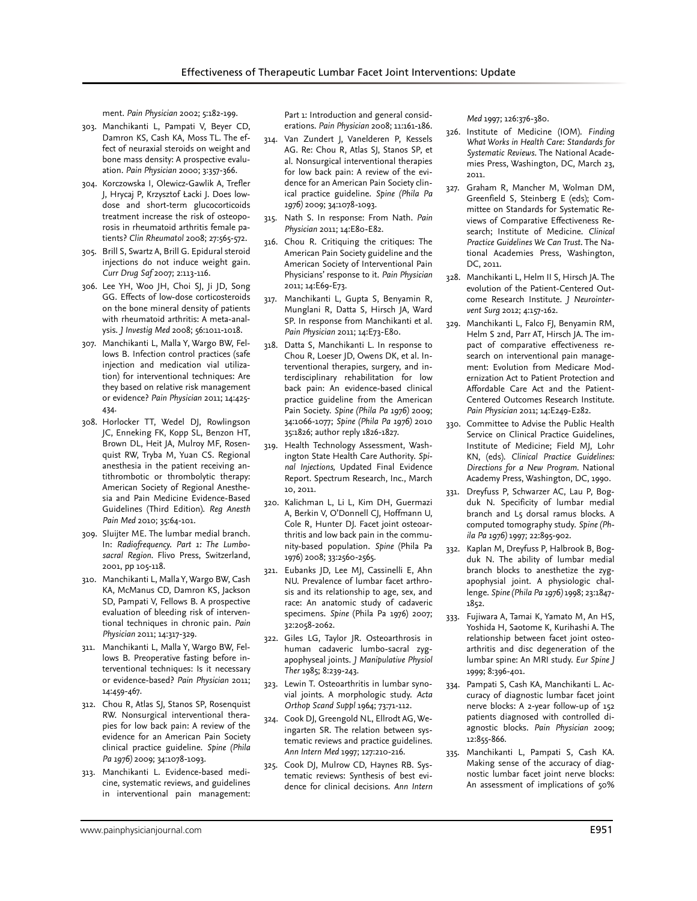ment. *Pain Physician* 2002; 5:182-199.

303. Manchikanti L, Pampati V, Beyer CD, Damron KS, Cash KA, Moss TL. The effect of neuraxial steroids on weight and bone mass density: A prospective evaluation. *Pain Physician* 2000; 3:357-366.
304. Korczowska I, Olewicz-Gawlik A, Trefler J, Hrycaj P, Krzysztof Łacki J. Does low-dose and short-term glucocorticoids treatment increase the risk of osteoporosis in rheumatoid arthritis female patients? *Clin Rheumatol* 2008; 27:565-572.
305. Brill S, Swartz A, Brill G. Epidural steroid injections do not induce weight gain. *Curr Drug Saf* 2007; 2:113-116.
306. Lee YH, Woo JH, Choi SJ, Ji JD, Song GG. Effects of low-dose corticosteroids on the bone mineral density of patients with rheumatoid arthritis: A meta-analysis. *J Investig Med* 2008; 56:1011-1018.
307. Manchikanti L, Malla Y, Wargo BW, Fellows B. Infection control practices (safe injection and medication vial utilization) for interventional techniques: Are they based on relative risk management or evidence? *Pain Physician* 2011; 14:425-434.
308. Horlocker TT, Wedel DJ, Rowlingson JC, Enneking FK, Kopp SL, Benzon HT, Brown DL, Heit JA, Mulroy MF, Rosenquist RW, Tryba M, Yuan CS. Regional anesthesia in the patient receiving antithrombotic or thrombolytic therapy: American Society of Regional Anesthesia and Pain Medicine Evidence-Based Guidelines (Third Edition). *Reg Anesth Pain Med* 2010; 35:64-101.
309. Sluijter ME. The lumbar medial branch. In: *Radiofrequency. Part 1: The Lumbosacral Region*. Flivo Press, Switzerland, 2001, pp 105-118.
310. Manchikanti L, Malla Y, Wargo BW, Cash KA, McManus CD, Damron KS, Jackson SD, Pampati V, Fellows B. A prospective evaluation of bleeding risk of interventional techniques in chronic pain. *Pain Physician* 2011; 14:317-329.
311. Manchikanti L, Malla Y, Wargo BW, Fellows B. Preoperative fasting before interventional techniques: Is it necessary or evidence-based? *Pain Physician* 2011; 14:459-467.
312. Chou R, Atlas SJ, Stanos SP, Rosenquist RW. Nonsurgical interventional therapies for low back pain: A review of the evidence for an American Pain Society clinical practice guideline. *Spine (Phila Pa 1976)* 2009; 34:1078-1093.
313. Manchikanti L. Evidence-based medicine, systematic reviews, and guidelines in interventional pain management: Part 1: Introduction and general considerations. *Pain Physician* 2008; 11:161-186.
314. Van Zundert J, Vanelderen P, Kessels AG. Re: Chou R, Atlas SJ, Stanos SP, et al. Nonsurgical interventional therapies for low back pain: A review of the evidence for an American Pain Society clinical practice guideline. *Spine (Phila Pa 1976)* 2009; 34:1078-1093.
315. Nath S. In response: From Nath. *Pain Physician* 2011; 14:E80-E82.
316. Chou R. Critiquing the critiques: The American Pain Society guideline and the American Society of Interventional Pain Physicians' response to it. *Pain Physician* 2011; 14:E69-E73.
317. Manchikanti L, Gupta S, Benyamin R, Munglani R, Datta S, Hirsch JA, Ward SP. In response from Manchikanti et al. *Pain Physician* 2011; 14:E73-E80.
318. Datta S, Manchikanti L. In response to Chou R, Loeser JD, Owens DK, et al. Interventional therapies, surgery, and interdisciplinary rehabilitation for low back pain: An evidence-based clinical practice guideline from the American Pain Society. *Spine (Phila Pa 1976)* 2009; 34:1066-1077; *Spine (Phila Pa 1976)* 2010 35:1826; author reply 1826-1827.
319. Health Technology Assessment, Washington State Health Care Authority. *Spinal Injections*, Updated Final Evidence Report. Spectrum Research, Inc., March 10, 2011.
320. Kalichman L, Li L, Kim DH, Guermazi A, Berkin V, O'Donnell CJ, Hoffmann U, Cole R, Hunter DJ. Facet joint osteoarthritis and low back pain in the community-based population. *Spine* (Phila Pa 1976) 2008; 33:2560-2565.
321. Eubanks JD, Lee MJ, Cassinelli E, Ahn NU. Prevalence of lumbar facet arthrosis and its relationship to age, sex, and race: An anatomic study of cadaveric specimens. *Spine* (Phila Pa 1976) 2007; 32:2058-2062.
322. Giles LG, Taylor JR. Osteoarthrosis in human cadaveric lumbo-sacral zygapophyseal joints. *J Manipulative Physiol Ther* 1985; 8:239-243.
323. Lewin T. Osteoarthritis in lumbar synovial joints. A morphologic study. *Acta Orthop Scand Suppl* 1964; 73:71-112.
324. Cook DJ, Greengold NL, Ellrodt AG, Weingarten SR. The relation between systematic reviews and practice guidelines. *Ann Intern Med* 1997; 127:210-216.
325. Cook DJ, Mulrow CD, Haynes RB. Systematic reviews: Synthesis of best evidence for clinical decisions. *Ann Intern Med* 1997; 126:376-380.
326. Institute of Medicine (IOM). *Finding What Works in Health Care: Standards for Systematic Reviews*. The National Academies Press, Washington, DC, March 23, 2011.
327. Graham R, Mancher M, Wolman DM, Greenfield S, Steinberg E (eds); Committee on Standards for Systematic Reviews of Comparative Effectiveness Research; Institute of Medicine. *Clinical Practice Guidelines We Can Trust*. The National Academies Press, Washington, DC, 2011.
328. Manchikanti L, Helm II S, Hirsch JA. The evolution of the Patient-Centered Outcome Research Institute. *J Neurointervent Surg* 2012; 4:157-162.
329. Manchikanti L, Falco FJ, Benyamin RM, Helm S 2nd, Parr AT, Hirsch JA. The impact of comparative effectiveness research on interventional pain management: Evolution from Medicare Modernization Act to Patient Protection and Affordable Care Act and the Patient-Centered Outcomes Research Institute. *Pain Physician* 2011; 14:E249-E282.
330. Committee to Advise the Public Health Service on Clinical Practice Guidelines, Institute of Medicine; Field MJ, Lohr KN, (eds). *Clinical Practice Guidelines: Directions for a New Program*. National Academy Press, Washington, DC, 1990.
331. Dreyfuss P, Schwarzer AC, Lau P, Bogduk N. Specificity of lumbar medial branch and L5 dorsal ramus blocks. A computed tomography study. *Spine (Phila Pa 1976)* 1997; 22:895-902.
332. Kaplan M, Dreyfuss P, Halbrook B, Bogduk N. The ability of lumbar medial branch blocks to anesthetize the zygapophysial joint. A physiologic challenge. *Spine (Phila Pa 1976)* 1998; 23:1847-1852.
333. Fujiwara A, Tamai K, Yamato M, An HS, Yoshida H, Saotome K, Kurihashi A. The relationship between facet joint osteoarthritis and disc degeneration of the lumbar spine: An MRI study. *Eur Spine J* 1999; 8:396-401.
334. Pampati S, Cash KA, Manchikanti L. Accuracy of diagnostic lumbar facet joint nerve blocks: A 2-year follow-up of 152 patients diagnosed with controlled diagnostic blocks. *Pain Physician* 2009; 12:855-866.
335. Manchikanti L, Pampati S, Cash KA. Making sense of the accuracy of diagnostic lumbar facet joint nerve blocks: An assessment of implications of 50%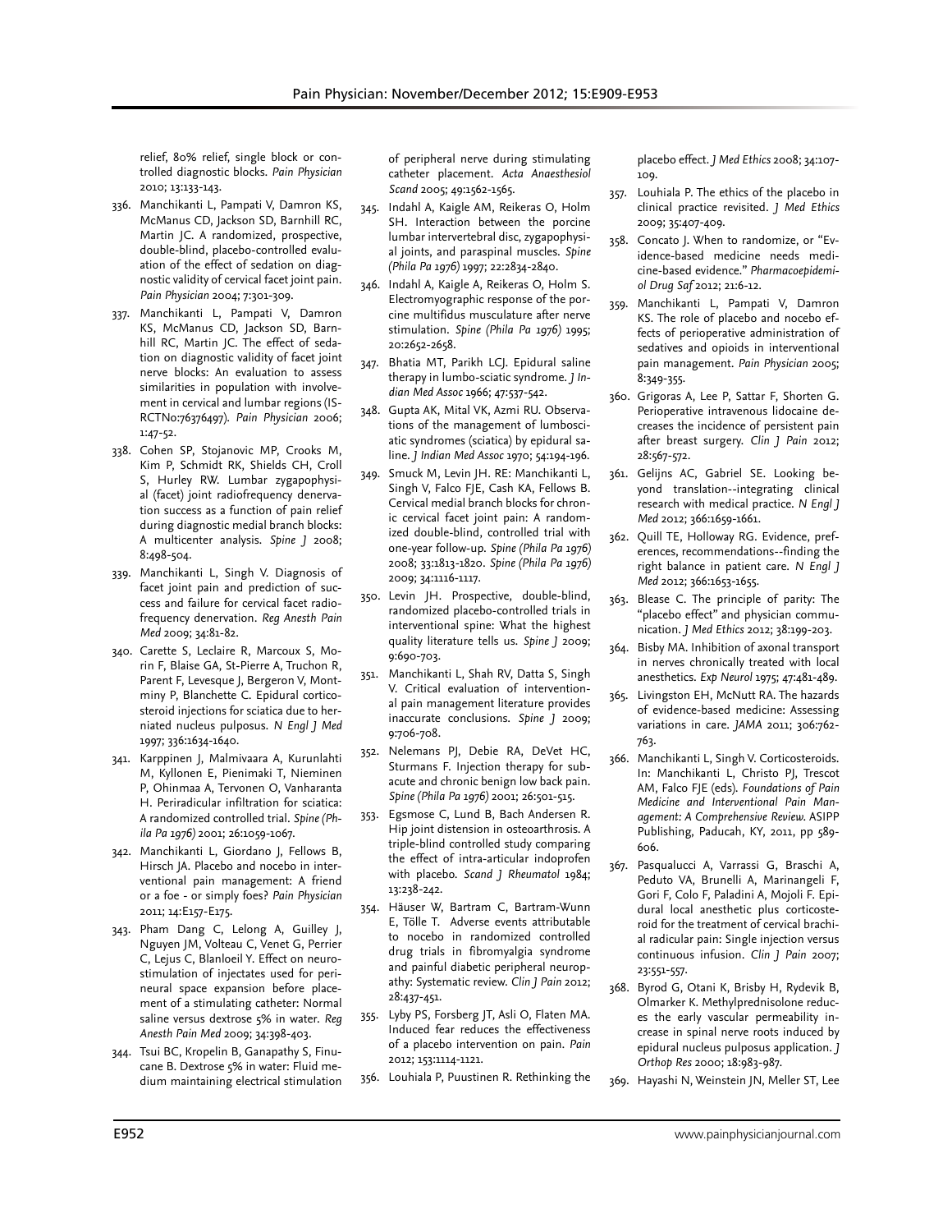relief, 80% relief, single block or controlled diagnostic blocks. *Pain Physician* 2010; 13:133-143.

336. Manchikanti L, Pampati V, Damron KS, McManus CD, Jackson SD, Barnhill RC, Martin JC. A randomized, prospective, double-blind, placebo-controlled evaluation of the effect of sedation on diagnostic validity of cervical facet joint pain. *Pain Physician* 2004; 7:301-309.
337. Manchikanti L, Pampati V, Damron KS, McManus CD, Jackson SD, Barnhill RC, Martin JC. The effect of sedation on diagnostic validity of facet joint nerve blocks: An evaluation to assess similarities in population with involvement in cervical and lumbar regions (ISRCTNo:76376497). *Pain Physician* 2006; 1:47-52.
338. Cohen SP, Stojanovic MP, Crooks M, Kim P, Schmidt RK, Shields CH, Croll S, Hurley RW. Lumbar zygapophysial (facet) joint radiofrequency denervation success as a function of pain relief during diagnostic medial branch blocks: A multicenter analysis. *Spine J* 2008; 8:498-504.
339. Manchikanti L, Singh V. Diagnosis of facet joint pain and prediction of success and failure for cervical facet radiofrequency denervation. *Reg Anesth Pain Med* 2009; 34:81-82.
340. Carette S, Leclaire R, Marcoux S, Morin F, Blaise GA, St-Pierre A, Truchon R, Parent F, Levesque J, Bergeron V, Montminy P, Blanchette C. Epidural corticosteroid injections for sciatica due to herniated nucleus pulposus. *N Engl J Med* 1997; 336:1634-1640.
341. Karppinen J, Malmivaara A, Kurunlahti M, Kyllonen E, Pienimaki T, Nieminen P, Ohinmaa A, Tervonen O, Vanharanta H. Periradicular infiltration for sciatica: A randomized controlled trial. *Spine (Phila Pa 1976)* 2001; 26:1059-1067.
342. Manchikanti L, Giordano J, Fellows B, Hirsch JA. Placebo and nocebo in interventional pain management: A friend or a foe - or simply foes? *Pain Physician* 2011; 14:E157-E175.
343. Pham Dang C, Lelong A, Guilley J, Nguyen JM, Volteau C, Venet G, Perrier C, Lejus C, Blanloeil Y. Effect on neurostimulation of injectates used for perineural space expansion before placement of a stimulating catheter: Normal saline versus dextrose 5% in water. *Reg Anesth Pain Med* 2009; 34:398-403.
344. Tsui BC, Kropelin B, Ganapathy S, Finucane B. Dextrose 5% in water: Fluid medium maintaining electrical stimulation of peripheral nerve during stimulating catheter placement. *Acta Anaesthesiol Scand* 2005; 49:1562-1565.
345. Indahl A, Kaigle AM, Reikeras O, Holm SH. Interaction between the porcine lumbar intervertebral disc, zygapophysial joints, and paraspinal muscles. *Spine (Phila Pa 1976)* 1997; 22:2834-2840.
346. Indahl A, Kaigle A, Reikeras O, Holm S. Electromyographic response of the porcine multifidus musculature after nerve stimulation. *Spine (Phila Pa 1976)* 1995; 20:2652-2658.
347. Bhatia MT, Parikh LCJ. Epidural saline therapy in lumbo-sciatic syndrome. *J Indian Med Assoc* 1966; 47:537-542.
348. Gupta AK, Mital VK, Azmi RU. Observations of the management of lumbosciatic syndromes (sciatica) by epidural saline. *J Indian Med Assoc* 1970; 54:194-196.
349. Smuck M, Levin JH. RE: Manchikanti L, Singh V, Falco FJE, Cash KA, Fellows B. Cervical medial branch blocks for chronic cervical facet joint pain: A randomized double-blind, controlled trial with one-year follow-up. *Spine (Phila Pa 1976)* 2008; 33:1813-1820. *Spine (Phila Pa 1976)* 2009; 34:1116-1117.
350. Levin JH. Prospective, double-blind, randomized placebo-controlled trials in interventional spine: What the highest quality literature tells us. *Spine J* 2009; 9:690-703.
351. Manchikanti L, Shah RV, Datta S, Singh V. Critical evaluation of interventional pain management literature provides inaccurate conclusions. *Spine J* 2009; 9:706-708.
352. Nelemans PJ, Debie RA, DeVet HC, Sturmans F. Injection therapy for subacute and chronic benign low back pain. *Spine (Phila Pa 1976)* 2001; 26:501-515.
353. Egsmose C, Lund B, Bach Andersen R. Hip joint distension in osteoarthrosis. A triple-blind controlled study comparing the effect of intra-articular indoprofen with placebo. *Scand J Rheumatol* 1984; 13:238-242.
354. Häuser W, Bartram C, Bartram-Wunn E, Tölle T. Adverse events attributable to nocebo in randomized controlled drug trials in fibromyalgia syndrome and painful diabetic peripheral neuropathy: Systematic review. *Clin J Pain* 2012; 28:437-451.
355. Lyby PS, Forsberg JT, Asli O, Flaten MA. Induced fear reduces the effectiveness of a placebo intervention on pain. *Pain* 2012; 153:1114-1121.
356. Louhiala P, Puustinen R. Rethinking the placebo effect. *J Med Ethics* 2008; 34:107-109.
357. Louhiala P. The ethics of the placebo in clinical practice revisited. *J Med Ethics* 2009; 35:407-409.
358. Concato J. When to randomize, or "Evidence-based medicine needs medicine-based evidence." *Pharmacoepidemiol Drug Saf* 2012; 21:6-12.
359. Manchikanti L, Pampati V, Damron KS. The role of placebo and nocebo effects of perioperative administration of sedatives and opioids in interventional pain management. *Pain Physician* 2005; 8:349-355.
360. Grigoras A, Lee P, Sattar F, Shorten G. Perioperative intravenous lidocaine decreases the incidence of persistent pain after breast surgery. *Clin J Pain* 2012; 28:567-572.
361. Gelijns AC, Gabriel SE. Looking beyond translation--integrating clinical research with medical practice. *N Engl J Med* 2012; 366:1659-1661.
362. Quill TE, Holloway RG. Evidence, preferences, recommendations--finding the right balance in patient care. *N Engl J Med* 2012; 366:1653-1655.
363. Blease C. The principle of parity: The "placebo effect" and physician communication. *J Med Ethics* 2012; 38:199-203.
364. Bisby MA. Inhibition of axonal transport in nerves chronically treated with local anesthetics. *Exp Neurol* 1975; 47:481-489.
365. Livingston EH, McNutt RA. The hazards of evidence-based medicine: Assessing variations in care. *JAMA* 2011; 306:762-763.
366. Manchikanti L, Singh V. Corticosteroids. In: Manchikanti L, Christo PJ, Trescot AM, Falco FJE (eds). *Foundations of Pain Medicine and Interventional Pain Management: A Comprehensive Review.* ASIPP Publishing, Paducah, KY, 2011, pp 589-606.
367. Pasqualucci A, Varrassi G, Braschi A, Peduto VA, Brunelli A, Marinangeli F, Gori F, Colo F, Paladini A, Mojoli F. Epidural local anesthetic plus corticosteroid for the treatment of cervical brachial radicular pain: Single injection versus continuous infusion. *Clin J Pain* 2007; 23:551-557.
368. Byrod G, Otani K, Brisby H, Rydevik B, Olmarker K. Methylprednisolone reduces the early vascular permeability increase in spinal nerve roots induced by epidural nucleus pulposus application. *J Orthop Res* 2000; 18:983-987.
369. Hayashi N, Weinstein JN, Meller ST, Lee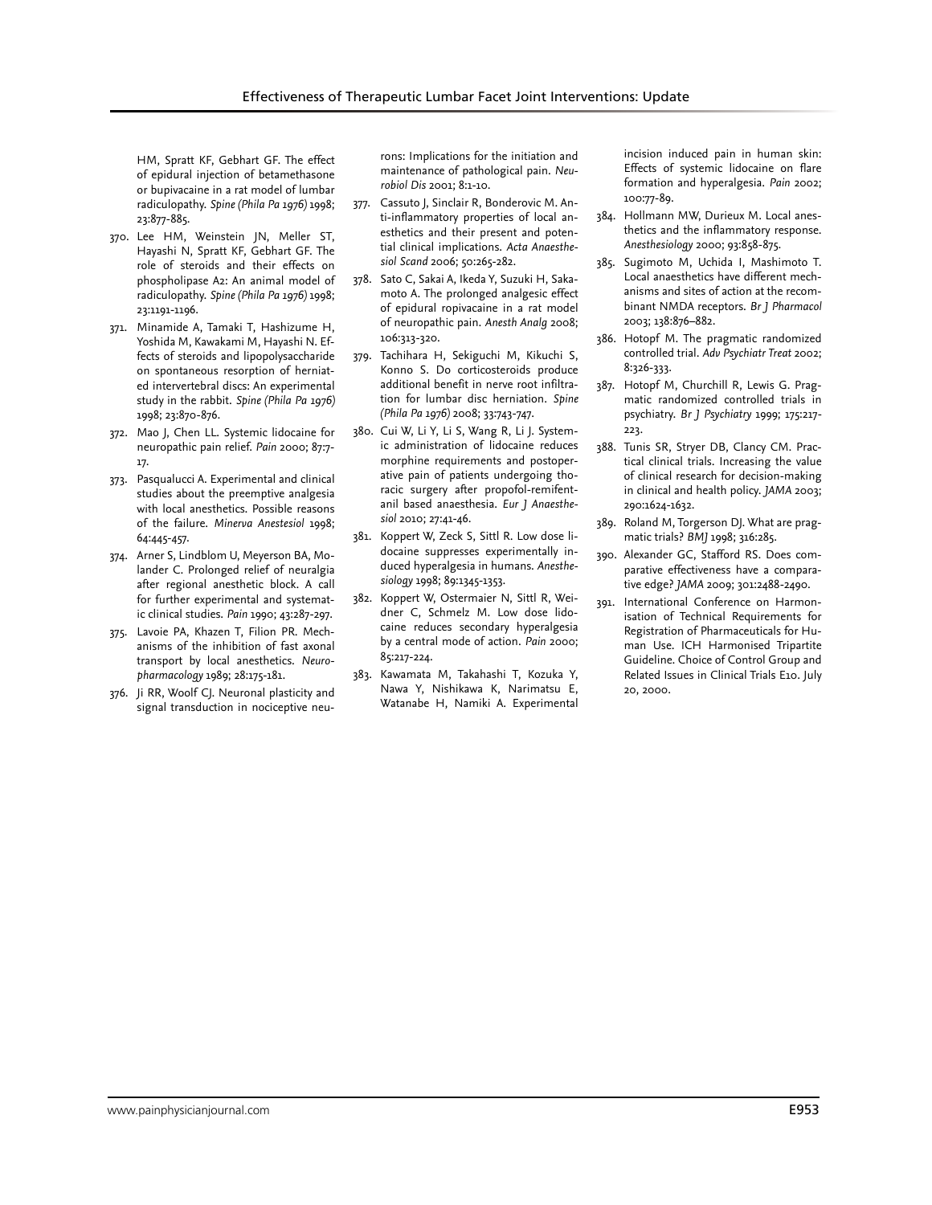HM, Spratt KF, Gebhart GF. The effect of epidural injection of betamethasone or bupivacaine in a rat model of lumbar radiculopathy. *Spine (Phila Pa 1976)* 1998; 23:877-885.

370. Lee HM, Weinstein JN, Meller ST, Hayashi N, Spratt KF, Gebhart GF. The role of steroids and their effects on phospholipase A2: An animal model of radiculopathy. *Spine (Phila Pa 1976)* 1998; 23:1191-1196.
371. Minamide A, Tamaki T, Hashizume H, Yoshida M, Kawakami M, Hayashi N. Effects of steroids and lipopolysaccharide on spontaneous resorption of herniated intervertebral discs: An experimental study in the rabbit. *Spine (Phila Pa 1976)* 1998; 23:870-876.
372. Mao J, Chen LL. Systemic lidocaine for neuropathic pain relief. *Pain* 2000; 87:7-17.
373. Pasqualucci A. Experimental and clinical studies about the preemptive analgesia with local anesthetics. Possible reasons of the failure. *Minerva Anestesiol* 1998; 64:445-457.
374. Arner S, Lindblom U, Meyerson BA, Molander C. Prolonged relief of neuralgia after regional anesthetic block. A call for further experimental and systematic clinical studies. *Pain* 1990; 43:287-297.
375. Lavoie PA, Khazen T, Filion PR. Mechanisms of the inhibition of fast axonal transport by local anesthetics. *Neuropharmacology* 1989; 28:175-181.
376. Ji RR, Woolf CJ. Neuronal plasticity and signal transduction in nociceptive neurons: Implications for the initiation and maintenance of pathological pain. *Neurobiol Dis* 2001; 8:1-10.
377. Cassuto J, Sinclair R, Bonderovic M. Anti-inflammatory properties of local anesthetics and their present and potential clinical implications. *Acta Anaesthesiol Scand* 2006; 50:265-282.
378. Sato C, Sakai A, Ikeda Y, Suzuki H, Sakamoto A. The prolonged analgesic effect of epidural ropivacaine in a rat model of neuropathic pain. *Anesth Analg* 2008; 106:313-320.
379. Tachihara H, Sekiguchi M, Kikuchi S, Konno S. Do corticosteroids produce additional benefit in nerve root infiltration for lumbar disc herniation. *Spine (Phila Pa 1976)* 2008; 33:743-747.
380. Cui W, Li Y, Li S, Wang R, Li J. Systemic administration of lidocaine reduces morphine requirements and postoperative pain of patients undergoing thoracic surgery after propofol-remifentanil based anaesthesia. *Eur J Anaesthesiol* 2010; 27:41-46.
381. Koppert W, Zeck S, Sittl R. Low dose lidocaine suppresses experimentally induced hyperalgesia in humans. *Anesthesiology* 1998; 89:1345-1353.
382. Koppert W, Ostermaier N, Sittl R, Weidner C, Schmelz M. Low dose lidocaine reduces secondary hyperalgesia by a central mode of action. *Pain* 2000; 85:217-224.
383. Kawamata M, Takahashi T, Kozuka Y, Nawa Y, Nishikawa K, Narimatsu E, Watanabe H, Namiki A. Experimental incision induced pain in human skin: Effects of systemic lidocaine on flare formation and hyperalgesia. *Pain* 2002; 100:77-89.
384. Hollmann MW, Durieux M. Local anesthetics and the inflammatory response. *Anesthesiology* 2000; 93:858-875.
385. Sugimoto M, Uchida I, Mashimoto T. Local anaesthetics have different mechanisms and sites of action at the recombinant NMDA receptors. *Br J Pharmacol* 2003; 138:876–882.
386. Hotopf M. The pragmatic randomized controlled trial. *Adv Psychiatr Treat* 2002; 8:326-333.
387. Hotopf M, Churchill R, Lewis G. Pragmatic randomized controlled trials in psychiatry. *Br J Psychiatry* 1999; 175:217-223.
388. Tunis SR, Stryer DB, Clancy CM. Practical clinical trials. Increasing the value of clinical research for decision-making in clinical and health policy. *JAMA* 2003; 290:1624-1632.
389. Roland M, Torgerson DJ. What are pragmatic trials? *BMJ* 1998; 316:285.
390. Alexander GC, Stafford RS. Does comparative effectiveness have a comparative edge? *JAMA* 2009; 301:2488-2490.
391. International Conference on Harmonisation of Technical Requirements for Registration of Pharmaceuticals for Human Use. ICH Harmonised Tripartite Guideline. Choice of Control Group and Related Issues in Clinical Trials E10. July 20, 2000.